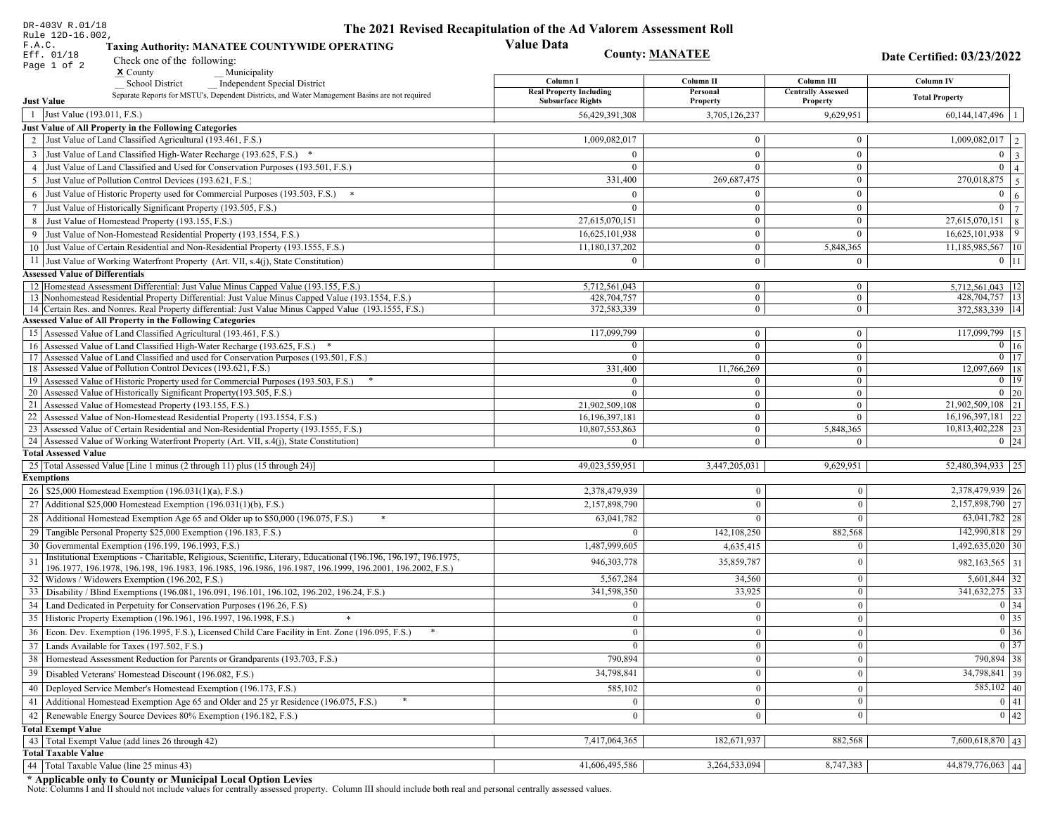DR-403V R.01/18
Rule 12D-16.002,
F.A.C.
Eff. 01/18

# The 2021 Revised Recapitulation of the Ad Valorem Assessment Roll

## Value Data

**Taxing Authority: MANATEE COUNTYWIDE OPERATING**

**County: MANATEE**

**Date Certified: 03/23/2022**

Check one of the following:
**X** County  __ Municipality
__ School District  __ Independent Special District

Separate Reports for MSTU's, Dependent Districts, and Water Management Basins are not required

| | | Column I Real Property Including Subsurface Rights | Column II Personal Property | Column III Centrally Assessed Property | Column IV Total Property | |
|---|---|---|---|---|---|---|
| **Just Value** | | | | | | |
| 1 | Just Value (193.011, F.S.) | 56,429,391,308 | 3,705,126,237 | 9,629,951 | 60,144,147,496 | 1 |
| **Just Value of All Property in the Following Categories** | | | | | | |
| 2 | Just Value of Land Classified Agricultural (193.461, F.S.) | 1,009,082,017 | 0 | 0 | 1,009,082,017 | 2 |
| 3 | Just Value of Land Classified High-Water Recharge (193.625, F.S.) * | 0 | 0 | 0 | 0 | 3 |
| 4 | Just Value of Land Classified and Used for Conservation Purposes (193.501, F.S.) | 0 | 0 | 0 | 0 | 4 |
| 5 | Just Value of Pollution Control Devices (193.621, F.S.) | 331,400 | 269,687,475 | 0 | 270,018,875 | 5 |
| 6 | Just Value of Historic Property used for Commercial Purposes (193.503, F.S.) * | 0 | 0 | 0 | 0 | 6 |
| 7 | Just Value of Historically Significant Property (193.505, F.S.) | 0 | 0 | 0 | 0 | 7 |
| 8 | Just Value of Homestead Property (193.155, F.S.) | 27,615,070,151 | 0 | 0 | 27,615,070,151 | 8 |
| 9 | Just Value of Non-Homestead Residential Property (193.1554, F.S.) | 16,625,101,938 | 0 | 0 | 16,625,101,938 | 9 |
| 10 | Just Value of Certain Residential and Non-Residential Property (193.1555, F.S.) | 11,180,137,202 | 0 | 5,848,365 | 11,185,985,567 | 10 |
| 11 | Just Value of Working Waterfront Property (Art. VII, s.4(j), State Constitution) | 0 | 0 | 0 | 0 | 11 |
| **Assessed Value of Differentials** | | | | | | |
| 12 | Homestead Assessment Differential: Just Value Minus Capped Value (193.155, F.S.) | 5,712,561,043 | 0 | 0 | 5,712,561,043 | 12 |
| 13 | Nonhomestead Residential Property Differential: Just Value Minus Capped Value (193.1554, F.S.) | 428,704,757 | 0 | 0 | 428,704,757 | 13 |
| 14 | Certain Res. and Nonres. Real Property differential: Just Value Minus Capped Value (193.1555, F.S.) | 372,583,339 | 0 | 0 | 372,583,339 | 14 |
| **Assessed Value of All Property in the Following Categories** | | | | | | |
| 15 | Assessed Value of Land Classified Agricultural (193.461, F.S.) | 117,099,799 | 0 | 0 | 117,099,799 | 15 |
| 16 | Assessed Value of Land Classified High-Water Recharge (193.625, F.S.) * | 0 | 0 | 0 | 0 | 16 |
| 17 | Assessed Value of Land Classified and used for Conservation Purposes (193.501, F.S.) | 0 | 0 | 0 | 0 | 17 |
| 18 | Assessed Value of Pollution Control Devices (193.621, F.S.) | 331,400 | 11,766,269 | 0 | 12,097,669 | 18 |
| 19 | Assessed Value of Historic Property used for Commercial Purposes (193.503, F.S.) * | 0 | 0 | 0 | 0 | 19 |
| 20 | Assessed Value of Historically Significant Property(193.505, F.S.) | 0 | 0 | 0 | 0 | 20 |
| 21 | Assessed Value of Homestead Property (193.155, F.S.) | 21,902,509,108 | 0 | 0 | 21,902,509,108 | 21 |
| 22 | Assessed Value of Non-Homestead Residential Property (193.1554, F.S.) | 16,196,397,181 | 0 | 0 | 16,196,397,181 | 22 |
| 23 | Assessed Value of Certain Residential and Non-Residential Property (193.1555, F.S.) | 10,807,553,863 | 0 | 5,848,365 | 10,813,402,228 | 23 |
| 24 | Assessed Value of Working Waterfront Property (Art. VII, s.4(j), State Constitution) | 0 | 0 | 0 | 0 | 24 |
| **Total Assessed Value** | | | | | | |
| 25 | Total Assessed Value [Line 1 minus (2 through 11) plus (15 through 24)] | 49,023,559,951 | 3,447,205,031 | 9,629,951 | 52,480,394,933 | 25 |
| **Exemptions** | | | | | | |
| 26 | $25,000 Homestead Exemption (196.031(1)(a), F.S.) | 2,378,479,939 | 0 | 0 | 2,378,479,939 | 26 |
| 27 | Additional $25,000 Homestead Exemption (196.031(1)(b), F.S.) | 2,157,898,790 | 0 | 0 | 2,157,898,790 | 27 |
| 28 | Additional Homestead Exemption Age 65 and Older up to $50,000 (196.075, F.S.) * | 63,041,782 | 0 | 0 | 63,041,782 | 28 |
| 29 | Tangible Personal Property $25,000 Exemption (196.183, F.S.) | 0 | 142,108,250 | 882,568 | 142,990,818 | 29 |
| 30 | Governmental Exemption (196.199, 196.1993, F.S.) | 1,487,999,605 | 4,635,415 | 0 | 1,492,635,020 | 30 |
| 31 | Institutional Exemptions - Charitable, Religious, Scientific, Literary, Educational (196.196, 196.197, 196.1975, 196.1977, 196.1978, 196.198, 196.1983, 196.1985, 196.1986, 196.1987, 196.1999, 196.2001, 196.2002, F.S.) | 946,303,778 | 35,859,787 | 0 | 982,163,565 | 31 |
| 32 | Widows / Widowers Exemption (196.202, F.S.) | 5,567,284 | 34,560 | 0 | 5,601,844 | 32 |
| 33 | Disability / Blind Exemptions (196.081, 196.091, 196.101, 196.102, 196.202, 196.24, F.S.) | 341,598,350 | 33,925 | 0 | 341,632,275 | 33 |
| 34 | Land Dedicated in Perpetuity for Conservation Purposes (196.26, F.S) | 0 | 0 | 0 | 0 | 34 |
| 35 | Historic Property Exemption (196.1961, 196.1997, 196.1998, F.S.) * | 0 | 0 | 0 | 0 | 35 |
| 36 | Econ. Dev. Exemption (196.1995, F.S.), Licensed Child Care Facility in Ent. Zone (196.095, F.S.) * | 0 | 0 | 0 | 0 | 36 |
| 37 | Lands Available for Taxes (197.502, F.S.) | 0 | 0 | 0 | 0 | 37 |
| 38 | Homestead Assessment Reduction for Parents or Grandparents (193.703, F.S.) | 790,894 | 0 | 0 | 790,894 | 38 |
| 39 | Disabled Veterans' Homestead Discount (196.082, F.S.) | 34,798,841 | 0 | 0 | 34,798,841 | 39 |
| 40 | Deployed Service Member's Homestead Exemption (196.173, F.S.) | 585,102 | 0 | 0 | 585,102 | 40 |
| 41 | Additional Homestead Exemption Age 65 and Older and 25 yr Residence (196.075, F.S.) * | 0 | 0 | 0 | 0 | 41 |
| 42 | Renewable Energy Source Devices 80% Exemption (196.182, F.S.) | 0 | 0 | 0 | 0 | 42 |
| **Total Exempt Value** | | | | | | |
| 43 | Total Exempt Value (add lines 26 through 42) | 7,417,064,365 | 182,671,937 | 882,568 | 7,600,618,870 | 43 |
| **Total Taxable Value** | | | | | | |
| 44 | Total Taxable Value (line 25 minus 43) | 41,606,495,586 | 3,264,533,094 | 8,747,383 | 44,879,776,063 | 44 |

**\* Applicable only to County or Municipal Local Option Levies**

Note: Columns I and II should not include values for centrally assessed property. Column III should include both real and personal centrally assessed values.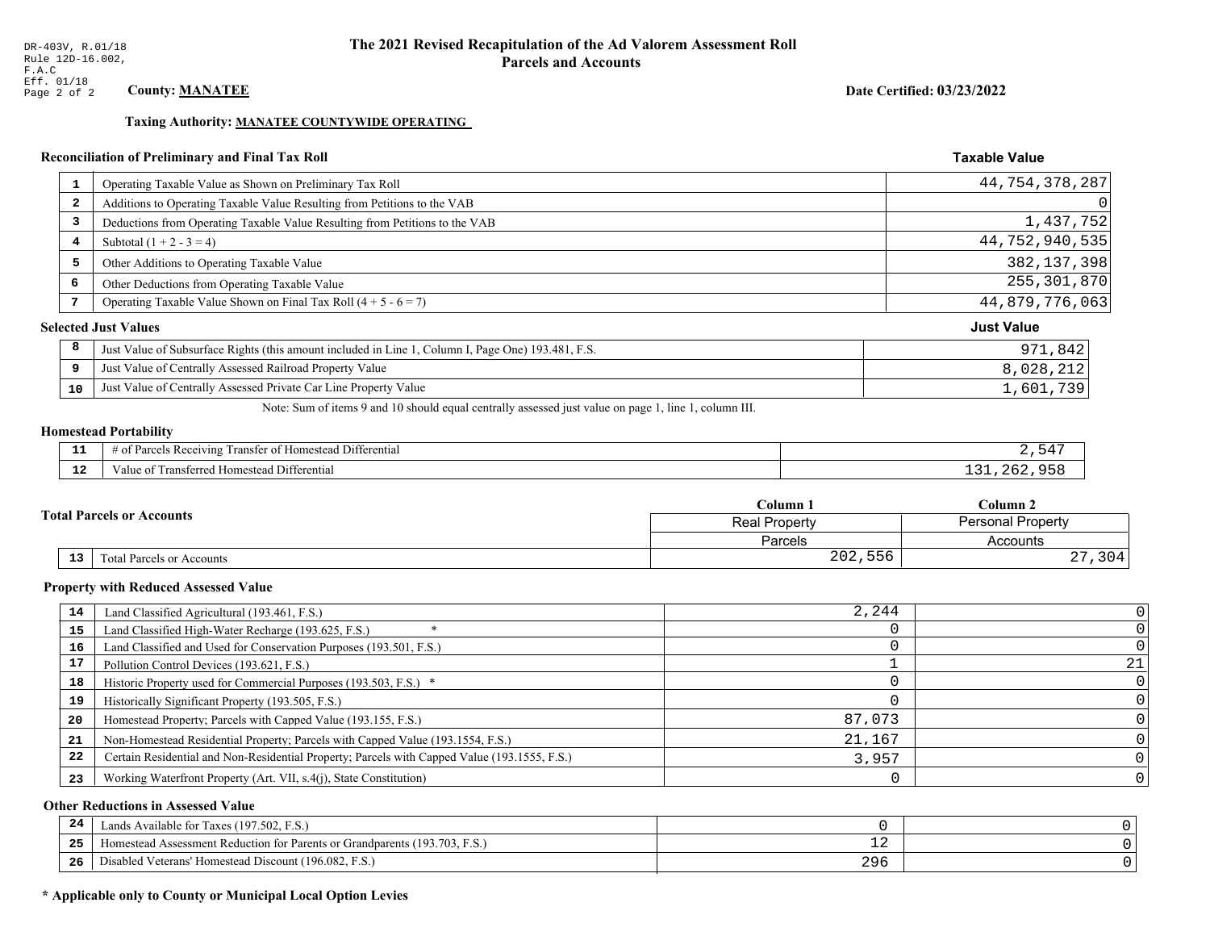DR-403V, R.01/18
Rule 12D-16.002, F.A.C
Eff. 01/18

# The 2021 Revised Recapitulation of the Ad Valorem Assessment Roll
## Parcels and Accounts

**County: MANATEE**

**Date Certified: 03/23/2022**

**Taxing Authority: MANATEE COUNTYWIDE OPERATING**

### Reconciliation of Preliminary and Final Tax Roll

| | | Taxable Value |
|---|---|---|
| 1 | Operating Taxable Value as Shown on Preliminary Tax Roll | 44,754,378,287 |
| 2 | Additions to Operating Taxable Value Resulting from Petitions to the VAB | 0 |
| 3 | Deductions from Operating Taxable Value Resulting from Petitions to the VAB | 1,437,752 |
| 4 | Subtotal (1 + 2 - 3 = 4) | 44,752,940,535 |
| 5 | Other Additions to Operating Taxable Value | 382,137,398 |
| 6 | Other Deductions from Operating Taxable Value | 255,301,870 |
| 7 | Operating Taxable Value Shown on Final Tax Roll (4 + 5 - 6 = 7) | 44,879,776,063 |

### Selected Just Values

| | | Just Value |
|---|---|---|
| 8 | Just Value of Subsurface Rights (this amount included in Line 1, Column I, Page One) 193.481, F.S. | 971,842 |
| 9 | Just Value of Centrally Assessed Railroad Property Value | 8,028,212 |
| 10 | Just Value of Centrally Assessed Private Car Line Property Value | 1,601,739 |

Note: Sum of items 9 and 10 should equal centrally assessed just value on page 1, line 1, column III.

### Homestead Portability

| | | |
|---|---|---|
| 11 | # of Parcels Receiving Transfer of Homestead Differential | 2,547 |
| 12 | Value of Transferred Homestead Differential | 131,262,958 |

### Total Parcels or Accounts

| | | Column 1 | Column 2 |
|---|---|---|---|
| | | Real Property | Personal Property |
| | | Parcels | Accounts |
| 13 | Total Parcels or Accounts | 202,556 | 27,304 |

### Property with Reduced Assessed Value

| | | Column 1 | Column 2 |
|---|---|---|---|
| 14 | Land Classified Agricultural (193.461, F.S.) | 2,244 | 0 |
| 15 | Land Classified High-Water Recharge (193.625, F.S.) * | 0 | 0 |
| 16 | Land Classified and Used for Conservation Purposes (193.501, F.S.) | 0 | 0 |
| 17 | Pollution Control Devices (193.621, F.S.) | 1 | 21 |
| 18 | Historic Property used for Commercial Purposes (193.503, F.S.) * | 0 | 0 |
| 19 | Historically Significant Property (193.505, F.S.) | 0 | 0 |
| 20 | Homestead Property; Parcels with Capped Value (193.155, F.S.) | 87,073 | 0 |
| 21 | Non-Homestead Residential Property; Parcels with Capped Value (193.1554, F.S.) | 21,167 | 0 |
| 22 | Certain Residential and Non-Residential Property; Parcels with Capped Value (193.1555, F.S.) | 3,957 | 0 |
| 23 | Working Waterfront Property (Art. VII, s.4(j), State Constitution) | 0 | 0 |

### Other Reductions in Assessed Value

| | | Column 1 | Column 2 |
|---|---|---|---|
| 24 | Lands Available for Taxes (197.502, F.S.) | 0 | 0 |
| 25 | Homestead Assessment Reduction for Parents or Grandparents (193.703, F.S.) | 12 | 0 |
| 26 | Disabled Veterans' Homestead Discount (196.082, F.S.) | 296 | 0 |

**\* Applicable only to County or Municipal Local Option Levies**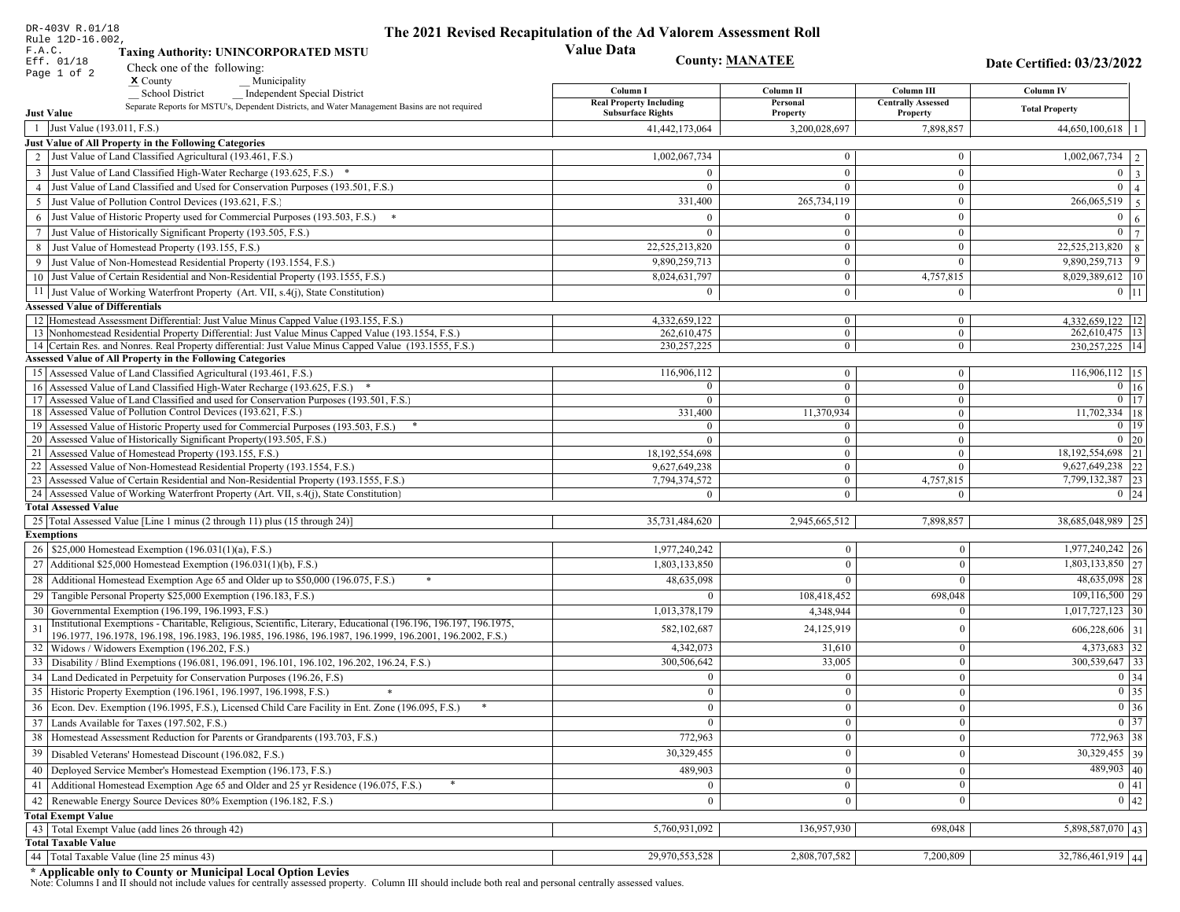DR-403V R.01/18
Rule 12D-16.002, F.A.C.
Eff. 01/18

# The 2021 Revised Recapitulation of the Ad Valorem Assessment Roll

## Value Data

**Taxing Authority: UNINCORPORATED MSTU**

**County: MANATEE**

**Date Certified: 03/23/2022**

Check one of the following:
X County __ Municipality
__ School District __ Independent Special District

Separate Reports for MSTU's, Dependent Districts, and Water Management Basins are not required

| | | Column I Real Property Including Subsurface Rights | Column II Personal Property | Column III Centrally Assessed Property | Column IV Total Property | |
|---|---|---|---|---|---|---|
| **Just Value** | | | | | | |
| 1 | Just Value (193.011, F.S.) | 41,442,173,064 | 3,200,028,697 | 7,898,857 | 44,650,100,618 | 1 |
| **Just Value of All Property in the Following Categories** | | | | | | |
| 2 | Just Value of Land Classified Agricultural (193.461, F.S.) | 1,002,067,734 | 0 | 0 | 1,002,067,734 | 2 |
| 3 | Just Value of Land Classified High-Water Recharge (193.625, F.S.) * | 0 | 0 | 0 | 0 | 3 |
| 4 | Just Value of Land Classified and Used for Conservation Purposes (193.501, F.S.) | 0 | 0 | 0 | 0 | 4 |
| 5 | Just Value of Pollution Control Devices (193.621, F.S.) | 331,400 | 265,734,119 | 0 | 266,065,519 | 5 |
| 6 | Just Value of Historic Property used for Commercial Purposes (193.503, F.S.) * | 0 | 0 | 0 | 0 | 6 |
| 7 | Just Value of Historically Significant Property (193.505, F.S.) | 0 | 0 | 0 | 0 | 7 |
| 8 | Just Value of Homestead Property (193.155, F.S.) | 22,525,213,820 | 0 | 0 | 22,525,213,820 | 8 |
| 9 | Just Value of Non-Homestead Residential Property (193.1554, F.S.) | 9,890,259,713 | 0 | 0 | 9,890,259,713 | 9 |
| 10 | Just Value of Certain Residential and Non-Residential Property (193.1555, F.S.) | 8,024,631,797 | 0 | 4,757,815 | 8,029,389,612 | 10 |
| 11 | Just Value of Working Waterfront Property (Art. VII, s.4(j), State Constitution) | 0 | 0 | 0 | 0 | 11 |
| **Assessed Value of Differentials** | | | | | | |
| 12 | Homestead Assessment Differential: Just Value Minus Capped Value (193.155, F.S.) | 4,332,659,122 | 0 | 0 | 4,332,659,122 | 12 |
| 13 | Nonhomestead Residential Property Differential: Just Value Minus Capped Value (193.1554, F.S.) | 262,610,475 | 0 | 0 | 262,610,475 | 13 |
| 14 | Certain Res. and Nonres. Real Property differential: Just Value Minus Capped Value (193.1555, F.S.) | 230,257,225 | 0 | 0 | 230,257,225 | 14 |
| **Assessed Value of All Property in the Following Categories** | | | | | | |
| 15 | Assessed Value of Land Classified Agricultural (193.461, F.S.) | 116,906,112 | 0 | 0 | 116,906,112 | 15 |
| 16 | Assessed Value of Land Classified High-Water Recharge (193.625, F.S.) * | 0 | 0 | 0 | 0 | 16 |
| 17 | Assessed Value of Land Classified and used for Conservation Purposes (193.501, F.S.) | 0 | 0 | 0 | 0 | 17 |
| 18 | Assessed Value of Pollution Control Devices (193.621, F.S.) | 331,400 | 11,370,934 | 0 | 11,702,334 | 18 |
| 19 | Assessed Value of Historic Property used for Commercial Purposes (193.503, F.S.) * | 0 | 0 | 0 | 0 | 19 |
| 20 | Assessed Value of Historically Significant Property(193.505, F.S.) | 0 | 0 | 0 | 0 | 20 |
| 21 | Assessed Value of Homestead Property (193.155, F.S.) | 18,192,554,698 | 0 | 0 | 18,192,554,698 | 21 |
| 22 | Assessed Value of Non-Homestead Residential Property (193.1554, F.S.) | 9,627,649,238 | 0 | 0 | 9,627,649,238 | 22 |
| 23 | Assessed Value of Certain Residential and Non-Residential Property (193.1555, F.S.) | 7,794,374,572 | 0 | 4,757,815 | 7,799,132,387 | 23 |
| 24 | Assessed Value of Working Waterfront Property (Art. VII, s.4(j), State Constitution) | 0 | 0 | 0 | 0 | 24 |
| **Total Assessed Value** | | | | | | |
| 25 | Total Assessed Value [Line 1 minus (2 through 11) plus (15 through 24)] | 35,731,484,620 | 2,945,665,512 | 7,898,857 | 38,685,048,989 | 25 |
| **Exemptions** | | | | | | |
| 26 | $25,000 Homestead Exemption (196.031(1)(a), F.S.) | 1,977,240,242 | 0 | 0 | 1,977,240,242 | 26 |
| 27 | Additional $25,000 Homestead Exemption (196.031(1)(b), F.S.) | 1,803,133,850 | 0 | 0 | 1,803,133,850 | 27 |
| 28 | Additional Homestead Exemption Age 65 and Older up to $50,000 (196.075, F.S.) * | 48,635,098 | 0 | 0 | 48,635,098 | 28 |
| 29 | Tangible Personal Property $25,000 Exemption (196.183, F.S.) | 0 | 108,418,452 | 698,048 | 109,116,500 | 29 |
| 30 | Governmental Exemption (196.199, 196.1993, F.S.) | 1,013,378,179 | 4,348,944 | 0 | 1,017,727,123 | 30 |
| 31 | Institutional Exemptions - Charitable, Religious, Scientific, Literary, Educational (196.196, 196.197, 196.1975, 196.1977, 196.1978, 196.198, 196.1983, 196.1985, 196.1986, 196.1987, 196.1999, 196.2001, 196.2002, F.S.) | 582,102,687 | 24,125,919 | 0 | 606,228,606 | 31 |
| 32 | Widows / Widowers Exemption (196.202, F.S.) | 4,342,073 | 31,610 | 0 | 4,373,683 | 32 |
| 33 | Disability / Blind Exemptions (196.081, 196.091, 196.101, 196.102, 196.202, 196.24, F.S.) | 300,506,642 | 33,005 | 0 | 300,539,647 | 33 |
| 34 | Land Dedicated in Perpetuity for Conservation Purposes (196.26, F.S) | 0 | 0 | 0 | 0 | 34 |
| 35 | Historic Property Exemption (196.1961, 196.1997, 196.1998, F.S.) * | 0 | 0 | 0 | 0 | 35 |
| 36 | Econ. Dev. Exemption (196.1995, F.S.), Licensed Child Care Facility in Ent. Zone (196.095, F.S.) * | 0 | 0 | 0 | 0 | 36 |
| 37 | Lands Available for Taxes (197.502, F.S.) | 0 | 0 | 0 | 0 | 37 |
| 38 | Homestead Assessment Reduction for Parents or Grandparents (193.703, F.S.) | 772,963 | 0 | 0 | 772,963 | 38 |
| 39 | Disabled Veterans' Homestead Discount (196.082, F.S.) | 30,329,455 | 0 | 0 | 30,329,455 | 39 |
| 40 | Deployed Service Member's Homestead Exemption (196.173, F.S.) | 489,903 | 0 | 0 | 489,903 | 40 |
| 41 | Additional Homestead Exemption Age 65 and Older and 25 yr Residence (196.075, F.S.) * | 0 | 0 | 0 | 0 | 41 |
| 42 | Renewable Energy Source Devices 80% Exemption (196.182, F.S.) | 0 | 0 | 0 | 0 | 42 |
| **Total Exempt Value** | | | | | | |
| 43 | Total Exempt Value (add lines 26 through 42) | 5,760,931,092 | 136,957,930 | 698,048 | 5,898,587,070 | 43 |
| **Total Taxable Value** | | | | | | |
| 44 | Total Taxable Value (line 25 minus 43) | 29,970,553,528 | 2,808,707,582 | 7,200,809 | 32,786,461,919 | 44 |

**\* Applicable only to County or Municipal Local Option Levies**

Note: Columns I and II should not include values for centrally assessed property. Column III should include both real and personal centrally assessed values.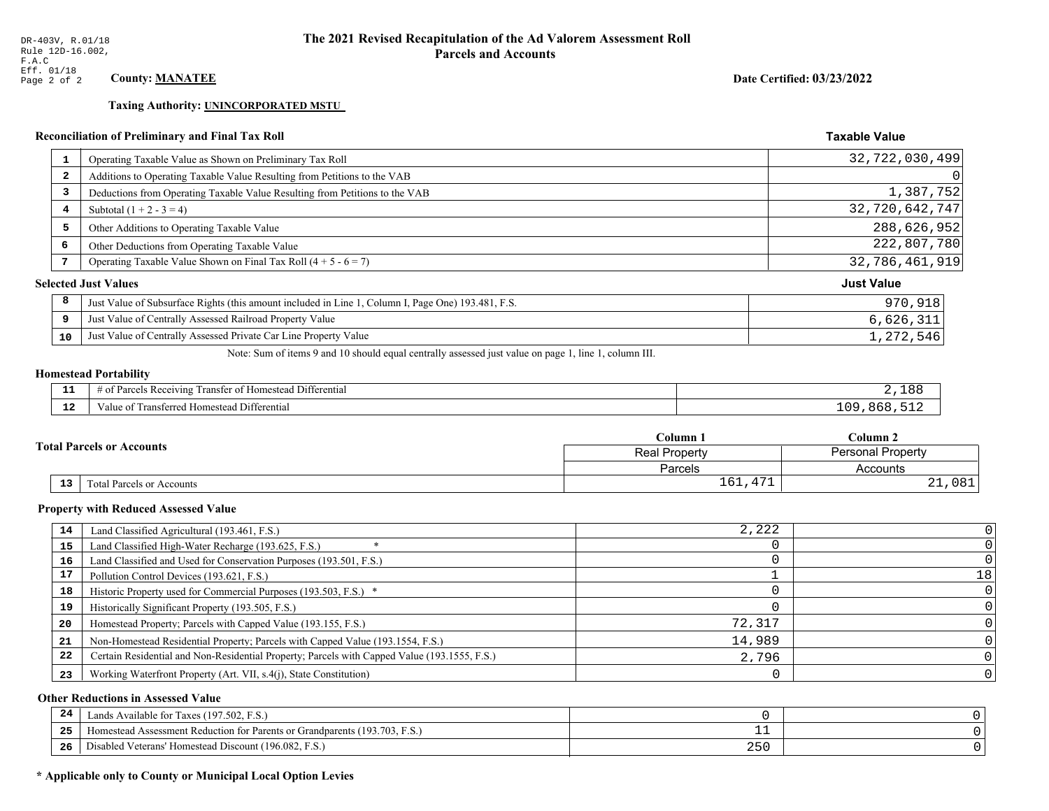DR-403V, R.01/18
Rule 12D-16.002, F.A.C
Eff. 01/18

# The 2021 Revised Recapitulation of the Ad Valorem Assessment Roll
## Parcels and Accounts

**County: MANATEE**

**Date Certified: 03/23/2022**

**Taxing Authority: UNINCORPORATED MSTU**

### Reconciliation of Preliminary and Final Tax Roll

| | | Taxable Value |
|---|---|---|
| 1 | Operating Taxable Value as Shown on Preliminary Tax Roll | 32,722,030,499 |
| 2 | Additions to Operating Taxable Value Resulting from Petitions to the VAB | 0 |
| 3 | Deductions from Operating Taxable Value Resulting from Petitions to the VAB | 1,387,752 |
| 4 | Subtotal (1 + 2 - 3 = 4) | 32,720,642,747 |
| 5 | Other Additions to Operating Taxable Value | 288,626,952 |
| 6 | Other Deductions from Operating Taxable Value | 222,807,780 |
| 7 | Operating Taxable Value Shown on Final Tax Roll (4 + 5 - 6 = 7) | 32,786,461,919 |

### Selected Just Values

| | | Just Value |
|---|---|---|
| 8 | Just Value of Subsurface Rights (this amount included in Line 1, Column I, Page One) 193.481, F.S. | 970,918 |
| 9 | Just Value of Centrally Assessed Railroad Property Value | 6,626,311 |
| 10 | Just Value of Centrally Assessed Private Car Line Property Value | 1,272,546 |

Note: Sum of items 9 and 10 should equal centrally assessed just value on page 1, line 1, column III.

### Homestead Portability

| | | |
|---|---|---|
| 11 | # of Parcels Receiving Transfer of Homestead Differential | 2,188 |
| 12 | Value of Transferred Homestead Differential | 109,868,512 |

### Total Parcels or Accounts

| | | Column 1 | Column 2 |
|---|---|---|---|
| | | Real Property | Personal Property |
| | | Parcels | Accounts |
| 13 | Total Parcels or Accounts | 161,471 | 21,081 |

### Property with Reduced Assessed Value

| | | | |
|---|---|---|---|
| 14 | Land Classified Agricultural (193.461, F.S.) | 2,222 | 0 |
| 15 | Land Classified High-Water Recharge (193.625, F.S.) * | 0 | 0 |
| 16 | Land Classified and Used for Conservation Purposes (193.501, F.S.) | 0 | 0 |
| 17 | Pollution Control Devices (193.621, F.S.) | 1 | 18 |
| 18 | Historic Property used for Commercial Purposes (193.503, F.S.) * | 0 | 0 |
| 19 | Historically Significant Property (193.505, F.S.) | 0 | 0 |
| 20 | Homestead Property; Parcels with Capped Value (193.155, F.S.) | 72,317 | 0 |
| 21 | Non-Homestead Residential Property; Parcels with Capped Value (193.1554, F.S.) | 14,989 | 0 |
| 22 | Certain Residential and Non-Residential Property; Parcels with Capped Value (193.1555, F.S.) | 2,796 | 0 |
| 23 | Working Waterfront Property (Art. VII, s.4(j), State Constitution) | 0 | 0 |

### Other Reductions in Assessed Value

| | | | |
|---|---|---|---|
| 24 | Lands Available for Taxes (197.502, F.S.) | 0 | 0 |
| 25 | Homestead Assessment Reduction for Parents or Grandparents (193.703, F.S.) | 11 | 0 |
| 26 | Disabled Veterans' Homestead Discount (196.082, F.S.) | 250 | 0 |

**\* Applicable only to County or Municipal Local Option Levies**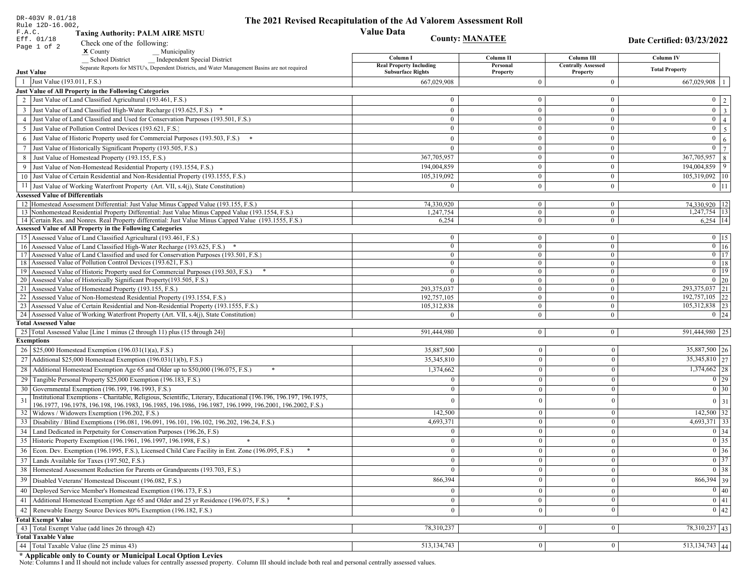DR-403V R.01/18
Rule 12D-16.002, F.A.C.
Eff. 01/18

# The 2021 Revised Recapitulation of the Ad Valorem Assessment Roll

## Value Data

**Taxing Authority: PALM AIRE MSTU**

**County: MANATEE**

**Date Certified: 03/23/2022**

Check one of the following:
X County
__ Municipality
__ School District
__ Independent Special District

Separate Reports for MSTU's, Dependent Districts, and Water Management Basins are not required

| | | Column I Real Property Including Subsurface Rights | Column II Personal Property | Column III Centrally Assessed Property | Column IV Total Property | |
|---|---|---|---|---|---|---|
| **Just Value** | | | | | | |
| 1 | Just Value (193.011, F.S.) | 667,029,908 | 0 | 0 | 667,029,908 | 1 |
| **Just Value of All Property in the Following Categories** | | | | | | |
| 2 | Just Value of Land Classified Agricultural (193.461, F.S.) | 0 | 0 | 0 | 0 | 2 |
| 3 | Just Value of Land Classified High-Water Recharge (193.625, F.S.) * | 0 | 0 | 0 | 0 | 3 |
| 4 | Just Value of Land Classified and Used for Conservation Purposes (193.501, F.S.) | 0 | 0 | 0 | 0 | 4 |
| 5 | Just Value of Pollution Control Devices (193.621, F.S.) | 0 | 0 | 0 | 0 | 5 |
| 6 | Just Value of Historic Property used for Commercial Purposes (193.503, F.S.) * | 0 | 0 | 0 | 0 | 6 |
| 7 | Just Value of Historically Significant Property (193.505, F.S.) | 0 | 0 | 0 | 0 | 7 |
| 8 | Just Value of Homestead Property (193.155, F.S.) | 367,705,957 | 0 | 0 | 367,705,957 | 8 |
| 9 | Just Value of Non-Homestead Residential Property (193.1554, F.S.) | 194,004,859 | 0 | 0 | 194,004,859 | 9 |
| 10 | Just Value of Certain Residential and Non-Residential Property (193.1555, F.S.) | 105,319,092 | 0 | 0 | 105,319,092 | 10 |
| 11 | Just Value of Working Waterfront Property (Art. VII, s.4(j), State Constitution) | 0 | 0 | 0 | 0 | 11 |
| **Assessed Value of Differentials** | | | | | | |
| 12 | Homestead Assessment Differential: Just Value Minus Capped Value (193.155, F.S.) | 74,330,920 | 0 | 0 | 74,330,920 | 12 |
| 13 | Nonhomestead Residential Property Differential: Just Value Minus Capped Value (193.1554, F.S.) | 1,247,754 | 0 | 0 | 1,247,754 | 13 |
| 14 | Certain Res. and Nonres. Real Property differential: Just Value Minus Capped Value (193.1555, F.S.) | 6,254 | 0 | 0 | 6,254 | 14 |
| **Assessed Value of All Property in the Following Categories** | | | | | | |
| 15 | Assessed Value of Land Classified Agricultural (193.461, F.S.) | 0 | 0 | 0 | 0 | 15 |
| 16 | Assessed Value of Land Classified High-Water Recharge (193.625, F.S.) * | 0 | 0 | 0 | 0 | 16 |
| 17 | Assessed Value of Land Classified and used for Conservation Purposes (193.501, F.S.) | 0 | 0 | 0 | 0 | 17 |
| 18 | Assessed Value of Pollution Control Devices (193.621, F.S.) | 0 | 0 | 0 | 0 | 18 |
| 19 | Assessed Value of Historic Property used for Commercial Purposes (193.503, F.S.) * | 0 | 0 | 0 | 0 | 19 |
| 20 | Assessed Value of Historically Significant Property(193.505, F.S.) | 0 | 0 | 0 | 0 | 20 |
| 21 | Assessed Value of Homestead Property (193.155, F.S.) | 293,375,037 | 0 | 0 | 293,375,037 | 21 |
| 22 | Assessed Value of Non-Homestead Residential Property (193.1554, F.S.) | 192,757,105 | 0 | 0 | 192,757,105 | 22 |
| 23 | Assessed Value of Certain Residential and Non-Residential Property (193.1555, F.S.) | 105,312,838 | 0 | 0 | 105,312,838 | 23 |
| 24 | Assessed Value of Working Waterfront Property (Art. VII, s.4(j), State Constitution) | 0 | 0 | 0 | 0 | 24 |
| **Total Assessed Value** | | | | | | |
| 25 | Total Assessed Value [Line 1 minus (2 through 11) plus (15 through 24)] | 591,444,980 | 0 | 0 | 591,444,980 | 25 |
| **Exemptions** | | | | | | |
| 26 | $25,000 Homestead Exemption (196.031(1)(a), F.S.) | 35,887,500 | 0 | 0 | 35,887,500 | 26 |
| 27 | Additional $25,000 Homestead Exemption (196.031(1)(b), F.S.) | 35,345,810 | 0 | 0 | 35,345,810 | 27 |
| 28 | Additional Homestead Exemption Age 65 and Older up to $50,000 (196.075, F.S.) * | 1,374,662 | 0 | 0 | 1,374,662 | 28 |
| 29 | Tangible Personal Property $25,000 Exemption (196.183, F.S.) | 0 | 0 | 0 | 0 | 29 |
| 30 | Governmental Exemption (196.199, 196.1993, F.S.) | 0 | 0 | 0 | 0 | 30 |
| 31 | Institutional Exemptions - Charitable, Religious, Scientific, Literary, Educational (196.196, 196.197, 196.1975, 196.1977, 196.1978, 196.198, 196.1983, 196.1985, 196.1986, 196.1987, 196.1999, 196.2001, 196.2002, F.S.) | 0 | 0 | 0 | 0 | 31 |
| 32 | Widows / Widowers Exemption (196.202, F.S.) | 142,500 | 0 | 0 | 142,500 | 32 |
| 33 | Disability / Blind Exemptions (196.081, 196.091, 196.101, 196.102, 196.202, 196.24, F.S.) | 4,693,371 | 0 | 0 | 4,693,371 | 33 |
| 34 | Land Dedicated in Perpetuity for Conservation Purposes (196.26, F.S) | 0 | 0 | 0 | 0 | 34 |
| 35 | Historic Property Exemption (196.1961, 196.1997, 196.1998, F.S.) * | 0 | 0 | 0 | 0 | 35 |
| 36 | Econ. Dev. Exemption (196.1995, F.S.), Licensed Child Care Facility in Ent. Zone (196.095, F.S.) * | 0 | 0 | 0 | 0 | 36 |
| 37 | Lands Available for Taxes (197.502, F.S.) | 0 | 0 | 0 | 0 | 37 |
| 38 | Homestead Assessment Reduction for Parents or Grandparents (193.703, F.S.) | 0 | 0 | 0 | 0 | 38 |
| 39 | Disabled Veterans' Homestead Discount (196.082, F.S.) | 866,394 | 0 | 0 | 866,394 | 39 |
| 40 | Deployed Service Member's Homestead Exemption (196.173, F.S.) | 0 | 0 | 0 | 0 | 40 |
| 41 | Additional Homestead Exemption Age 65 and Older and 25 yr Residence (196.075, F.S.) * | 0 | 0 | 0 | 0 | 41 |
| 42 | Renewable Energy Source Devices 80% Exemption (196.182, F.S.) | 0 | 0 | 0 | 0 | 42 |
| **Total Exempt Value** | | | | | | |
| 43 | Total Exempt Value (add lines 26 through 42) | 78,310,237 | 0 | 0 | 78,310,237 | 43 |
| **Total Taxable Value** | | | | | | |
| 44 | Total Taxable Value (line 25 minus 43) | 513,134,743 | 0 | 0 | 513,134,743 | 44 |

**\* Applicable only to County or Municipal Local Option Levies**

Note: Columns I and II should not include values for centrally assessed property. Column III should include both real and personal centrally assessed values.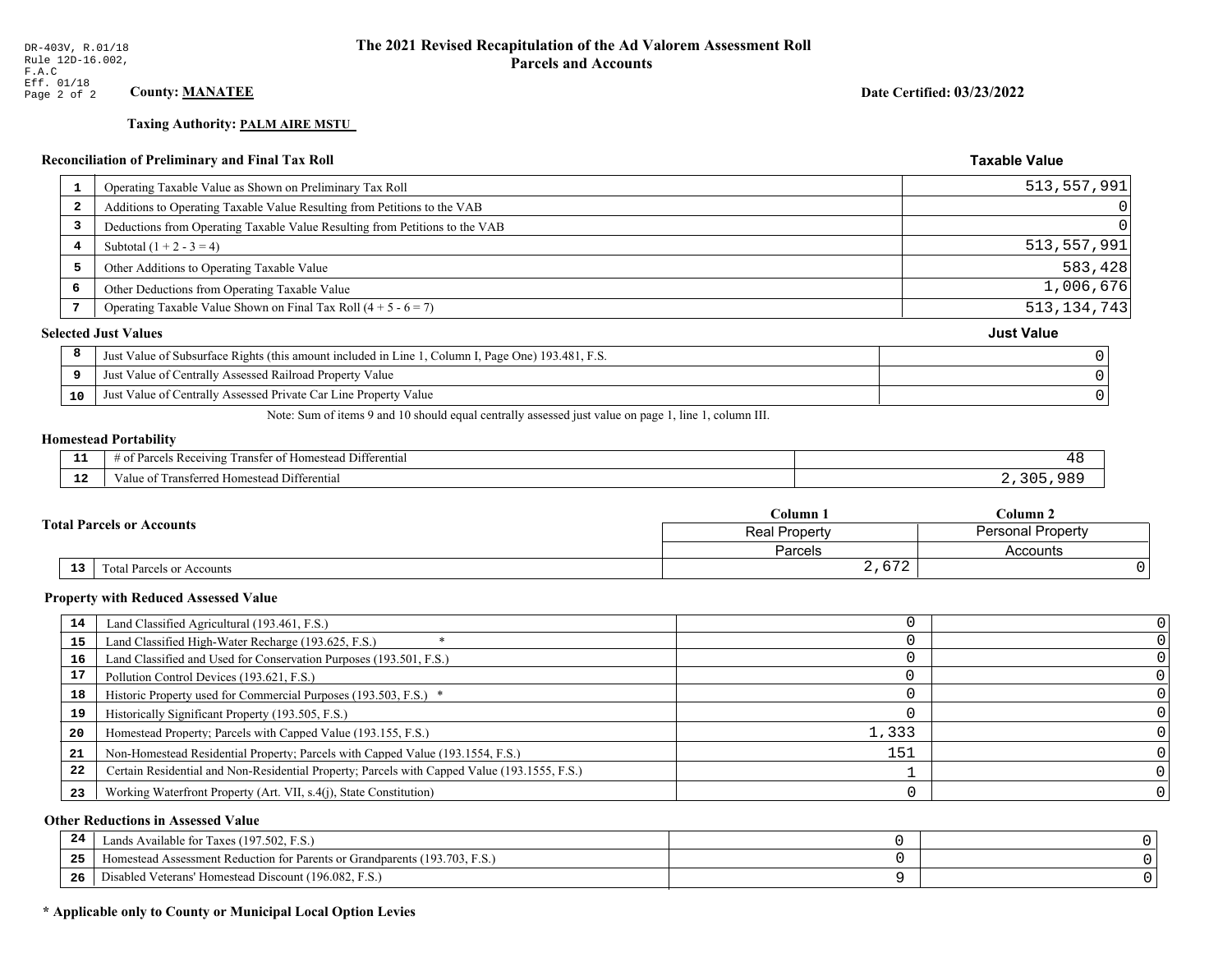DR-403V, R.01/18
Rule 12D-16.002, F.A.C
Eff. 01/18

# The 2021 Revised Recapitulation of the Ad Valorem Assessment Roll
## Parcels and Accounts

**County: MANATEE**

**Date Certified: 03/23/2022**

**Taxing Authority: PALM AIRE MSTU**

### Reconciliation of Preliminary and Final Tax Roll

| | | Taxable Value |
|---|---|---|
| 1 | Operating Taxable Value as Shown on Preliminary Tax Roll | 513,557,991 |
| 2 | Additions to Operating Taxable Value Resulting from Petitions to the VAB | 0 |
| 3 | Deductions from Operating Taxable Value Resulting from Petitions to the VAB | 0 |
| 4 | Subtotal (1 + 2 - 3 = 4) | 513,557,991 |
| 5 | Other Additions to Operating Taxable Value | 583,428 |
| 6 | Other Deductions from Operating Taxable Value | 1,006,676 |
| 7 | Operating Taxable Value Shown on Final Tax Roll (4 + 5 - 6 = 7) | 513,134,743 |

### Selected Just Values

| | | Just Value |
|---|---|---|
| 8 | Just Value of Subsurface Rights (this amount included in Line 1, Column I, Page One) 193.481, F.S. | 0 |
| 9 | Just Value of Centrally Assessed Railroad Property Value | 0 |
| 10 | Just Value of Centrally Assessed Private Car Line Property Value | 0 |

Note: Sum of items 9 and 10 should equal centrally assessed just value on page 1, line 1, column III.

### Homestead Portability

| | | |
|---|---|---|
| 11 | # of Parcels Receiving Transfer of Homestead Differential | 48 |
| 12 | Value of Transferred Homestead Differential | 2,305,989 |

### Total Parcels or Accounts

| | | Column 1 | Column 2 |
|---|---|---|---|
| | | Real Property | Personal Property |
| | | Parcels | Accounts |
| 13 | Total Parcels or Accounts | 2,672 | 0 |

### Property with Reduced Assessed Value

| | | Column 1 | Column 2 |
|---|---|---|---|
| 14 | Land Classified Agricultural (193.461, F.S.) | 0 | 0 |
| 15 | Land Classified High-Water Recharge (193.625, F.S.) * | 0 | 0 |
| 16 | Land Classified and Used for Conservation Purposes (193.501, F.S.) | 0 | 0 |
| 17 | Pollution Control Devices (193.621, F.S.) | 0 | 0 |
| 18 | Historic Property used for Commercial Purposes (193.503, F.S.) * | 0 | 0 |
| 19 | Historically Significant Property (193.505, F.S.) | 0 | 0 |
| 20 | Homestead Property; Parcels with Capped Value (193.155, F.S.) | 1,333 | 0 |
| 21 | Non-Homestead Residential Property; Parcels with Capped Value (193.1554, F.S.) | 151 | 0 |
| 22 | Certain Residential and Non-Residential Property; Parcels with Capped Value (193.1555, F.S.) | 1 | 0 |
| 23 | Working Waterfront Property (Art. VII, s.4(j), State Constitution) | 0 | 0 |

### Other Reductions in Assessed Value

| | | Column 1 | Column 2 |
|---|---|---|---|
| 24 | Lands Available for Taxes (197.502, F.S.) | 0 | 0 |
| 25 | Homestead Assessment Reduction for Parents or Grandparents (193.703, F.S.) | 0 | 0 |
| 26 | Disabled Veterans' Homestead Discount (196.082, F.S.) | 9 | 0 |

**\* Applicable only to County or Municipal Local Option Levies**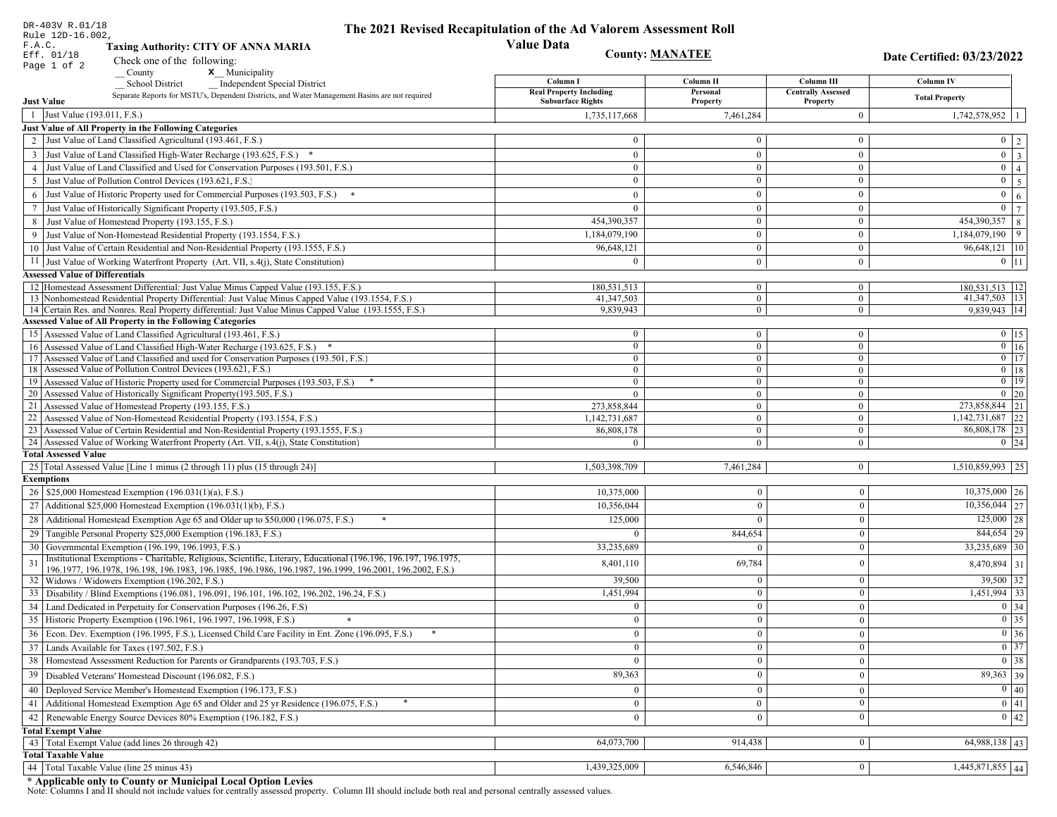DR-403V R.01/18
Rule 12D-16.002, F.A.C.
Eff. 01/18

# The 2021 Revised Recapitulation of the Ad Valorem Assessment Roll

## Value Data

**Taxing Authority: CITY OF ANNA MARIA**

**County: MANATEE**

**Date Certified: 03/23/2022**

Check one of the following:
__ County    **x** Municipality
__ School District    __ Independent Special District

Separate Reports for MSTU's, Dependent Districts, and Water Management Basins are not required

| | | Column I Real Property Including Subsurface Rights | Column II Personal Property | Column III Centrally Assessed Property | Column IV Total Property | |
|---|---|---|---|---|---|---|
| **Just Value** | | | | | | |
| 1 | Just Value (193.011, F.S.) | 1,735,117,668 | 7,461,284 | 0 | 1,742,578,952 | 1 |
| **Just Value of All Property in the Following Categories** | | | | | | |
| 2 | Just Value of Land Classified Agricultural (193.461, F.S.) | 0 | 0 | 0 | 0 | 2 |
| 3 | Just Value of Land Classified High-Water Recharge (193.625, F.S.) * | 0 | 0 | 0 | 0 | 3 |
| 4 | Just Value of Land Classified and Used for Conservation Purposes (193.501, F.S.) | 0 | 0 | 0 | 0 | 4 |
| 5 | Just Value of Pollution Control Devices (193.621, F.S.) | 0 | 0 | 0 | 0 | 5 |
| 6 | Just Value of Historic Property used for Commercial Purposes (193.503, F.S.) * | 0 | 0 | 0 | 0 | 6 |
| 7 | Just Value of Historically Significant Property (193.505, F.S.) | 0 | 0 | 0 | 0 | 7 |
| 8 | Just Value of Homestead Property (193.155, F.S.) | 454,390,357 | 0 | 0 | 454,390,357 | 8 |
| 9 | Just Value of Non-Homestead Residential Property (193.1554, F.S.) | 1,184,079,190 | 0 | 0 | 1,184,079,190 | 9 |
| 10 | Just Value of Certain Residential and Non-Residential Property (193.1555, F.S.) | 96,648,121 | 0 | 0 | 96,648,121 | 10 |
| 11 | Just Value of Working Waterfront Property (Art. VII, s.4(j), State Constitution) | 0 | 0 | 0 | 0 | 11 |
| **Assessed Value of Differentials** | | | | | | |
| 12 | Homestead Assessment Differential: Just Value Minus Capped Value (193.155, F.S.) | 180,531,513 | 0 | 0 | 180,531,513 | 12 |
| 13 | Nonhomestead Residential Property Differential: Just Value Minus Capped Value (193.1554, F.S.) | 41,347,503 | 0 | 0 | 41,347,503 | 13 |
| 14 | Certain Res. and Nonres. Real Property differential: Just Value Minus Capped Value (193.1555, F.S.) | 9,839,943 | 0 | 0 | 9,839,943 | 14 |
| **Assessed Value of All Property in the Following Categories** | | | | | | |
| 15 | Assessed Value of Land Classified Agricultural (193.461, F.S.) | 0 | 0 | 0 | 0 | 15 |
| 16 | Assessed Value of Land Classified High-Water Recharge (193.625, F.S.) * | 0 | 0 | 0 | 0 | 16 |
| 17 | Assessed Value of Land Classified and used for Conservation Purposes (193.501, F.S.) | 0 | 0 | 0 | 0 | 17 |
| 18 | Assessed Value of Pollution Control Devices (193.621, F.S.) | 0 | 0 | 0 | 0 | 18 |
| 19 | Assessed Value of Historic Property used for Commercial Purposes (193.503, F.S.) * | 0 | 0 | 0 | 0 | 19 |
| 20 | Assessed Value of Historically Significant Property(193.505, F.S.) | 0 | 0 | 0 | 0 | 20 |
| 21 | Assessed Value of Homestead Property (193.155, F.S.) | 273,858,844 | 0 | 0 | 273,858,844 | 21 |
| 22 | Assessed Value of Non-Homestead Residential Property (193.1554, F.S.) | 1,142,731,687 | 0 | 0 | 1,142,731,687 | 22 |
| 23 | Assessed Value of Certain Residential and Non-Residential Property (193.1555, F.S.) | 86,808,178 | 0 | 0 | 86,808,178 | 23 |
| 24 | Assessed Value of Working Waterfront Property (Art. VII, s.4(j), State Constitution) | 0 | 0 | 0 | 0 | 24 |
| **Total Assessed Value** | | | | | | |
| 25 | Total Assessed Value [Line 1 minus (2 through 11) plus (15 through 24)] | 1,503,398,709 | 7,461,284 | 0 | 1,510,859,993 | 25 |
| **Exemptions** | | | | | | |
| 26 | $25,000 Homestead Exemption (196.031(1)(a), F.S.) | 10,375,000 | 0 | 0 | 10,375,000 | 26 |
| 27 | Additional $25,000 Homestead Exemption (196.031(1)(b), F.S.) | 10,356,044 | 0 | 0 | 10,356,044 | 27 |
| 28 | Additional Homestead Exemption Age 65 and Older up to $50,000 (196.075, F.S.) * | 125,000 | 0 | 0 | 125,000 | 28 |
| 29 | Tangible Personal Property $25,000 Exemption (196.183, F.S.) | 0 | 844,654 | 0 | 844,654 | 29 |
| 30 | Governmental Exemption (196.199, 196.1993, F.S.) | 33,235,689 | 0 | 0 | 33,235,689 | 30 |
| 31 | Institutional Exemptions - Charitable, Religious, Scientific, Literary, Educational (196.196, 196.197, 196.1975, 196.1977, 196.1978, 196.198, 196.1983, 196.1985, 196.1986, 196.1987, 196.1999, 196.2001, 196.2002, F.S.) | 8,401,110 | 69,784 | 0 | 8,470,894 | 31 |
| 32 | Widows / Widowers Exemption (196.202, F.S.) | 39,500 | 0 | 0 | 39,500 | 32 |
| 33 | Disability / Blind Exemptions (196.081, 196.091, 196.101, 196.102, 196.202, 196.24, F.S.) | 1,451,994 | 0 | 0 | 1,451,994 | 33 |
| 34 | Land Dedicated in Perpetuity for Conservation Purposes (196.26, F.S) | 0 | 0 | 0 | 0 | 34 |
| 35 | Historic Property Exemption (196.1961, 196.1997, 196.1998, F.S.) * | 0 | 0 | 0 | 0 | 35 |
| 36 | Econ. Dev. Exemption (196.1995, F.S.), Licensed Child Care Facility in Ent. Zone (196.095, F.S.) * | 0 | 0 | 0 | 0 | 36 |
| 37 | Lands Available for Taxes (197.502, F.S.) | 0 | 0 | 0 | 0 | 37 |
| 38 | Homestead Assessment Reduction for Parents or Grandparents (193.703, F.S.) | 0 | 0 | 0 | 0 | 38 |
| 39 | Disabled Veterans' Homestead Discount (196.082, F.S.) | 89,363 | 0 | 0 | 89,363 | 39 |
| 40 | Deployed Service Member's Homestead Exemption (196.173, F.S.) | 0 | 0 | 0 | 0 | 40 |
| 41 | Additional Homestead Exemption Age 65 and Older and 25 yr Residence (196.075, F.S.) * | 0 | 0 | 0 | 0 | 41 |
| 42 | Renewable Energy Source Devices 80% Exemption (196.182, F.S.) | 0 | 0 | 0 | 0 | 42 |
| **Total Exempt Value** | | | | | | |
| 43 | Total Exempt Value (add lines 26 through 42) | 64,073,700 | 914,438 | 0 | 64,988,138 | 43 |
| **Total Taxable Value** | | | | | | |
| 44 | Total Taxable Value (line 25 minus 43) | 1,439,325,009 | 6,546,846 | 0 | 1,445,871,855 | 44 |

**\* Applicable only to County or Municipal Local Option Levies**

Note: Columns I and II should not include values for centrally assessed property. Column III should include both real and personal centrally assessed values.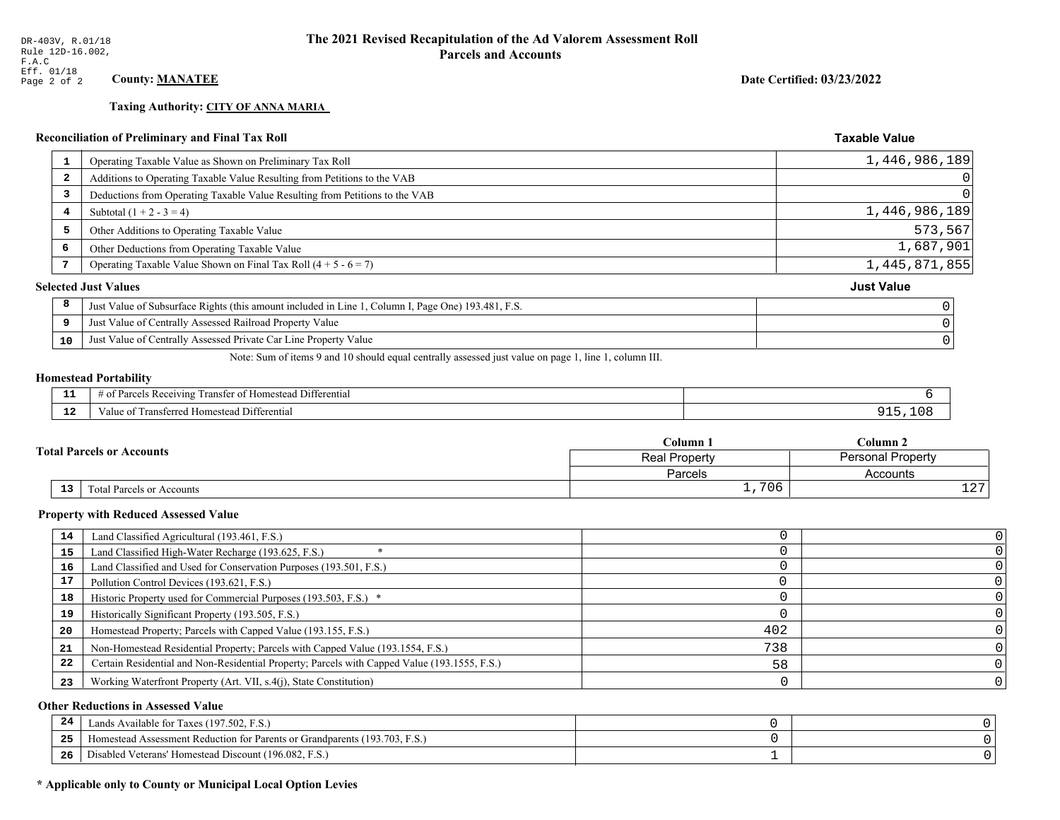DR-403V, R.01/18
Rule 12D-16.002,
F.A.C
Eff. 01/18

# The 2021 Revised Recapitulation of the Ad Valorem Assessment Roll
## Parcels and Accounts

**County: MANATEE**

**Date Certified: 03/23/2022**

**Taxing Authority: CITY OF ANNA MARIA**

### Reconciliation of Preliminary and Final Tax Roll

| | | Taxable Value |
|---|---|---|
| 1 | Operating Taxable Value as Shown on Preliminary Tax Roll | 1,446,986,189 |
| 2 | Additions to Operating Taxable Value Resulting from Petitions to the VAB | 0 |
| 3 | Deductions from Operating Taxable Value Resulting from Petitions to the VAB | 0 |
| 4 | Subtotal (1 + 2 - 3 = 4) | 1,446,986,189 |
| 5 | Other Additions to Operating Taxable Value | 573,567 |
| 6 | Other Deductions from Operating Taxable Value | 1,687,901 |
| 7 | Operating Taxable Value Shown on Final Tax Roll (4 + 5 - 6 = 7) | 1,445,871,855 |

### Selected Just Values

| | | Just Value |
|---|---|---|
| 8 | Just Value of Subsurface Rights (this amount included in Line 1, Column I, Page One) 193.481, F.S. | 0 |
| 9 | Just Value of Centrally Assessed Railroad Property Value | 0 |
| 10 | Just Value of Centrally Assessed Private Car Line Property Value | 0 |

Note: Sum of items 9 and 10 should equal centrally assessed just value on page 1, line 1, column III.

### Homestead Portability

| | | |
|---|---|---|
| 11 | # of Parcels Receiving Transfer of Homestead Differential | 6 |
| 12 | Value of Transferred Homestead Differential | 915,108 |

### Total Parcels or Accounts

| | | Column 1 Real Property Parcels | Column 2 Personal Property Accounts |
|---|---|---|---|
| 13 | Total Parcels or Accounts | 1,706 | 127 |

### Property with Reduced Assessed Value

| | | Column 1 | Column 2 |
|---|---|---|---|
| 14 | Land Classified Agricultural (193.461, F.S.) | 0 | 0 |
| 15 | Land Classified High-Water Recharge (193.625, F.S.) * | 0 | 0 |
| 16 | Land Classified and Used for Conservation Purposes (193.501, F.S.) | 0 | 0 |
| 17 | Pollution Control Devices (193.621, F.S.) | 0 | 0 |
| 18 | Historic Property used for Commercial Purposes (193.503, F.S.) * | 0 | 0 |
| 19 | Historically Significant Property (193.505, F.S.) | 0 | 0 |
| 20 | Homestead Property; Parcels with Capped Value (193.155, F.S.) | 402 | 0 |
| 21 | Non-Homestead Residential Property; Parcels with Capped Value (193.1554, F.S.) | 738 | 0 |
| 22 | Certain Residential and Non-Residential Property; Parcels with Capped Value (193.1555, F.S.) | 58 | 0 |
| 23 | Working Waterfront Property (Art. VII, s.4(j), State Constitution) | 0 | 0 |

### Other Reductions in Assessed Value

| | | Column 1 | Column 2 |
|---|---|---|---|
| 24 | Lands Available for Taxes (197.502, F.S.) | 0 | 0 |
| 25 | Homestead Assessment Reduction for Parents or Grandparents (193.703, F.S.) | 0 | 0 |
| 26 | Disabled Veterans' Homestead Discount (196.082, F.S.) | 1 | 0 |

**\* Applicable only to County or Municipal Local Option Levies**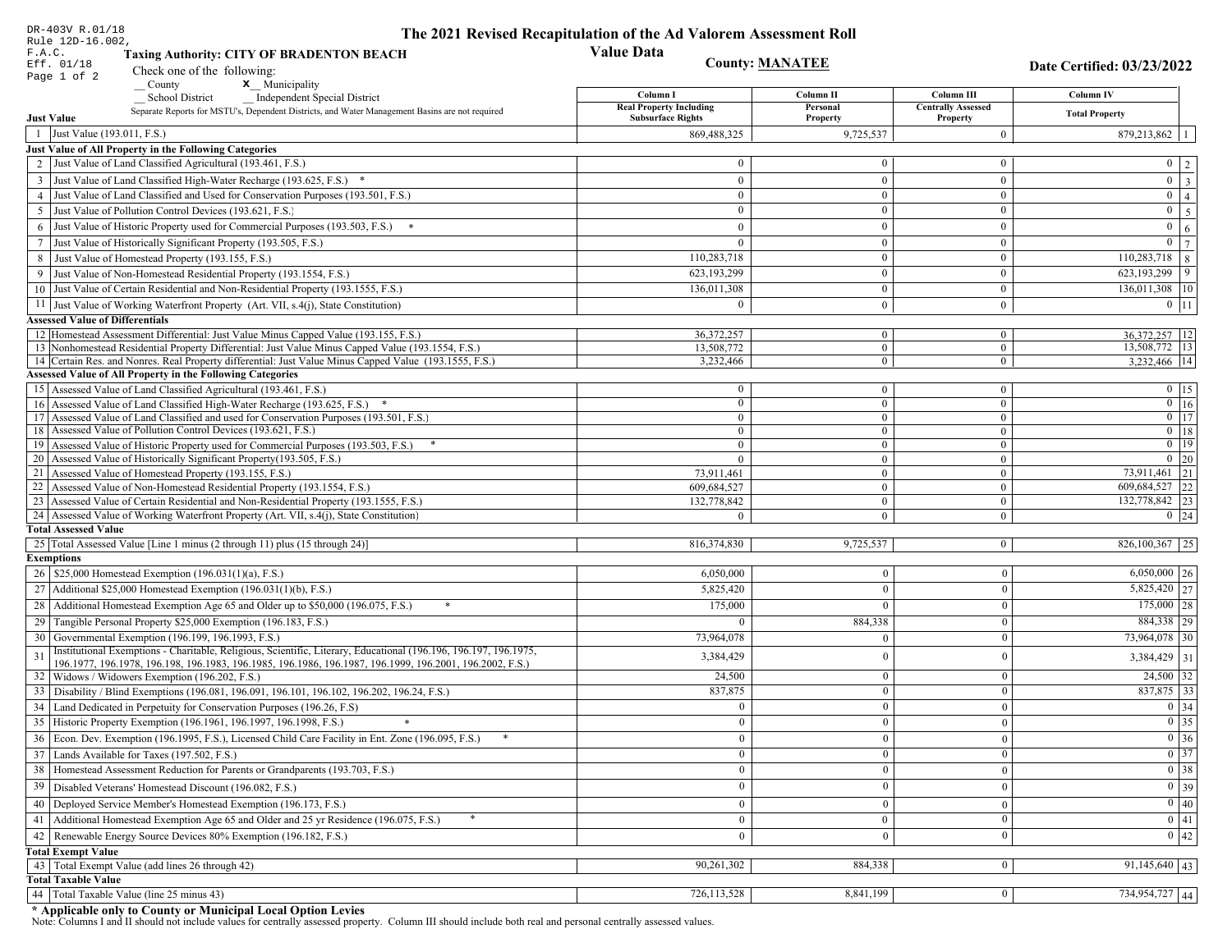DR-403V R.01/18
Rule 12D-16.002, F.A.C.
Eff. 01/18
Page 1 of 2

# The 2021 Revised Recapitulation of the Ad Valorem Assessment Roll

## Value Data

**Taxing Authority: CITY OF BRADENTON BEACH**

**County: MANATEE**

**Date Certified: 03/23/2022**

Check one of the following:
__ County
**X** Municipality
__ School District
__ Independent Special District

Separate Reports for MSTU's, Dependent Districts, and Water Management Basins are not required

| | | Column I Real Property Including Subsurface Rights | Column II Personal Property | Column III Centrally Assessed Property | Column IV Total Property | |
|---|---|---|---|---|---|---|
| **Just Value** | | | | | | |
| 1 | Just Value (193.011, F.S.) | 869,488,325 | 9,725,537 | 0 | 879,213,862 | 1 |
| **Just Value of All Property in the Following Categories** | | | | | | |
| 2 | Just Value of Land Classified Agricultural (193.461, F.S.) | 0 | 0 | 0 | 0 | 2 |
| 3 | Just Value of Land Classified High-Water Recharge (193.625, F.S.) * | 0 | 0 | 0 | 0 | 3 |
| 4 | Just Value of Land Classified and Used for Conservation Purposes (193.501, F.S.) | 0 | 0 | 0 | 0 | 4 |
| 5 | Just Value of Pollution Control Devices (193.621, F.S.) | 0 | 0 | 0 | 0 | 5 |
| 6 | Just Value of Historic Property used for Commercial Purposes (193.503, F.S.) * | 0 | 0 | 0 | 0 | 6 |
| 7 | Just Value of Historically Significant Property (193.505, F.S.) | 0 | 0 | 0 | 0 | 7 |
| 8 | Just Value of Homestead Property (193.155, F.S.) | 110,283,718 | 0 | 0 | 110,283,718 | 8 |
| 9 | Just Value of Non-Homestead Residential Property (193.1554, F.S.) | 623,193,299 | 0 | 0 | 623,193,299 | 9 |
| 10 | Just Value of Certain Residential and Non-Residential Property (193.1555, F.S.) | 136,011,308 | 0 | 0 | 136,011,308 | 10 |
| 11 | Just Value of Working Waterfront Property (Art. VII, s.4(j), State Constitution) | 0 | 0 | 0 | 0 | 11 |
| **Assessed Value of Differentials** | | | | | | |
| 12 | Homestead Assessment Differential: Just Value Minus Capped Value (193.155, F.S.) | 36,372,257 | 0 | 0 | 36,372,257 | 12 |
| 13 | Nonhomestead Residential Property Differential: Just Value Minus Capped Value (193.1554, F.S.) | 13,508,772 | 0 | 0 | 13,508,772 | 13 |
| 14 | Certain Res. and Nonres. Real Property differential: Just Value Minus Capped Value (193.1555, F.S.) | 3,232,466 | 0 | 0 | 3,232,466 | 14 |
| **Assessed Value of All Property in the Following Categories** | | | | | | |
| 15 | Assessed Value of Land Classified Agricultural (193.461, F.S.) | 0 | 0 | 0 | 0 | 15 |
| 16 | Assessed Value of Land Classified High-Water Recharge (193.625, F.S.) * | 0 | 0 | 0 | 0 | 16 |
| 17 | Assessed Value of Land Classified and used for Conservation Purposes (193.501, F.S.) | 0 | 0 | 0 | 0 | 17 |
| 18 | Assessed Value of Pollution Control Devices (193.621, F.S.) | 0 | 0 | 0 | 0 | 18 |
| 19 | Assessed Value of Historic Property used for Commercial Purposes (193.503, F.S.) * | 0 | 0 | 0 | 0 | 19 |
| 20 | Assessed Value of Historically Significant Property(193.505, F.S.) | 0 | 0 | 0 | 0 | 20 |
| 21 | Assessed Value of Homestead Property (193.155, F.S.) | 73,911,461 | 0 | 0 | 73,911,461 | 21 |
| 22 | Assessed Value of Non-Homestead Residential Property (193.1554, F.S.) | 609,684,527 | 0 | 0 | 609,684,527 | 22 |
| 23 | Assessed Value of Certain Residential and Non-Residential Property (193.1555, F.S.) | 132,778,842 | 0 | 0 | 132,778,842 | 23 |
| 24 | Assessed Value of Working Waterfront Property (Art. VII, s.4(j), State Constitution) | 0 | 0 | 0 | 0 | 24 |
| **Total Assessed Value** | | | | | | |
| 25 | Total Assessed Value [Line 1 minus (2 through 11) plus (15 through 24)] | 816,374,830 | 9,725,537 | 0 | 826,100,367 | 25 |
| **Exemptions** | | | | | | |
| 26 | $25,000 Homestead Exemption (196.031(1)(a), F.S.) | 6,050,000 | 0 | 0 | 6,050,000 | 26 |
| 27 | Additional $25,000 Homestead Exemption (196.031(1)(b), F.S.) | 5,825,420 | 0 | 0 | 5,825,420 | 27 |
| 28 | Additional Homestead Exemption Age 65 and Older up to $50,000 (196.075, F.S.) * | 175,000 | 0 | 0 | 175,000 | 28 |
| 29 | Tangible Personal Property $25,000 Exemption (196.183, F.S.) | 0 | 884,338 | 0 | 884,338 | 29 |
| 30 | Governmental Exemption (196.199, 196.1993, F.S.) | 73,964,078 | 0 | 0 | 73,964,078 | 30 |
| 31 | Institutional Exemptions - Charitable, Religious, Scientific, Literary, Educational (196.196, 196.197, 196.1975, 196.1977, 196.1978, 196.198, 196.1983, 196.1985, 196.1986, 196.1987, 196.1999, 196.2001, 196.2002, F.S.) | 3,384,429 | 0 | 0 | 3,384,429 | 31 |
| 32 | Widows / Widowers Exemption (196.202, F.S.) | 24,500 | 0 | 0 | 24,500 | 32 |
| 33 | Disability / Blind Exemptions (196.081, 196.091, 196.101, 196.102, 196.202, 196.24, F.S.) | 837,875 | 0 | 0 | 837,875 | 33 |
| 34 | Land Dedicated in Perpetuity for Conservation Purposes (196.26, F.S) | 0 | 0 | 0 | 0 | 34 |
| 35 | Historic Property Exemption (196.1961, 196.1997, 196.1998, F.S.) * | 0 | 0 | 0 | 0 | 35 |
| 36 | Econ. Dev. Exemption (196.1995, F.S.), Licensed Child Care Facility in Ent. Zone (196.095, F.S.) * | 0 | 0 | 0 | 0 | 36 |
| 37 | Lands Available for Taxes (197.502, F.S.) | 0 | 0 | 0 | 0 | 37 |
| 38 | Homestead Assessment Reduction for Parents or Grandparents (193.703, F.S.) | 0 | 0 | 0 | 0 | 38 |
| 39 | Disabled Veterans' Homestead Discount (196.082, F.S.) | 0 | 0 | 0 | 0 | 39 |
| 40 | Deployed Service Member's Homestead Exemption (196.173, F.S.) | 0 | 0 | 0 | 0 | 40 |
| 41 | Additional Homestead Exemption Age 65 and Older and 25 yr Residence (196.075, F.S.) * | 0 | 0 | 0 | 0 | 41 |
| 42 | Renewable Energy Source Devices 80% Exemption (196.182, F.S.) | 0 | 0 | 0 | 0 | 42 |
| **Total Exempt Value** | | | | | | |
| 43 | Total Exempt Value (add lines 26 through 42) | 90,261,302 | 884,338 | 0 | 91,145,640 | 43 |
| **Total Taxable Value** | | | | | | |
| 44 | Total Taxable Value (line 25 minus 43) | 726,113,528 | 8,841,199 | 0 | 734,954,727 | 44 |

**\* Applicable only to County or Municipal Local Option Levies**

Note: Columns I and II should not include values for centrally assessed property. Column III should include both real and personal centrally assessed values.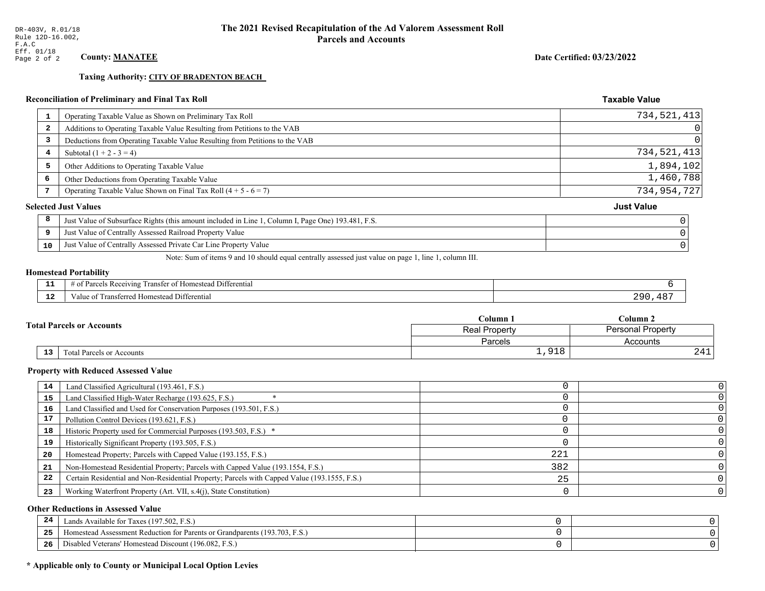DR-403V, R.01/18
Rule 12D-16.002,
F.A.C
Eff. 01/18

# The 2021 Revised Recapitulation of the Ad Valorem Assessment Roll
## Parcels and Accounts

**County: MANATEE**

**Date Certified: 03/23/2022**

**Taxing Authority: CITY OF BRADENTON BEACH**

### Reconciliation of Preliminary and Final Tax Roll

| | | Taxable Value |
|---|---|---|
| 1 | Operating Taxable Value as Shown on Preliminary Tax Roll | 734,521,413 |
| 2 | Additions to Operating Taxable Value Resulting from Petitions to the VAB | 0 |
| 3 | Deductions from Operating Taxable Value Resulting from Petitions to the VAB | 0 |
| 4 | Subtotal (1 + 2 - 3 = 4) | 734,521,413 |
| 5 | Other Additions to Operating Taxable Value | 1,894,102 |
| 6 | Other Deductions from Operating Taxable Value | 1,460,788 |
| 7 | Operating Taxable Value Shown on Final Tax Roll (4 + 5 - 6 = 7) | 734,954,727 |

### Selected Just Values

| | | Just Value |
|---|---|---|
| 8 | Just Value of Subsurface Rights (this amount included in Line 1, Column I, Page One) 193.481, F.S. | 0 |
| 9 | Just Value of Centrally Assessed Railroad Property Value | 0 |
| 10 | Just Value of Centrally Assessed Private Car Line Property Value | 0 |

Note: Sum of items 9 and 10 should equal centrally assessed just value on page 1, line 1, column III.

### Homestead Portability

| | | |
|---|---|---|
| 11 | # of Parcels Receiving Transfer of Homestead Differential | 6 |
| 12 | Value of Transferred Homestead Differential | 290,487 |

### Total Parcels or Accounts

| | | Column 1 | Column 2 |
|---|---|---|---|
| | | Real Property | Personal Property |
| | | Parcels | Accounts |
| 13 | Total Parcels or Accounts | 1,918 | 241 |

### Property with Reduced Assessed Value

| | | Column 1 | Column 2 |
|---|---|---|---|
| 14 | Land Classified Agricultural (193.461, F.S.) | 0 | 0 |
| 15 | Land Classified High-Water Recharge (193.625, F.S.) * | 0 | 0 |
| 16 | Land Classified and Used for Conservation Purposes (193.501, F.S.) | 0 | 0 |
| 17 | Pollution Control Devices (193.621, F.S.) | 0 | 0 |
| 18 | Historic Property used for Commercial Purposes (193.503, F.S.) * | 0 | 0 |
| 19 | Historically Significant Property (193.505, F.S.) | 0 | 0 |
| 20 | Homestead Property; Parcels with Capped Value (193.155, F.S.) | 221 | 0 |
| 21 | Non-Homestead Residential Property; Parcels with Capped Value (193.1554, F.S.) | 382 | 0 |
| 22 | Certain Residential and Non-Residential Property; Parcels with Capped Value (193.1555, F.S.) | 25 | 0 |
| 23 | Working Waterfront Property (Art. VII, s.4(j), State Constitution) | 0 | 0 |

### Other Reductions in Assessed Value

| | | Column 1 | Column 2 |
|---|---|---|---|
| 24 | Lands Available for Taxes (197.502, F.S.) | 0 | 0 |
| 25 | Homestead Assessment Reduction for Parents or Grandparents (193.703, F.S.) | 0 | 0 |
| 26 | Disabled Veterans' Homestead Discount (196.082, F.S.) | 0 | 0 |

**\* Applicable only to County or Municipal Local Option Levies**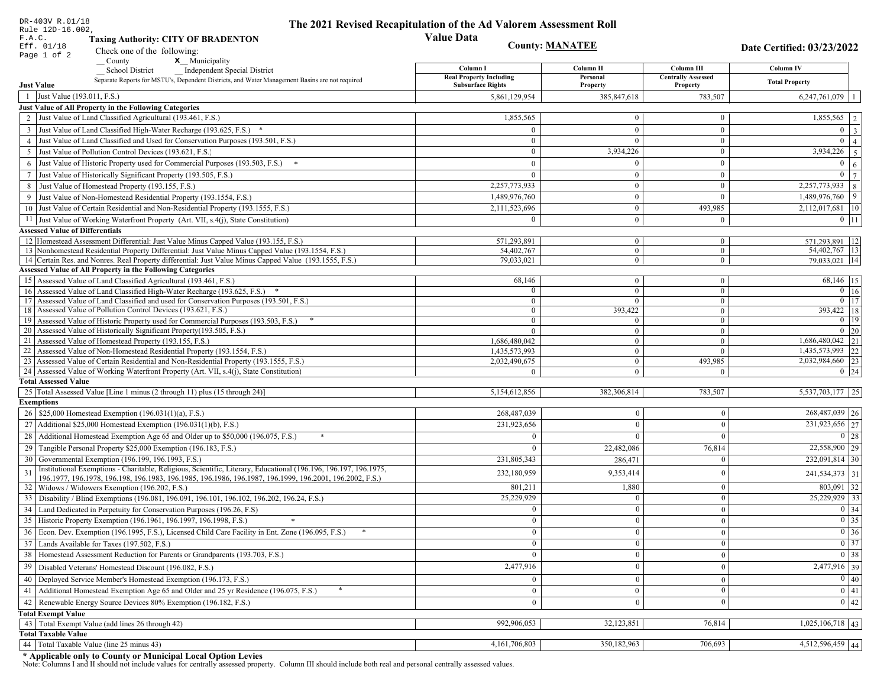DR-403V R.01/18
Rule 12D-16.002, F.A.C.
Eff. 01/18

# The 2021 Revised Recapitulation of the Ad Valorem Assessment Roll

## Value Data

**Taxing Authority: CITY OF BRADENTON**

**County: MANATEE**

**Date Certified: 03/23/2022**

Check one of the following:
__ County   X__ Municipality
__ School District   __ Independent Special District

Separate Reports for MSTU's, Dependent Districts, and Water Management Basins are not required

| | Column I Real Property Including Subsurface Rights | Column II Personal Property | Column III Centrally Assessed Property | Column IV Total Property | |
|---|---|---|---|---|---|
| **Just Value** | | | | | |
| 1 Just Value (193.011, F.S.) | 5,861,129,954 | 385,847,618 | 783,507 | 6,247,761,079 | 1 |
| **Just Value of All Property in the Following Categories** | | | | | |
| 2 Just Value of Land Classified Agricultural (193.461, F.S.) | 1,855,565 | 0 | 0 | 1,855,565 | 2 |
| 3 Just Value of Land Classified High-Water Recharge (193.625, F.S.) * | 0 | 0 | 0 | 0 | 3 |
| 4 Just Value of Land Classified and Used for Conservation Purposes (193.501, F.S.) | 0 | 0 | 0 | 0 | 4 |
| 5 Just Value of Pollution Control Devices (193.621, F.S.) | 0 | 3,934,226 | 0 | 3,934,226 | 5 |
| 6 Just Value of Historic Property used for Commercial Purposes (193.503, F.S.) * | 0 | 0 | 0 | 0 | 6 |
| 7 Just Value of Historically Significant Property (193.505, F.S.) | 0 | 0 | 0 | 0 | 7 |
| 8 Just Value of Homestead Property (193.155, F.S.) | 2,257,773,933 | 0 | 0 | 2,257,773,933 | 8 |
| 9 Just Value of Non-Homestead Residential Property (193.1554, F.S.) | 1,489,976,760 | 0 | 0 | 1,489,976,760 | 9 |
| 10 Just Value of Certain Residential and Non-Residential Property (193.1555, F.S.) | 2,111,523,696 | 0 | 493,985 | 2,112,017,681 | 10 |
| 11 Just Value of Working Waterfront Property (Art. VII, s.4(j), State Constitution) | 0 | 0 | 0 | 0 | 11 |
| **Assessed Value of Differentials** | | | | | |
| 12 Homestead Assessment Differential: Just Value Minus Capped Value (193.155, F.S.) | 571,293,891 | 0 | 0 | 571,293,891 | 12 |
| 13 Nonhomestead Residential Property Differential: Just Value Minus Capped Value (193.1554, F.S.) | 54,402,767 | 0 | 0 | 54,402,767 | 13 |
| 14 Certain Res. and Nonres. Real Property differential: Just Value Minus Capped Value (193.1555, F.S.) | 79,033,021 | 0 | 0 | 79,033,021 | 14 |
| **Assessed Value of All Property in the Following Categories** | | | | | |
| 15 Assessed Value of Land Classified Agricultural (193.461, F.S.) | 68,146 | 0 | 0 | 68,146 | 15 |
| 16 Assessed Value of Land Classified High-Water Recharge (193.625, F.S.) * | 0 | 0 | 0 | 0 | 16 |
| 17 Assessed Value of Land Classified and used for Conservation Purposes (193.501, F.S.) | 0 | 0 | 0 | 0 | 17 |
| 18 Assessed Value of Pollution Control Devices (193.621, F.S.) | 0 | 393,422 | 0 | 393,422 | 18 |
| 19 Assessed Value of Historic Property used for Commercial Purposes (193.503, F.S.) * | 0 | 0 | 0 | 0 | 19 |
| 20 Assessed Value of Historically Significant Property(193.505, F.S.) | 0 | 0 | 0 | 0 | 20 |
| 21 Assessed Value of Homestead Property (193.155, F.S.) | 1,686,480,042 | 0 | 0 | 1,686,480,042 | 21 |
| 22 Assessed Value of Non-Homestead Residential Property (193.1554, F.S.) | 1,435,573,993 | 0 | 0 | 1,435,573,993 | 22 |
| 23 Assessed Value of Certain Residential and Non-Residential Property (193.1555, F.S.) | 2,032,490,675 | 0 | 493,985 | 2,032,984,660 | 23 |
| 24 Assessed Value of Working Waterfront Property (Art. VII, s.4(j), State Constitution) | 0 | 0 | 0 | 0 | 24 |
| **Total Assessed Value** | | | | | |
| 25 Total Assessed Value [Line 1 minus (2 through 11) plus (15 through 24)] | 5,154,612,856 | 382,306,814 | 783,507 | 5,537,703,177 | 25 |
| **Exemptions** | | | | | |
| 26 $25,000 Homestead Exemption (196.031(1)(a), F.S.) | 268,487,039 | 0 | 0 | 268,487,039 | 26 |
| 27 Additional $25,000 Homestead Exemption (196.031(1)(b), F.S.) | 231,923,656 | 0 | 0 | 231,923,656 | 27 |
| 28 Additional Homestead Exemption Age 65 and Older up to $50,000 (196.075, F.S.) * | 0 | 0 | 0 | 0 | 28 |
| 29 Tangible Personal Property $25,000 Exemption (196.183, F.S.) | 0 | 22,482,086 | 76,814 | 22,558,900 | 29 |
| 30 Governmental Exemption (196.199, 196.1993, F.S.) | 231,805,343 | 286,471 | 0 | 232,091,814 | 30 |
| 31 Institutional Exemptions - Charitable, Religious, Scientific, Literary, Educational (196.196, 196.197, 196.1975, 196.1977, 196.1978, 196.198, 196.1983, 196.1985, 196.1986, 196.1987, 196.1999, 196.2001, 196.2002, F.S.) | 232,180,959 | 9,353,414 | 0 | 241,534,373 | 31 |
| 32 Widows / Widowers Exemption (196.202, F.S.) | 801,211 | 1,880 | 0 | 803,091 | 32 |
| 33 Disability / Blind Exemptions (196.081, 196.091, 196.101, 196.102, 196.202, 196.24, F.S.) | 25,229,929 | 0 | 0 | 25,229,929 | 33 |
| 34 Land Dedicated in Perpetuity for Conservation Purposes (196.26, F.S) | 0 | 0 | 0 | 0 | 34 |
| 35 Historic Property Exemption (196.1961, 196.1997, 196.1998, F.S.) * | 0 | 0 | 0 | 0 | 35 |
| 36 Econ. Dev. Exemption (196.1995, F.S.), Licensed Child Care Facility in Ent. Zone (196.095, F.S.) * | 0 | 0 | 0 | 0 | 36 |
| 37 Lands Available for Taxes (197.502, F.S.) | 0 | 0 | 0 | 0 | 37 |
| 38 Homestead Assessment Reduction for Parents or Grandparents (193.703, F.S.) | 0 | 0 | 0 | 0 | 38 |
| 39 Disabled Veterans' Homestead Discount (196.082, F.S.) | 2,477,916 | 0 | 0 | 2,477,916 | 39 |
| 40 Deployed Service Member's Homestead Exemption (196.173, F.S.) | 0 | 0 | 0 | 0 | 40 |
| 41 Additional Homestead Exemption Age 65 and Older and 25 yr Residence (196.075, F.S.) * | 0 | 0 | 0 | 0 | 41 |
| 42 Renewable Energy Source Devices 80% Exemption (196.182, F.S.) | 0 | 0 | 0 | 0 | 42 |
| **Total Exempt Value** | | | | | |
| 43 Total Exempt Value (add lines 26 through 42) | 992,906,053 | 32,123,851 | 76,814 | 1,025,106,718 | 43 |
| **Total Taxable Value** | | | | | |
| 44 Total Taxable Value (line 25 minus 43) | 4,161,706,803 | 350,182,963 | 706,693 | 4,512,596,459 | 44 |

**\* Applicable only to County or Municipal Local Option Levies**

Note: Columns I and II should not include values for centrally assessed property. Column III should include both real and personal centrally assessed values.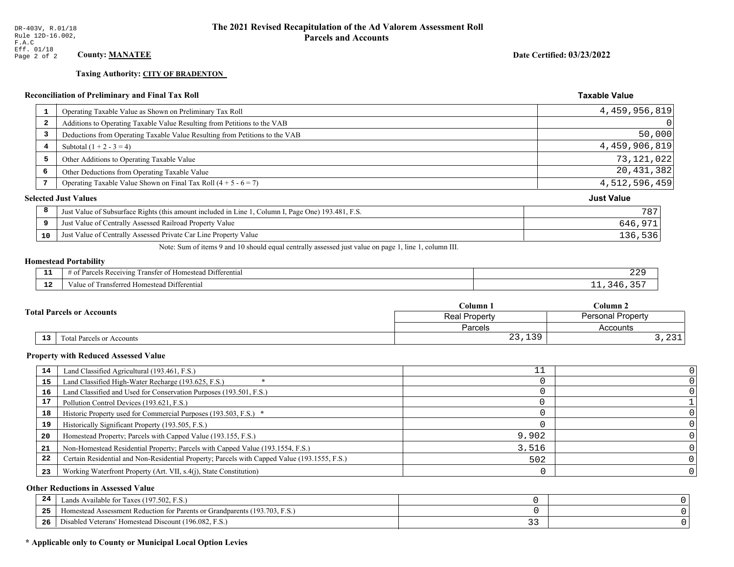DR-403V, R.01/18
Rule 12D-16.002, F.A.C
Eff. 01/18
Page 2 of 2

# The 2021 Revised Recapitulation of the Ad Valorem Assessment Roll
## Parcels and Accounts

**County: MANATEE**

**Date Certified: 03/23/2022**

**Taxing Authority: CITY OF BRADENTON**

### Reconciliation of Preliminary and Final Tax Roll

| # | Description | Taxable Value |
|---|---|---|
| 1 | Operating Taxable Value as Shown on Preliminary Tax Roll | 4,459,956,819 |
| 2 | Additions to Operating Taxable Value Resulting from Petitions to the VAB | 0 |
| 3 | Deductions from Operating Taxable Value Resulting from Petitions to the VAB | 50,000 |
| 4 | Subtotal (1 + 2 - 3 = 4) | 4,459,906,819 |
| 5 | Other Additions to Operating Taxable Value | 73,121,022 |
| 6 | Other Deductions from Operating Taxable Value | 20,431,382 |
| 7 | Operating Taxable Value Shown on Final Tax Roll (4 + 5 - 6 = 7) | 4,512,596,459 |

### Selected Just Values

| # | Description | Just Value |
|---|---|---|
| 8 | Just Value of Subsurface Rights (this amount included in Line 1, Column I, Page One) 193.481, F.S. | 787 |
| 9 | Just Value of Centrally Assessed Railroad Property Value | 646,971 |
| 10 | Just Value of Centrally Assessed Private Car Line Property Value | 136,536 |

Note: Sum of items 9 and 10 should equal centrally assessed just value on page 1, line 1, column III.

### Homestead Portability

| # | Description | Value |
|---|---|---|
| 11 | # of Parcels Receiving Transfer of Homestead Differential | 229 |
| 12 | Value of Transferred Homestead Differential | 11,346,357 |

### Total Parcels or Accounts

| # | Description | Column 1 Real Property Parcels | Column 2 Personal Property Accounts |
|---|---|---|---|
| 13 | Total Parcels or Accounts | 23,139 | 3,231 |

### Property with Reduced Assessed Value

| # | Description | Column 1 | Column 2 |
|---|---|---|---|
| 14 | Land Classified Agricultural (193.461, F.S.) | 11 | 0 |
| 15 | Land Classified High-Water Recharge (193.625, F.S.) * | 0 | 0 |
| 16 | Land Classified and Used for Conservation Purposes (193.501, F.S.) | 0 | 0 |
| 17 | Pollution Control Devices (193.621, F.S.) | 0 | 1 |
| 18 | Historic Property used for Commercial Purposes (193.503, F.S.) * | 0 | 0 |
| 19 | Historically Significant Property (193.505, F.S.) | 0 | 0 |
| 20 | Homestead Property; Parcels with Capped Value (193.155, F.S.) | 9,902 | 0 |
| 21 | Non-Homestead Residential Property; Parcels with Capped Value (193.1554, F.S.) | 3,516 | 0 |
| 22 | Certain Residential and Non-Residential Property; Parcels with Capped Value (193.1555, F.S.) | 502 | 0 |
| 23 | Working Waterfront Property (Art. VII, s.4(j), State Constitution) | 0 | 0 |

### Other Reductions in Assessed Value

| # | Description | Column 1 | Column 2 |
|---|---|---|---|
| 24 | Lands Available for Taxes (197.502, F.S.) | 0 | 0 |
| 25 | Homestead Assessment Reduction for Parents or Grandparents (193.703, F.S.) | 0 | 0 |
| 26 | Disabled Veterans' Homestead Discount (196.082, F.S.) | 33 | 0 |

**\* Applicable only to County or Municipal Local Option Levies**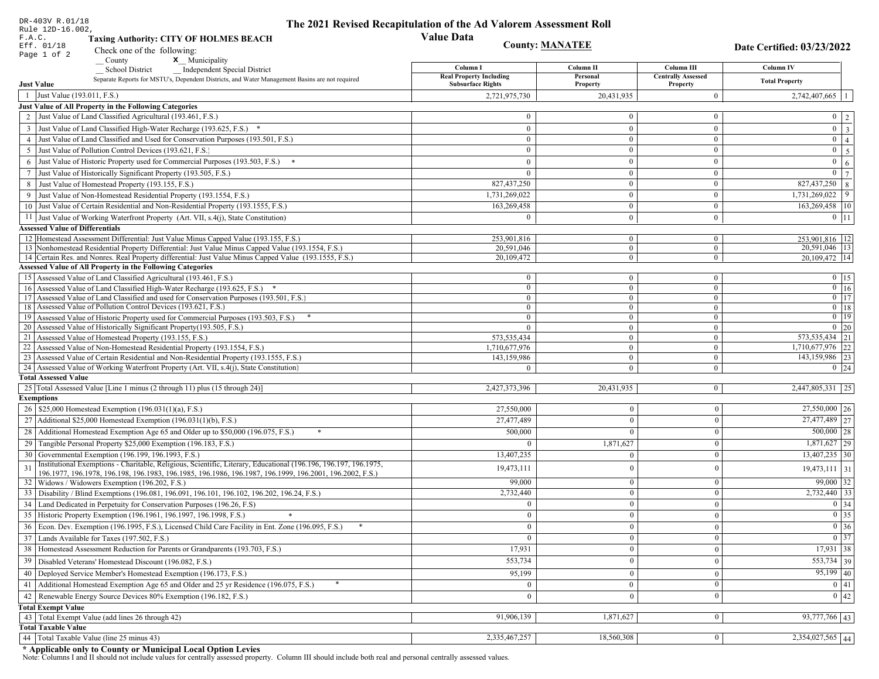DR-403V R.01/18
Rule 12D-16.002, F.A.C.
Eff. 01/18

# The 2021 Revised Recapitulation of the Ad Valorem Assessment Roll

## Value Data

**Taxing Authority: CITY OF HOLMES BEACH**

**County: MANATEE**

**Date Certified: 03/23/2022**

Check one of the following:
__ County  x__ Municipality
__ School District  __ Independent Special District

Separate Reports for MSTU's, Dependent Districts, and Water Management Basins are not required

| | | Column I Real Property Including Subsurface Rights | Column II Personal Property | Column III Centrally Assessed Property | Column IV Total Property | |
|---|---|---|---|---|---|---|
| **Just Value** | | | | | | |
| 1 | Just Value (193.011, F.S.) | 2,721,975,730 | 20,431,935 | 0 | 2,742,407,665 | 1 |
| **Just Value of All Property in the Following Categories** | | | | | | |
| 2 | Just Value of Land Classified Agricultural (193.461, F.S.) | 0 | 0 | 0 | 0 | 2 |
| 3 | Just Value of Land Classified High-Water Recharge (193.625, F.S.) * | 0 | 0 | 0 | 0 | 3 |
| 4 | Just Value of Land Classified and Used for Conservation Purposes (193.501, F.S.) | 0 | 0 | 0 | 0 | 4 |
| 5 | Just Value of Pollution Control Devices (193.621, F.S.) | 0 | 0 | 0 | 0 | 5 |
| 6 | Just Value of Historic Property used for Commercial Purposes (193.503, F.S.) * | 0 | 0 | 0 | 0 | 6 |
| 7 | Just Value of Historically Significant Property (193.505, F.S.) | 0 | 0 | 0 | 0 | 7 |
| 8 | Just Value of Homestead Property (193.155, F.S.) | 827,437,250 | 0 | 0 | 827,437,250 | 8 |
| 9 | Just Value of Non-Homestead Residential Property (193.1554, F.S.) | 1,731,269,022 | 0 | 0 | 1,731,269,022 | 9 |
| 10 | Just Value of Certain Residential and Non-Residential Property (193.1555, F.S.) | 163,269,458 | 0 | 0 | 163,269,458 | 10 |
| 11 | Just Value of Working Waterfront Property (Art. VII, s.4(j), State Constitution) | 0 | 0 | 0 | 0 | 11 |
| **Assessed Value of Differentials** | | | | | | |
| 12 | Homestead Assessment Differential: Just Value Minus Capped Value (193.155, F.S.) | 253,901,816 | 0 | 0 | 253,901,816 | 12 |
| 13 | Nonhomestead Residential Property Differential: Just Value Minus Capped Value (193.1554, F.S.) | 20,591,046 | 0 | 0 | 20,591,046 | 13 |
| 14 | Certain Res. and Nonres. Real Property differential: Just Value Minus Capped Value (193.1555, F.S.) | 20,109,472 | 0 | 0 | 20,109,472 | 14 |
| **Assessed Value of All Property in the Following Categories** | | | | | | |
| 15 | Assessed Value of Land Classified Agricultural (193.461, F.S.) | 0 | 0 | 0 | 0 | 15 |
| 16 | Assessed Value of Land Classified High-Water Recharge (193.625, F.S.) * | 0 | 0 | 0 | 0 | 16 |
| 17 | Assessed Value of Land Classified and used for Conservation Purposes (193.501, F.S.) | 0 | 0 | 0 | 0 | 17 |
| 18 | Assessed Value of Pollution Control Devices (193.621, F.S.) | 0 | 0 | 0 | 0 | 18 |
| 19 | Assessed Value of Historic Property used for Commercial Purposes (193.503, F.S.) * | 0 | 0 | 0 | 0 | 19 |
| 20 | Assessed Value of Historically Significant Property(193.505, F.S.) | 0 | 0 | 0 | 0 | 20 |
| 21 | Assessed Value of Homestead Property (193.155, F.S.) | 573,535,434 | 0 | 0 | 573,535,434 | 21 |
| 22 | Assessed Value of Non-Homestead Residential Property (193.1554, F.S.) | 1,710,677,976 | 0 | 0 | 1,710,677,976 | 22 |
| 23 | Assessed Value of Certain Residential and Non-Residential Property (193.1555, F.S.) | 143,159,986 | 0 | 0 | 143,159,986 | 23 |
| 24 | Assessed Value of Working Waterfront Property (Art. VII, s.4(j), State Constitution) | 0 | 0 | 0 | 0 | 24 |
| **Total Assessed Value** | | | | | | |
| 25 | Total Assessed Value [Line 1 minus (2 through 11) plus (15 through 24)] | 2,427,373,396 | 20,431,935 | 0 | 2,447,805,331 | 25 |
| **Exemptions** | | | | | | |
| 26 | $25,000 Homestead Exemption (196.031(1)(a), F.S.) | 27,550,000 | 0 | 0 | 27,550,000 | 26 |
| 27 | Additional $25,000 Homestead Exemption (196.031(1)(b), F.S.) | 27,477,489 | 0 | 0 | 27,477,489 | 27 |
| 28 | Additional Homestead Exemption Age 65 and Older up to $50,000 (196.075, F.S.) * | 500,000 | 0 | 0 | 500,000 | 28 |
| 29 | Tangible Personal Property $25,000 Exemption (196.183, F.S.) | 0 | 1,871,627 | 0 | 1,871,627 | 29 |
| 30 | Governmental Exemption (196.199, 196.1993, F.S.) | 13,407,235 | 0 | 0 | 13,407,235 | 30 |
| 31 | Institutional Exemptions - Charitable, Religious, Scientific, Literary, Educational (196.196, 196.197, 196.1975, 196.1977, 196.1978, 196.198, 196.1983, 196.1985, 196.1986, 196.1987, 196.1999, 196.2001, 196.2002, F.S.) | 19,473,111 | 0 | 0 | 19,473,111 | 31 |
| 32 | Widows / Widowers Exemption (196.202, F.S.) | 99,000 | 0 | 0 | 99,000 | 32 |
| 33 | Disability / Blind Exemptions (196.081, 196.091, 196.101, 196.102, 196.202, 196.24, F.S.) | 2,732,440 | 0 | 0 | 2,732,440 | 33 |
| 34 | Land Dedicated in Perpetuity for Conservation Purposes (196.26, F.S) | 0 | 0 | 0 | 0 | 34 |
| 35 | Historic Property Exemption (196.1961, 196.1997, 196.1998, F.S.) * | 0 | 0 | 0 | 0 | 35 |
| 36 | Econ. Dev. Exemption (196.1995, F.S.), Licensed Child Care Facility in Ent. Zone (196.095, F.S.) * | 0 | 0 | 0 | 0 | 36 |
| 37 | Lands Available for Taxes (197.502, F.S.) | 0 | 0 | 0 | 0 | 37 |
| 38 | Homestead Assessment Reduction for Parents or Grandparents (193.703, F.S.) | 17,931 | 0 | 0 | 17,931 | 38 |
| 39 | Disabled Veterans' Homestead Discount (196.082, F.S.) | 553,734 | 0 | 0 | 553,734 | 39 |
| 40 | Deployed Service Member's Homestead Exemption (196.173, F.S.) | 95,199 | 0 | 0 | 95,199 | 40 |
| 41 | Additional Homestead Exemption Age 65 and Older and 25 yr Residence (196.075, F.S.) * | 0 | 0 | 0 | 0 | 41 |
| 42 | Renewable Energy Source Devices 80% Exemption (196.182, F.S.) | 0 | 0 | 0 | 0 | 42 |
| **Total Exempt Value** | | | | | | |
| 43 | Total Exempt Value (add lines 26 through 42) | 91,906,139 | 1,871,627 | 0 | 93,777,766 | 43 |
| **Total Taxable Value** | | | | | | |
| 44 | Total Taxable Value (line 25 minus 43) | 2,335,467,257 | 18,560,308 | 0 | 2,354,027,565 | 44 |

**\* Applicable only to County or Municipal Local Option Levies**

Note: Columns I and II should not include values for centrally assessed property. Column III should include both real and personal centrally assessed values.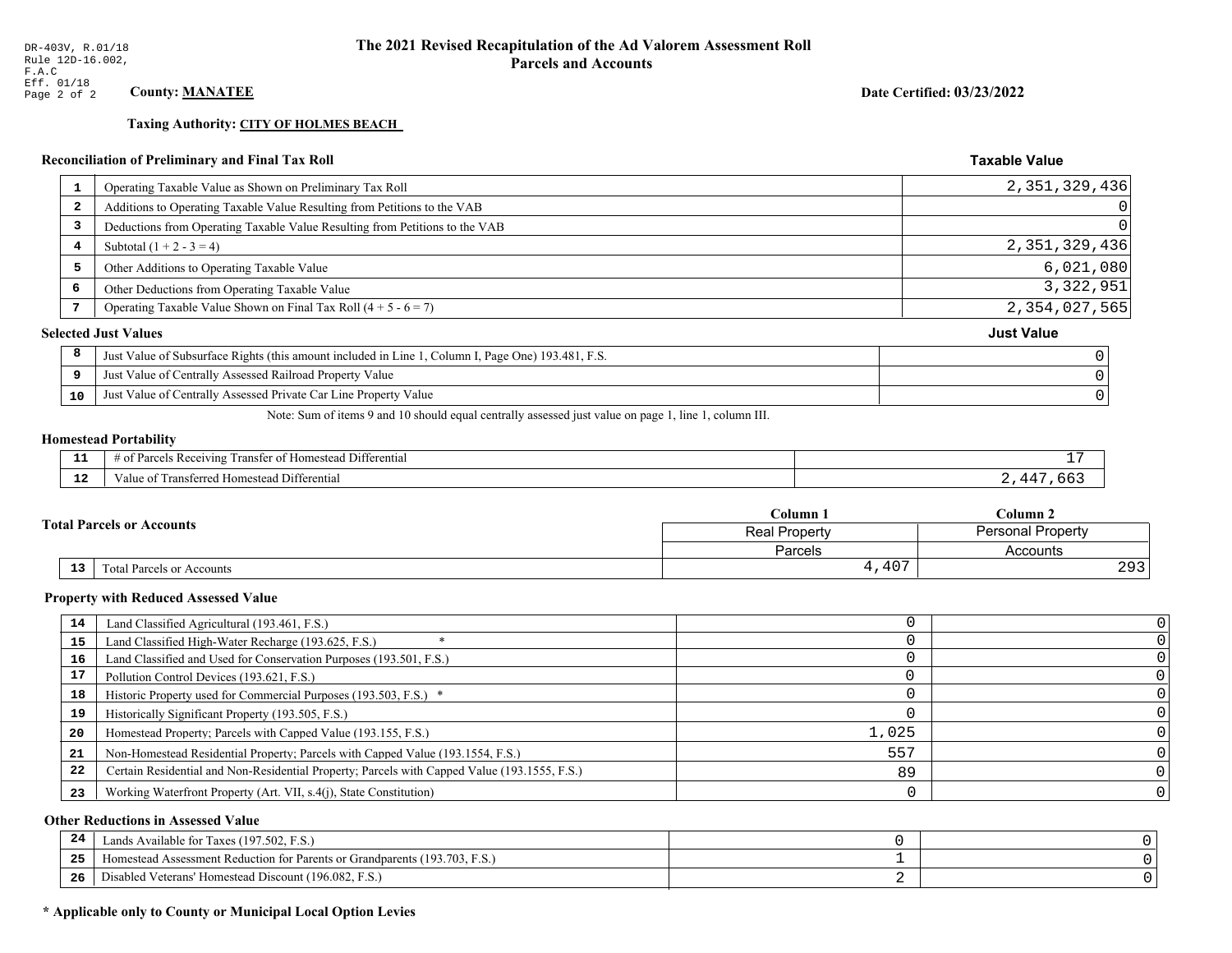DR-403V, R.01/18
Rule 12D-16.002, F.A.C
Eff. 01/18

# The 2021 Revised Recapitulation of the Ad Valorem Assessment Roll
## Parcels and Accounts

**County: MANATEE**

**Date Certified: 03/23/2022**

**Taxing Authority: CITY OF HOLMES BEACH**

### Reconciliation of Preliminary and Final Tax Roll

| | | Taxable Value |
|---|---|---|
| 1 | Operating Taxable Value as Shown on Preliminary Tax Roll | 2,351,329,436 |
| 2 | Additions to Operating Taxable Value Resulting from Petitions to the VAB | 0 |
| 3 | Deductions from Operating Taxable Value Resulting from Petitions to the VAB | 0 |
| 4 | Subtotal (1 + 2 - 3 = 4) | 2,351,329,436 |
| 5 | Other Additions to Operating Taxable Value | 6,021,080 |
| 6 | Other Deductions from Operating Taxable Value | 3,322,951 |
| 7 | Operating Taxable Value Shown on Final Tax Roll (4 + 5 - 6 = 7) | 2,354,027,565 |

### Selected Just Values

| | | Just Value |
|---|---|---|
| 8 | Just Value of Subsurface Rights (this amount included in Line 1, Column I, Page One) 193.481, F.S. | 0 |
| 9 | Just Value of Centrally Assessed Railroad Property Value | 0 |
| 10 | Just Value of Centrally Assessed Private Car Line Property Value | 0 |

Note: Sum of items 9 and 10 should equal centrally assessed just value on page 1, line 1, column III.

### Homestead Portability

| | | |
|---|---|---|
| 11 | # of Parcels Receiving Transfer of Homestead Differential | 17 |
| 12 | Value of Transferred Homestead Differential | 2,447,663 |

### Total Parcels or Accounts

| | | Column 1 | Column 2 |
|---|---|---|---|
| | | Real Property Parcels | Personal Property Accounts |
| 13 | Total Parcels or Accounts | 4,407 | 293 |

### Property with Reduced Assessed Value

| | | Column 1 | Column 2 |
|---|---|---|---|
| 14 | Land Classified Agricultural (193.461, F.S.) | 0 | 0 |
| 15 | Land Classified High-Water Recharge (193.625, F.S.) * | 0 | 0 |
| 16 | Land Classified and Used for Conservation Purposes (193.501, F.S.) | 0 | 0 |
| 17 | Pollution Control Devices (193.621, F.S.) | 0 | 0 |
| 18 | Historic Property used for Commercial Purposes (193.503, F.S.) * | 0 | 0 |
| 19 | Historically Significant Property (193.505, F.S.) | 0 | 0 |
| 20 | Homestead Property; Parcels with Capped Value (193.155, F.S.) | 1,025 | 0 |
| 21 | Non-Homestead Residential Property; Parcels with Capped Value (193.1554, F.S.) | 557 | 0 |
| 22 | Certain Residential and Non-Residential Property; Parcels with Capped Value (193.1555, F.S.) | 89 | 0 |
| 23 | Working Waterfront Property (Art. VII, s.4(j), State Constitution) | 0 | 0 |

### Other Reductions in Assessed Value

| | | Column 1 | Column 2 |
|---|---|---|---|
| 24 | Lands Available for Taxes (197.502, F.S.) | 0 | 0 |
| 25 | Homestead Assessment Reduction for Parents or Grandparents (193.703, F.S.) | 1 | 0 |
| 26 | Disabled Veterans' Homestead Discount (196.082, F.S.) | 2 | 0 |

**\* Applicable only to County or Municipal Local Option Levies**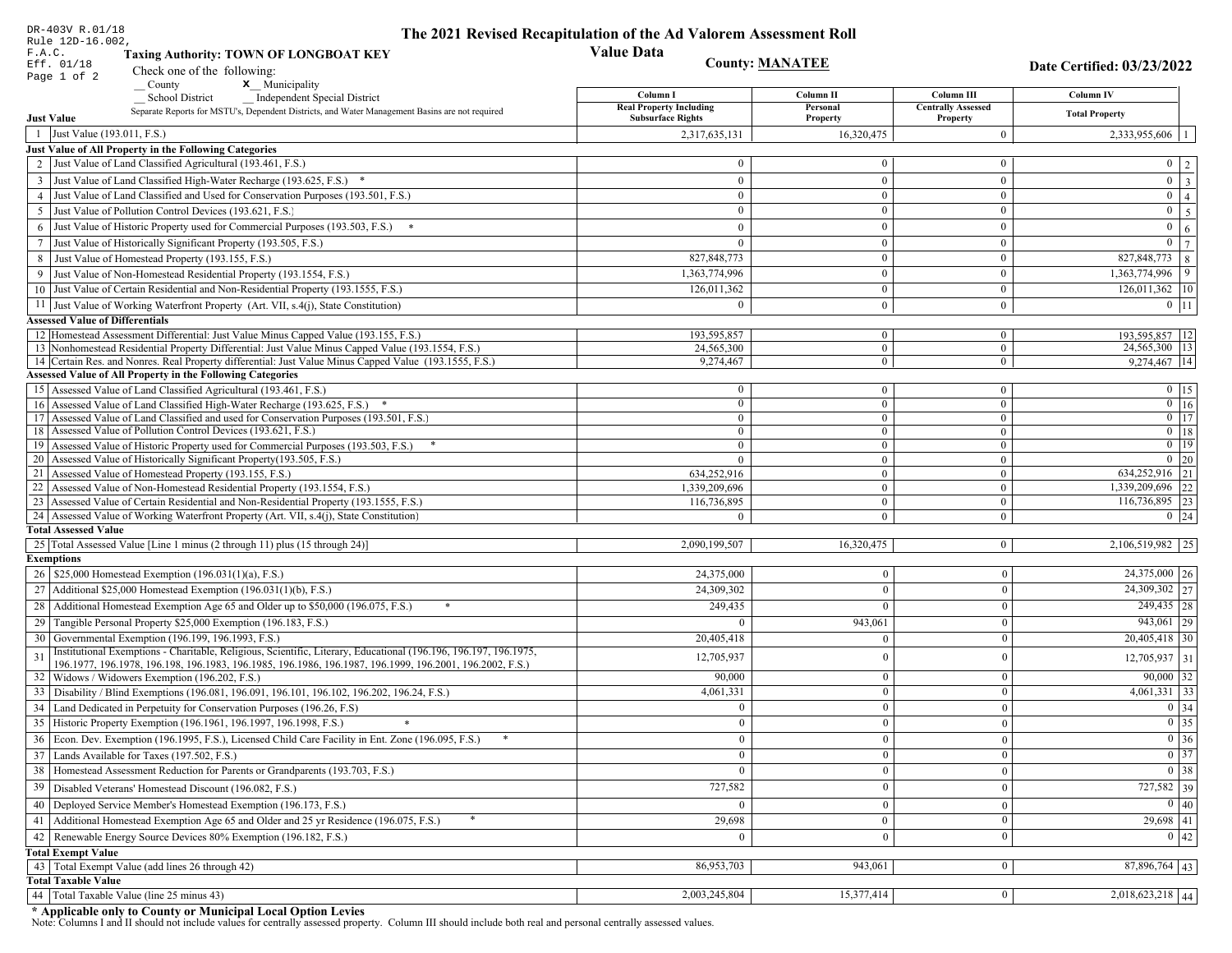DR-403V R.01/18
Rule 12D-16.002, F.A.C.
Eff. 01/18

# The 2021 Revised Recapitulation of the Ad Valorem Assessment Roll

## Value Data

**Taxing Authority: TOWN OF LONGBOAT KEY**

**County: MANATEE**

**Date Certified: 03/23/2022**

Check one of the following:
__ County
X Municipality
__ School District
__ Independent Special District

Separate Reports for MSTU's, Dependent Districts, and Water Management Basins are not required

| # | Description | Column I Real Property Including Subsurface Rights | Column II Personal Property | Column III Centrally Assessed Property | Column IV Total Property | # |
|---|---|---|---|---|---|---|
| **Just Value** | | | | | | |
| 1 | Just Value (193.011, F.S.) | 2,317,635,131 | 16,320,475 | 0 | 2,333,955,606 | 1 |
| **Just Value of All Property in the Following Categories** | | | | | | |
| 2 | Just Value of Land Classified Agricultural (193.461, F.S.) | 0 | 0 | 0 | 0 | 2 |
| 3 | Just Value of Land Classified High-Water Recharge (193.625, F.S.) * | 0 | 0 | 0 | 0 | 3 |
| 4 | Just Value of Land Classified and Used for Conservation Purposes (193.501, F.S.) | 0 | 0 | 0 | 0 | 4 |
| 5 | Just Value of Pollution Control Devices (193.621, F.S.) | 0 | 0 | 0 | 0 | 5 |
| 6 | Just Value of Historic Property used for Commercial Purposes (193.503, F.S.) * | 0 | 0 | 0 | 0 | 6 |
| 7 | Just Value of Historically Significant Property (193.505, F.S.) | 0 | 0 | 0 | 0 | 7 |
| 8 | Just Value of Homestead Property (193.155, F.S.) | 827,848,773 | 0 | 0 | 827,848,773 | 8 |
| 9 | Just Value of Non-Homestead Residential Property (193.1554, F.S.) | 1,363,774,996 | 0 | 0 | 1,363,774,996 | 9 |
| 10 | Just Value of Certain Residential and Non-Residential Property (193.1555, F.S.) | 126,011,362 | 0 | 0 | 126,011,362 | 10 |
| 11 | Just Value of Working Waterfront Property (Art. VII, s.4(j), State Constitution) | 0 | 0 | 0 | 0 | 11 |
| **Assessed Value of Differentials** | | | | | | |
| 12 | Homestead Assessment Differential: Just Value Minus Capped Value (193.155, F.S.) | 193,595,857 | 0 | 0 | 193,595,857 | 12 |
| 13 | Nonhomestead Residential Property Differential: Just Value Minus Capped Value (193.1554, F.S.) | 24,565,300 | 0 | 0 | 24,565,300 | 13 |
| 14 | Certain Res. and Nonres. Real Property differential: Just Value Minus Capped Value (193.1555, F.S.) | 9,274,467 | 0 | 0 | 9,274,467 | 14 |
| **Assessed Value of All Property in the Following Categories** | | | | | | |
| 15 | Assessed Value of Land Classified Agricultural (193.461, F.S.) | 0 | 0 | 0 | 0 | 15 |
| 16 | Assessed Value of Land Classified High-Water Recharge (193.625, F.S.) * | 0 | 0 | 0 | 0 | 16 |
| 17 | Assessed Value of Land Classified and used for Conservation Purposes (193.501, F.S.) | 0 | 0 | 0 | 0 | 17 |
| 18 | Assessed Value of Pollution Control Devices (193.621, F.S.) | 0 | 0 | 0 | 0 | 18 |
| 19 | Assessed Value of Historic Property used for Commercial Purposes (193.503, F.S.) * | 0 | 0 | 0 | 0 | 19 |
| 20 | Assessed Value of Historically Significant Property(193.505, F.S.) | 0 | 0 | 0 | 0 | 20 |
| 21 | Assessed Value of Homestead Property (193.155, F.S.) | 634,252,916 | 0 | 0 | 634,252,916 | 21 |
| 22 | Assessed Value of Non-Homestead Residential Property (193.1554, F.S.) | 1,339,209,696 | 0 | 0 | 1,339,209,696 | 22 |
| 23 | Assessed Value of Certain Residential and Non-Residential Property (193.1555, F.S.) | 116,736,895 | 0 | 0 | 116,736,895 | 23 |
| 24 | Assessed Value of Working Waterfront Property (Art. VII, s.4(j), State Constitution) | 0 | 0 | 0 | 0 | 24 |
| **Total Assessed Value** | | | | | | |
| 25 | Total Assessed Value [Line 1 minus (2 through 11) plus (15 through 24)] | 2,090,199,507 | 16,320,475 | 0 | 2,106,519,982 | 25 |
| **Exemptions** | | | | | | |
| 26 | $25,000 Homestead Exemption (196.031(1)(a), F.S.) | 24,375,000 | 0 | 0 | 24,375,000 | 26 |
| 27 | Additional $25,000 Homestead Exemption (196.031(1)(b), F.S.) | 24,309,302 | 0 | 0 | 24,309,302 | 27 |
| 28 | Additional Homestead Exemption Age 65 and Older up to $50,000 (196.075, F.S.) * | 249,435 | 0 | 0 | 249,435 | 28 |
| 29 | Tangible Personal Property $25,000 Exemption (196.183, F.S.) | 0 | 943,061 | 0 | 943,061 | 29 |
| 30 | Governmental Exemption (196.199, 196.1993, F.S.) | 20,405,418 | 0 | 0 | 20,405,418 | 30 |
| 31 | Institutional Exemptions - Charitable, Religious, Scientific, Literary, Educational (196.196, 196.197, 196.1975, 196.1977, 196.1978, 196.198, 196.1983, 196.1985, 196.1986, 196.1987, 196.1999, 196.2001, 196.2002, F.S.) | 12,705,937 | 0 | 0 | 12,705,937 | 31 |
| 32 | Widows / Widowers Exemption (196.202, F.S.) | 90,000 | 0 | 0 | 90,000 | 32 |
| 33 | Disability / Blind Exemptions (196.081, 196.091, 196.101, 196.102, 196.202, 196.24, F.S.) | 4,061,331 | 0 | 0 | 4,061,331 | 33 |
| 34 | Land Dedicated in Perpetuity for Conservation Purposes (196.26, F.S) | 0 | 0 | 0 | 0 | 34 |
| 35 | Historic Property Exemption (196.1961, 196.1997, 196.1998, F.S.) * | 0 | 0 | 0 | 0 | 35 |
| 36 | Econ. Dev. Exemption (196.1995, F.S.), Licensed Child Care Facility in Ent. Zone (196.095, F.S.) * | 0 | 0 | 0 | 0 | 36 |
| 37 | Lands Available for Taxes (197.502, F.S.) | 0 | 0 | 0 | 0 | 37 |
| 38 | Homestead Assessment Reduction for Parents or Grandparents (193.703, F.S.) | 0 | 0 | 0 | 0 | 38 |
| 39 | Disabled Veterans' Homestead Discount (196.082, F.S.) | 727,582 | 0 | 0 | 727,582 | 39 |
| 40 | Deployed Service Member's Homestead Exemption (196.173, F.S.) | 0 | 0 | 0 | 0 | 40 |
| 41 | Additional Homestead Exemption Age 65 and Older and 25 yr Residence (196.075, F.S.) * | 29,698 | 0 | 0 | 29,698 | 41 |
| 42 | Renewable Energy Source Devices 80% Exemption (196.182, F.S.) | 0 | 0 | 0 | 0 | 42 |
| **Total Exempt Value** | | | | | | |
| 43 | Total Exempt Value (add lines 26 through 42) | 86,953,703 | 943,061 | 0 | 87,896,764 | 43 |
| **Total Taxable Value** | | | | | | |
| 44 | Total Taxable Value (line 25 minus 43) | 2,003,245,804 | 15,377,414 | 0 | 2,018,623,218 | 44 |

**\* Applicable only to County or Municipal Local Option Levies**

Note: Columns I and II should not include values for centrally assessed property. Column III should include both real and personal centrally assessed values.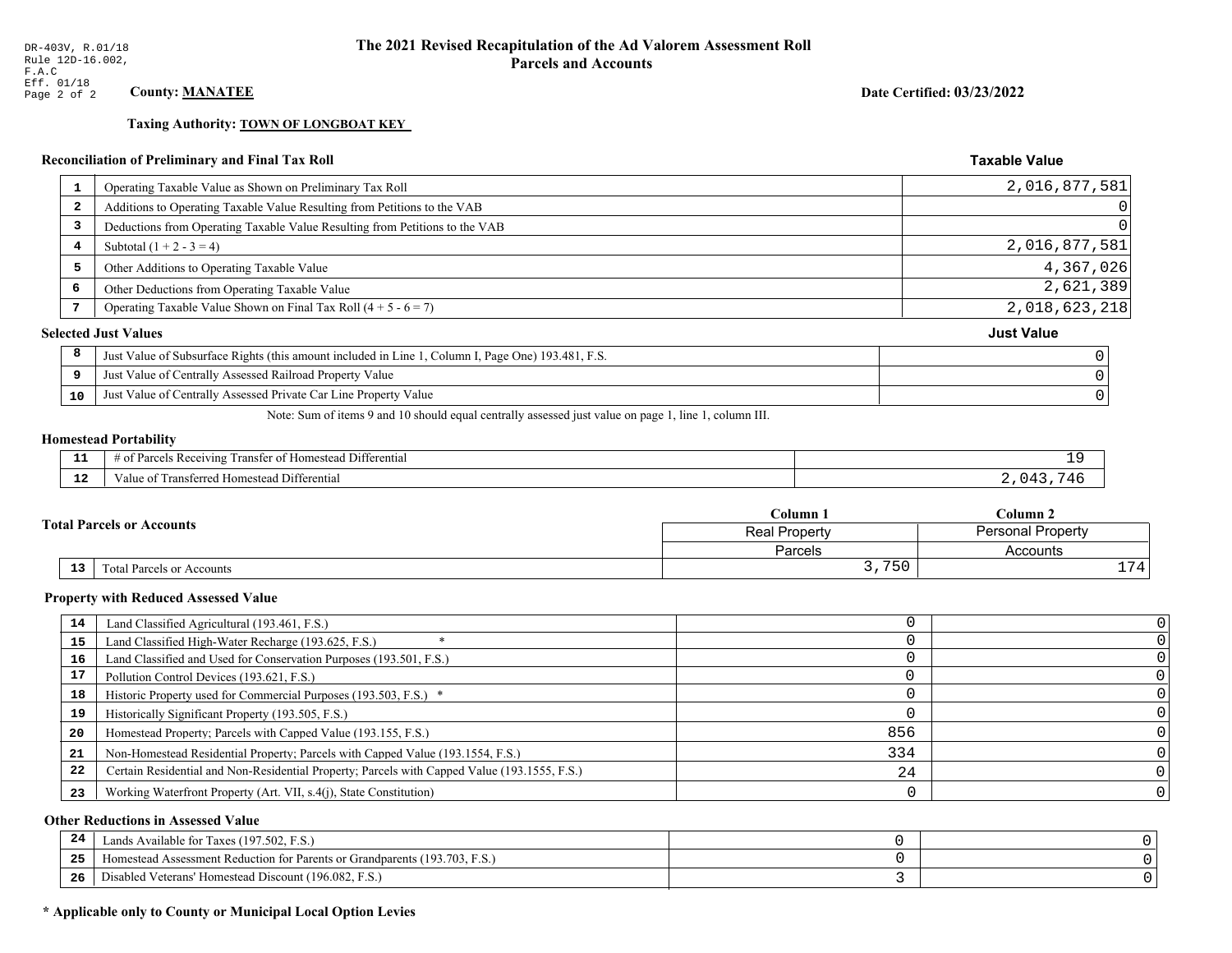DR-403V, R.01/18
Rule 12D-16.002, F.A.C
Eff. 01/18

# The 2021 Revised Recapitulation of the Ad Valorem Assessment Roll
## Parcels and Accounts

**County: MANATEE**

**Date Certified: 03/23/2022**

**Taxing Authority: TOWN OF LONGBOAT KEY**

### Reconciliation of Preliminary and Final Tax Roll

| | | Taxable Value |
|---|---|---|
| 1 | Operating Taxable Value as Shown on Preliminary Tax Roll | 2,016,877,581 |
| 2 | Additions to Operating Taxable Value Resulting from Petitions to the VAB | 0 |
| 3 | Deductions from Operating Taxable Value Resulting from Petitions to the VAB | 0 |
| 4 | Subtotal (1 + 2 - 3 = 4) | 2,016,877,581 |
| 5 | Other Additions to Operating Taxable Value | 4,367,026 |
| 6 | Other Deductions from Operating Taxable Value | 2,621,389 |
| 7 | Operating Taxable Value Shown on Final Tax Roll (4 + 5 - 6 = 7) | 2,018,623,218 |

### Selected Just Values

| | | Just Value |
|---|---|---|
| 8 | Just Value of Subsurface Rights (this amount included in Line 1, Column I, Page One) 193.481, F.S. | 0 |
| 9 | Just Value of Centrally Assessed Railroad Property Value | 0 |
| 10 | Just Value of Centrally Assessed Private Car Line Property Value | 0 |

Note: Sum of items 9 and 10 should equal centrally assessed just value on page 1, line 1, column III.

### Homestead Portability

| | | |
|---|---|---|
| 11 | # of Parcels Receiving Transfer of Homestead Differential | 19 |
| 12 | Value of Transferred Homestead Differential | 2,043,746 |

### Total Parcels or Accounts

| | | Column 1 | Column 2 |
|---|---|---|---|
| | | Real Property | Personal Property |
| | | Parcels | Accounts |
| 13 | Total Parcels or Accounts | 3,750 | 174 |

### Property with Reduced Assessed Value

| | | Column 1 | Column 2 |
|---|---|---|---|
| 14 | Land Classified Agricultural (193.461, F.S.) | 0 | 0 |
| 15 | Land Classified High-Water Recharge (193.625, F.S.) * | 0 | 0 |
| 16 | Land Classified and Used for Conservation Purposes (193.501, F.S.) | 0 | 0 |
| 17 | Pollution Control Devices (193.621, F.S.) | 0 | 0 |
| 18 | Historic Property used for Commercial Purposes (193.503, F.S.) * | 0 | 0 |
| 19 | Historically Significant Property (193.505, F.S.) | 0 | 0 |
| 20 | Homestead Property; Parcels with Capped Value (193.155, F.S.) | 856 | 0 |
| 21 | Non-Homestead Residential Property; Parcels with Capped Value (193.1554, F.S.) | 334 | 0 |
| 22 | Certain Residential and Non-Residential Property; Parcels with Capped Value (193.1555, F.S.) | 24 | 0 |
| 23 | Working Waterfront Property (Art. VII, s.4(j), State Constitution) | 0 | 0 |

### Other Reductions in Assessed Value

| | | Column 1 | Column 2 |
|---|---|---|---|
| 24 | Lands Available for Taxes (197.502, F.S.) | 0 | 0 |
| 25 | Homestead Assessment Reduction for Parents or Grandparents (193.703, F.S.) | 0 | 0 |
| 26 | Disabled Veterans' Homestead Discount (196.082, F.S.) | 3 | 0 |

**\* Applicable only to County or Municipal Local Option Levies**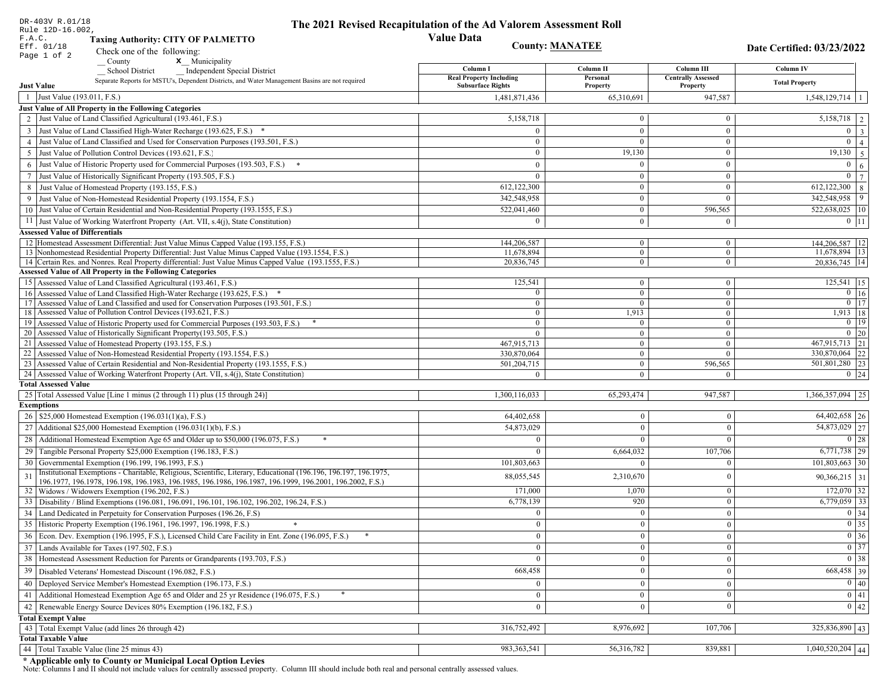DR-403V R.01/18
Rule 12D-16.002, F.A.C.
Eff. 01/18

# The 2021 Revised Recapitulation of the Ad Valorem Assessment Roll
## Value Data

**Taxing Authority: CITY OF PALMETTO**

**County: MANATEE**

**Date Certified: 03/23/2022**

Check one of the following:
__ County
X__ Municipality
__ School District
__ Independent Special District

Separate Reports for MSTU's, Dependent Districts, and Water Management Basins are not required

| | | Column I Real Property Including Subsurface Rights | Column II Personal Property | Column III Centrally Assessed Property | Column IV Total Property | |
|---|---|---|---|---|---|---|
| **Just Value** | | | | | | |
| 1 | Just Value (193.011, F.S.) | 1,481,871,436 | 65,310,691 | 947,587 | 1,548,129,714 | 1 |
| **Just Value of All Property in the Following Categories** | | | | | | |
| 2 | Just Value of Land Classified Agricultural (193.461, F.S.) | 5,158,718 | 0 | 0 | 5,158,718 | 2 |
| 3 | Just Value of Land Classified High-Water Recharge (193.625, F.S.) * | 0 | 0 | 0 | 0 | 3 |
| 4 | Just Value of Land Classified and Used for Conservation Purposes (193.501, F.S.) | 0 | 0 | 0 | 0 | 4 |
| 5 | Just Value of Pollution Control Devices (193.621, F.S.) | 0 | 19,130 | 0 | 19,130 | 5 |
| 6 | Just Value of Historic Property used for Commercial Purposes (193.503, F.S.) * | 0 | 0 | 0 | 0 | 6 |
| 7 | Just Value of Historically Significant Property (193.505, F.S.) | 0 | 0 | 0 | 0 | 7 |
| 8 | Just Value of Homestead Property (193.155, F.S.) | 612,122,300 | 0 | 0 | 612,122,300 | 8 |
| 9 | Just Value of Non-Homestead Residential Property (193.1554, F.S.) | 342,548,958 | 0 | 0 | 342,548,958 | 9 |
| 10 | Just Value of Certain Residential and Non-Residential Property (193.1555, F.S.) | 522,041,460 | 0 | 596,565 | 522,638,025 | 10 |
| 11 | Just Value of Working Waterfront Property (Art. VII, s.4(j), State Constitution) | 0 | 0 | 0 | 0 | 11 |
| **Assessed Value of Differentials** | | | | | | |
| 12 | Homestead Assessment Differential: Just Value Minus Capped Value (193.155, F.S.) | 144,206,587 | 0 | 0 | 144,206,587 | 12 |
| 13 | Nonhomestead Residential Property Differential: Just Value Minus Capped Value (193.1554, F.S.) | 11,678,894 | 0 | 0 | 11,678,894 | 13 |
| 14 | Certain Res. and Nonres. Real Property differential: Just Value Minus Capped Value (193.1555, F.S.) | 20,836,745 | 0 | 0 | 20,836,745 | 14 |
| **Assessed Value of All Property in the Following Categories** | | | | | | |
| 15 | Assessed Value of Land Classified Agricultural (193.461, F.S.) | 125,541 | 0 | 0 | 125,541 | 15 |
| 16 | Assessed Value of Land Classified High-Water Recharge (193.625, F.S.) * | 0 | 0 | 0 | 0 | 16 |
| 17 | Assessed Value of Land Classified and used for Conservation Purposes (193.501, F.S.) | 0 | 0 | 0 | 0 | 17 |
| 18 | Assessed Value of Pollution Control Devices (193.621, F.S.) | 0 | 1,913 | 0 | 1,913 | 18 |
| 19 | Assessed Value of Historic Property used for Commercial Purposes (193.503, F.S.) * | 0 | 0 | 0 | 0 | 19 |
| 20 | Assessed Value of Historically Significant Property(193.505, F.S.) | 0 | 0 | 0 | 0 | 20 |
| 21 | Assessed Value of Homestead Property (193.155, F.S.) | 467,915,713 | 0 | 0 | 467,915,713 | 21 |
| 22 | Assessed Value of Non-Homestead Residential Property (193.1554, F.S.) | 330,870,064 | 0 | 0 | 330,870,064 | 22 |
| 23 | Assessed Value of Certain Residential and Non-Residential Property (193.1555, F.S.) | 501,204,715 | 0 | 596,565 | 501,801,280 | 23 |
| 24 | Assessed Value of Working Waterfront Property (Art. VII, s.4(j), State Constitution) | 0 | 0 | 0 | 0 | 24 |
| **Total Assessed Value** | | | | | | |
| 25 | Total Assessed Value [Line 1 minus (2 through 11) plus (15 through 24)] | 1,300,116,033 | 65,293,474 | 947,587 | 1,366,357,094 | 25 |
| **Exemptions** | | | | | | |
| 26 | $25,000 Homestead Exemption (196.031(1)(a), F.S.) | 64,402,658 | 0 | 0 | 64,402,658 | 26 |
| 27 | Additional $25,000 Homestead Exemption (196.031(1)(b), F.S.) | 54,873,029 | 0 | 0 | 54,873,029 | 27 |
| 28 | Additional Homestead Exemption Age 65 and Older up to $50,000 (196.075, F.S.) * | 0 | 0 | 0 | 0 | 28 |
| 29 | Tangible Personal Property $25,000 Exemption (196.183, F.S.) | 0 | 6,664,032 | 107,706 | 6,771,738 | 29 |
| 30 | Governmental Exemption (196.199, 196.1993, F.S.) | 101,803,663 | 0 | 0 | 101,803,663 | 30 |
| 31 | Institutional Exemptions - Charitable, Religious, Scientific, Literary, Educational (196.196, 196.197, 196.1975, 196.1977, 196.1978, 196.198, 196.1983, 196.1985, 196.1986, 196.1987, 196.1999, 196.2001, 196.2002, F.S.) | 88,055,545 | 2,310,670 | 0 | 90,366,215 | 31 |
| 32 | Widows / Widowers Exemption (196.202, F.S.) | 171,000 | 1,070 | 0 | 172,070 | 32 |
| 33 | Disability / Blind Exemptions (196.081, 196.091, 196.101, 196.102, 196.202, 196.24, F.S.) | 6,778,139 | 920 | 0 | 6,779,059 | 33 |
| 34 | Land Dedicated in Perpetuity for Conservation Purposes (196.26, F.S) | 0 | 0 | 0 | 0 | 34 |
| 35 | Historic Property Exemption (196.1961, 196.1997, 196.1998, F.S.) * | 0 | 0 | 0 | 0 | 35 |
| 36 | Econ. Dev. Exemption (196.1995, F.S.), Licensed Child Care Facility in Ent. Zone (196.095, F.S.) * | 0 | 0 | 0 | 0 | 36 |
| 37 | Lands Available for Taxes (197.502, F.S.) | 0 | 0 | 0 | 0 | 37 |
| 38 | Homestead Assessment Reduction for Parents or Grandparents (193.703, F.S.) | 0 | 0 | 0 | 0 | 38 |
| 39 | Disabled Veterans' Homestead Discount (196.082, F.S.) | 668,458 | 0 | 0 | 668,458 | 39 |
| 40 | Deployed Service Member's Homestead Exemption (196.173, F.S.) | 0 | 0 | 0 | 0 | 40 |
| 41 | Additional Homestead Exemption Age 65 and Older and 25 yr Residence (196.075, F.S.) * | 0 | 0 | 0 | 0 | 41 |
| 42 | Renewable Energy Source Devices 80% Exemption (196.182, F.S.) | 0 | 0 | 0 | 0 | 42 |
| **Total Exempt Value** | | | | | | |
| 43 | Total Exempt Value (add lines 26 through 42) | 316,752,492 | 8,976,692 | 107,706 | 325,836,890 | 43 |
| **Total Taxable Value** | | | | | | |
| 44 | Total Taxable Value (line 25 minus 43) | 983,363,541 | 56,316,782 | 839,881 | 1,040,520,204 | 44 |

**\* Applicable only to County or Municipal Local Option Levies**

Note: Columns I and II should not include values for centrally assessed property. Column III should include both real and personal centrally assessed values.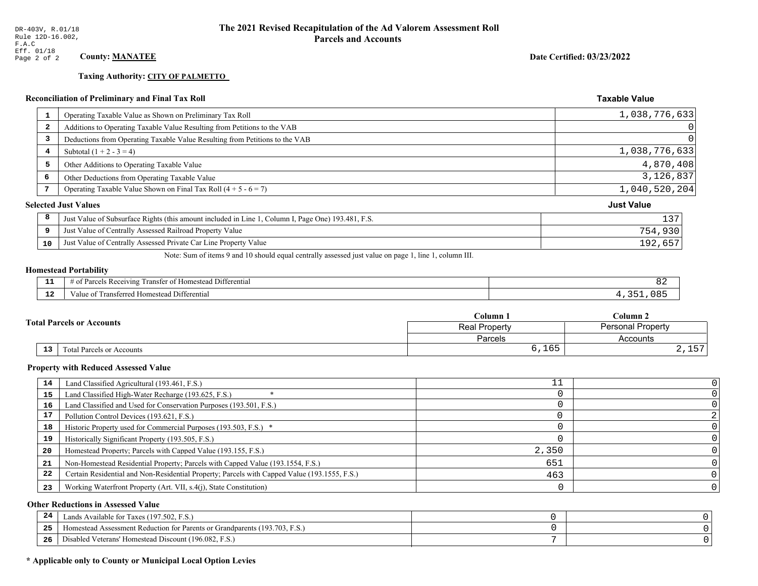DR-403V, R.01/18
Rule 12D-16.002, F.A.C
Eff. 01/18

# The 2021 Revised Recapitulation of the Ad Valorem Assessment Roll
## Parcels and Accounts

**County: MANATEE**

**Date Certified: 03/23/2022**

**Taxing Authority: CITY OF PALMETTO**

### Reconciliation of Preliminary and Final Tax Roll

| # | Description | Taxable Value |
|---|---|---|
| 1 | Operating Taxable Value as Shown on Preliminary Tax Roll | 1,038,776,633 |
| 2 | Additions to Operating Taxable Value Resulting from Petitions to the VAB | 0 |
| 3 | Deductions from Operating Taxable Value Resulting from Petitions to the VAB | 0 |
| 4 | Subtotal (1 + 2 - 3 = 4) | 1,038,776,633 |
| 5 | Other Additions to Operating Taxable Value | 4,870,408 |
| 6 | Other Deductions from Operating Taxable Value | 3,126,837 |
| 7 | Operating Taxable Value Shown on Final Tax Roll (4 + 5 - 6 = 7) | 1,040,520,204 |

### Selected Just Values

| # | Description | Just Value |
|---|---|---|
| 8 | Just Value of Subsurface Rights (this amount included in Line 1, Column I, Page One) 193.481, F.S. | 137 |
| 9 | Just Value of Centrally Assessed Railroad Property Value | 754,930 |
| 10 | Just Value of Centrally Assessed Private Car Line Property Value | 192,657 |

Note: Sum of items 9 and 10 should equal centrally assessed just value on page 1, line 1, column III.

### Homestead Portability

| # | Description | Value |
|---|---|---|
| 11 | # of Parcels Receiving Transfer of Homestead Differential | 82 |
| 12 | Value of Transferred Homestead Differential | 4,351,085 |

### Total Parcels or Accounts

| # | Description | Column 1 Real Property Parcels | Column 2 Personal Property Accounts |
|---|---|---|---|
| 13 | Total Parcels or Accounts | 6,165 | 2,157 |

### Property with Reduced Assessed Value

| # | Description | Column 1 | Column 2 |
|---|---|---|---|
| 14 | Land Classified Agricultural (193.461, F.S.) | 11 | 0 |
| 15 | Land Classified High-Water Recharge (193.625, F.S.) * | 0 | 0 |
| 16 | Land Classified and Used for Conservation Purposes (193.501, F.S.) | 0 | 0 |
| 17 | Pollution Control Devices (193.621, F.S.) | 0 | 2 |
| 18 | Historic Property used for Commercial Purposes (193.503, F.S.) * | 0 | 0 |
| 19 | Historically Significant Property (193.505, F.S.) | 0 | 0 |
| 20 | Homestead Property; Parcels with Capped Value (193.155, F.S.) | 2,350 | 0 |
| 21 | Non-Homestead Residential Property; Parcels with Capped Value (193.1554, F.S.) | 651 | 0 |
| 22 | Certain Residential and Non-Residential Property; Parcels with Capped Value (193.1555, F.S.) | 463 | 0 |
| 23 | Working Waterfront Property (Art. VII, s.4(j), State Constitution) | 0 | 0 |

### Other Reductions in Assessed Value

| # | Description | Column 1 | Column 2 |
|---|---|---|---|
| 24 | Lands Available for Taxes (197.502, F.S.) | 0 | 0 |
| 25 | Homestead Assessment Reduction for Parents or Grandparents (193.703, F.S.) | 0 | 0 |
| 26 | Disabled Veterans' Homestead Discount (196.082, F.S.) | 7 | 0 |

**\* Applicable only to County or Municipal Local Option Levies**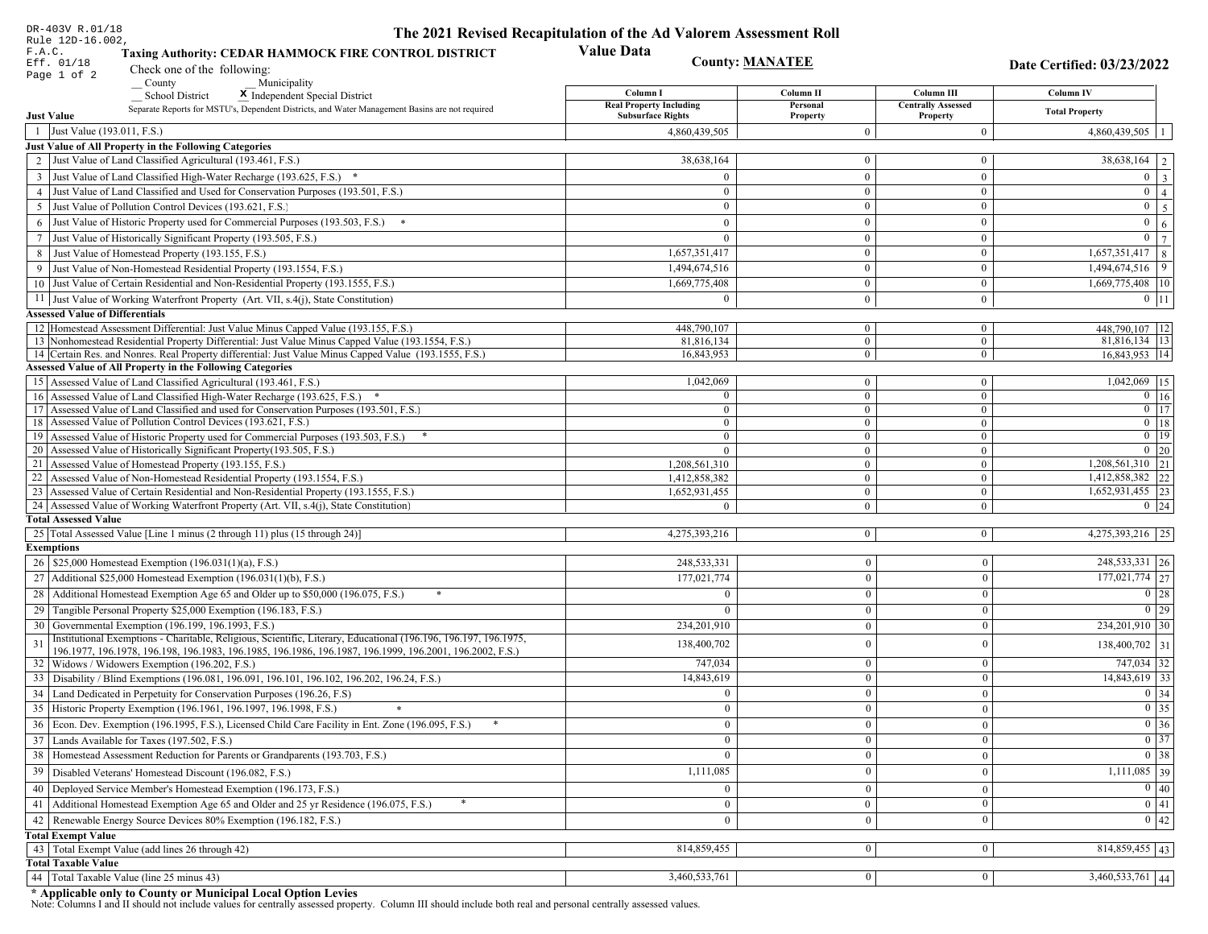DR-403V R.01/18
Rule 12D-16.002, F.A.C.
Eff. 01/18

# The 2021 Revised Recapitulation of the Ad Valorem Assessment Roll

## Value Data

**Taxing Authority: CEDAR HAMMOCK FIRE CONTROL DISTRICT**

**County: MANATEE**

**Date Certified: 03/23/2022**

Check one of the following:
__ County  __ Municipality
__ School District  X Independent Special District

Separate Reports for MSTU's, Dependent Districts, and Water Management Basins are not required

| | | Column I Real Property Including Subsurface Rights | Column II Personal Property | Column III Centrally Assessed Property | Column IV Total Property | |
|---|---|---|---|---|---|---|
| **Just Value** | | | | | | |
| 1 | Just Value (193.011, F.S.) | 4,860,439,505 | 0 | 0 | 4,860,439,505 | 1 |
| **Just Value of All Property in the Following Categories** | | | | | | |
| 2 | Just Value of Land Classified Agricultural (193.461, F.S.) | 38,638,164 | 0 | 0 | 38,638,164 | 2 |
| 3 | Just Value of Land Classified High-Water Recharge (193.625, F.S.) * | 0 | 0 | 0 | 0 | 3 |
| 4 | Just Value of Land Classified and Used for Conservation Purposes (193.501, F.S.) | 0 | 0 | 0 | 0 | 4 |
| 5 | Just Value of Pollution Control Devices (193.621, F.S.) | 0 | 0 | 0 | 0 | 5 |
| 6 | Just Value of Historic Property used for Commercial Purposes (193.503, F.S.) * | 0 | 0 | 0 | 0 | 6 |
| 7 | Just Value of Historically Significant Property (193.505, F.S.) | 0 | 0 | 0 | 0 | 7 |
| 8 | Just Value of Homestead Property (193.155, F.S.) | 1,657,351,417 | 0 | 0 | 1,657,351,417 | 8 |
| 9 | Just Value of Non-Homestead Residential Property (193.1554, F.S.) | 1,494,674,516 | 0 | 0 | 1,494,674,516 | 9 |
| 10 | Just Value of Certain Residential and Non-Residential Property (193.1555, F.S.) | 1,669,775,408 | 0 | 0 | 1,669,775,408 | 10 |
| 11 | Just Value of Working Waterfront Property (Art. VII, s.4(j), State Constitution) | 0 | 0 | 0 | 0 | 11 |
| **Assessed Value of Differentials** | | | | | | |
| 12 | Homestead Assessment Differential: Just Value Minus Capped Value (193.155, F.S.) | 448,790,107 | 0 | 0 | 448,790,107 | 12 |
| 13 | Nonhomestead Residential Property Differential: Just Value Minus Capped Value (193.1554, F.S.) | 81,816,134 | 0 | 0 | 81,816,134 | 13 |
| 14 | Certain Res. and Nonres. Real Property differential: Just Value Minus Capped Value (193.1555, F.S.) | 16,843,953 | 0 | 0 | 16,843,953 | 14 |
| **Assessed Value of All Property in the Following Categories** | | | | | | |
| 15 | Assessed Value of Land Classified Agricultural (193.461, F.S.) | 1,042,069 | 0 | 0 | 1,042,069 | 15 |
| 16 | Assessed Value of Land Classified High-Water Recharge (193.625, F.S.) * | 0 | 0 | 0 | 0 | 16 |
| 17 | Assessed Value of Land Classified and used for Conservation Purposes (193.501, F.S.) | 0 | 0 | 0 | 0 | 17 |
| 18 | Assessed Value of Pollution Control Devices (193.621, F.S.) | 0 | 0 | 0 | 0 | 18 |
| 19 | Assessed Value of Historic Property used for Commercial Purposes (193.503, F.S.) * | 0 | 0 | 0 | 0 | 19 |
| 20 | Assessed Value of Historically Significant Property(193.505, F.S.) | 0 | 0 | 0 | 0 | 20 |
| 21 | Assessed Value of Homestead Property (193.155, F.S.) | 1,208,561,310 | 0 | 0 | 1,208,561,310 | 21 |
| 22 | Assessed Value of Non-Homestead Residential Property (193.1554, F.S.) | 1,412,858,382 | 0 | 0 | 1,412,858,382 | 22 |
| 23 | Assessed Value of Certain Residential and Non-Residential Property (193.1555, F.S.) | 1,652,931,455 | 0 | 0 | 1,652,931,455 | 23 |
| 24 | Assessed Value of Working Waterfront Property (Art. VII, s.4(j), State Constitution) | 0 | 0 | 0 | 0 | 24 |
| **Total Assessed Value** | | | | | | |
| 25 | Total Assessed Value [Line 1 minus (2 through 11) plus (15 through 24)] | 4,275,393,216 | 0 | 0 | 4,275,393,216 | 25 |
| **Exemptions** | | | | | | |
| 26 | $25,000 Homestead Exemption (196.031(1)(a), F.S.) | 248,533,331 | 0 | 0 | 248,533,331 | 26 |
| 27 | Additional $25,000 Homestead Exemption (196.031(1)(b), F.S.) | 177,021,774 | 0 | 0 | 177,021,774 | 27 |
| 28 | Additional Homestead Exemption Age 65 and Older up to $50,000 (196.075, F.S.) * | 0 | 0 | 0 | 0 | 28 |
| 29 | Tangible Personal Property $25,000 Exemption (196.183, F.S.) | 0 | 0 | 0 | 0 | 29 |
| 30 | Governmental Exemption (196.199, 196.1993, F.S.) | 234,201,910 | 0 | 0 | 234,201,910 | 30 |
| 31 | Institutional Exemptions - Charitable, Religious, Scientific, Literary, Educational (196.196, 196.197, 196.1975, 196.1977, 196.1978, 196.198, 196.1983, 196.1985, 196.1986, 196.1987, 196.1999, 196.2001, 196.2002, F.S.) | 138,400,702 | 0 | 0 | 138,400,702 | 31 |
| 32 | Widows / Widowers Exemption (196.202, F.S.) | 747,034 | 0 | 0 | 747,034 | 32 |
| 33 | Disability / Blind Exemptions (196.081, 196.091, 196.101, 196.102, 196.202, 196.24, F.S.) | 14,843,619 | 0 | 0 | 14,843,619 | 33 |
| 34 | Land Dedicated in Perpetuity for Conservation Purposes (196.26, F.S) | 0 | 0 | 0 | 0 | 34 |
| 35 | Historic Property Exemption (196.1961, 196.1997, 196.1998, F.S.) * | 0 | 0 | 0 | 0 | 35 |
| 36 | Econ. Dev. Exemption (196.1995, F.S.), Licensed Child Care Facility in Ent. Zone (196.095, F.S.) * | 0 | 0 | 0 | 0 | 36 |
| 37 | Lands Available for Taxes (197.502, F.S.) | 0 | 0 | 0 | 0 | 37 |
| 38 | Homestead Assessment Reduction for Parents or Grandparents (193.703, F.S.) | 0 | 0 | 0 | 0 | 38 |
| 39 | Disabled Veterans' Homestead Discount (196.082, F.S.) | 1,111,085 | 0 | 0 | 1,111,085 | 39 |
| 40 | Deployed Service Member's Homestead Exemption (196.173, F.S.) | 0 | 0 | 0 | 0 | 40 |
| 41 | Additional Homestead Exemption Age 65 and Older and 25 yr Residence (196.075, F.S.) * | 0 | 0 | 0 | 0 | 41 |
| 42 | Renewable Energy Source Devices 80% Exemption (196.182, F.S.) | 0 | 0 | 0 | 0 | 42 |
| **Total Exempt Value** | | | | | | |
| 43 | Total Exempt Value (add lines 26 through 42) | 814,859,455 | 0 | 0 | 814,859,455 | 43 |
| **Total Taxable Value** | | | | | | |
| 44 | Total Taxable Value (line 25 minus 43) | 3,460,533,761 | 0 | 0 | 3,460,533,761 | 44 |

**\* Applicable only to County or Municipal Local Option Levies**

Note: Columns I and II should not include values for centrally assessed property. Column III should include both real and personal centrally assessed values.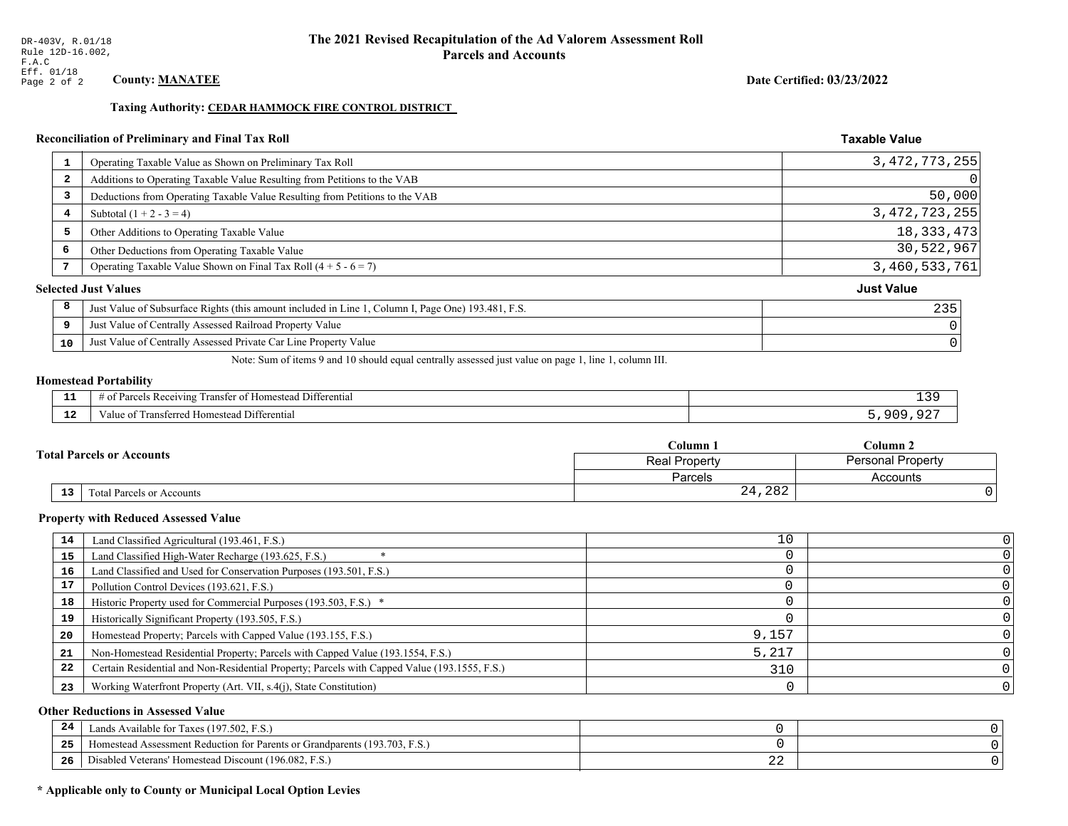DR-403V, R.01/18
Rule 12D-16.002, F.A.C
Eff. 01/18

# The 2021 Revised Recapitulation of the Ad Valorem Assessment Roll
## Parcels and Accounts

**County: MANATEE**

**Date Certified: 03/23/2022**

**Taxing Authority: CEDAR HAMMOCK FIRE CONTROL DISTRICT**

### Reconciliation of Preliminary and Final Tax Roll

| | | Taxable Value |
|---|---|---|
| 1 | Operating Taxable Value as Shown on Preliminary Tax Roll | 3,472,773,255 |
| 2 | Additions to Operating Taxable Value Resulting from Petitions to the VAB | 0 |
| 3 | Deductions from Operating Taxable Value Resulting from Petitions to the VAB | 50,000 |
| 4 | Subtotal (1 + 2 - 3 = 4) | 3,472,723,255 |
| 5 | Other Additions to Operating Taxable Value | 18,333,473 |
| 6 | Other Deductions from Operating Taxable Value | 30,522,967 |
| 7 | Operating Taxable Value Shown on Final Tax Roll (4 + 5 - 6 = 7) | 3,460,533,761 |

### Selected Just Values

| | | Just Value |
|---|---|---|
| 8 | Just Value of Subsurface Rights (this amount included in Line 1, Column I, Page One) 193.481, F.S. | 235 |
| 9 | Just Value of Centrally Assessed Railroad Property Value | 0 |
| 10 | Just Value of Centrally Assessed Private Car Line Property Value | 0 |

Note: Sum of items 9 and 10 should equal centrally assessed just value on page 1, line 1, column III.

### Homestead Portability

| | | |
|---|---|---|
| 11 | # of Parcels Receiving Transfer of Homestead Differential | 139 |
| 12 | Value of Transferred Homestead Differential | 5,909,927 |

### Total Parcels or Accounts

| | | Column 1 Real Property Parcels | Column 2 Personal Property Accounts |
|---|---|---|---|
| 13 | Total Parcels or Accounts | 24,282 | 0 |

### Property with Reduced Assessed Value

| | | Column 1 | Column 2 |
|---|---|---|---|
| 14 | Land Classified Agricultural (193.461, F.S.) | 10 | 0 |
| 15 | Land Classified High-Water Recharge (193.625, F.S.) * | 0 | 0 |
| 16 | Land Classified and Used for Conservation Purposes (193.501, F.S.) | 0 | 0 |
| 17 | Pollution Control Devices (193.621, F.S.) | 0 | 0 |
| 18 | Historic Property used for Commercial Purposes (193.503, F.S.) * | 0 | 0 |
| 19 | Historically Significant Property (193.505, F.S.) | 0 | 0 |
| 20 | Homestead Property; Parcels with Capped Value (193.155, F.S.) | 9,157 | 0 |
| 21 | Non-Homestead Residential Property; Parcels with Capped Value (193.1554, F.S.) | 5,217 | 0 |
| 22 | Certain Residential and Non-Residential Property; Parcels with Capped Value (193.1555, F.S.) | 310 | 0 |
| 23 | Working Waterfront Property (Art. VII, s.4(j), State Constitution) | 0 | 0 |

### Other Reductions in Assessed Value

| | | Column 1 | Column 2 |
|---|---|---|---|
| 24 | Lands Available for Taxes (197.502, F.S.) | 0 | 0 |
| 25 | Homestead Assessment Reduction for Parents or Grandparents (193.703, F.S.) | 0 | 0 |
| 26 | Disabled Veterans' Homestead Discount (196.082, F.S.) | 22 | 0 |

**\* Applicable only to County or Municipal Local Option Levies**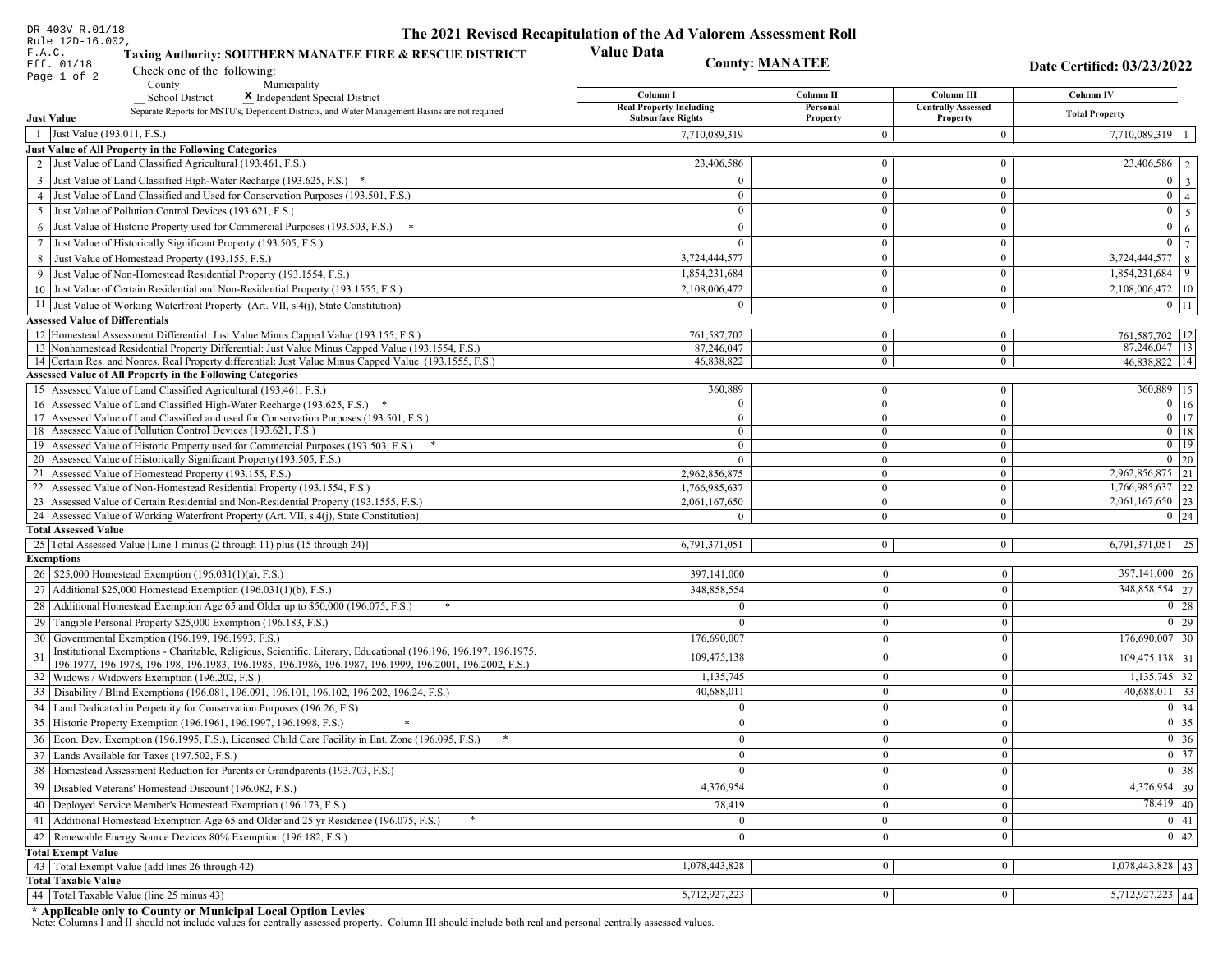DR-403V R.01/18
Rule 12D-16.002, F.A.C.
Eff. 01/18

# The 2021 Revised Recapitulation of the Ad Valorem Assessment Roll

## Value Data

**Taxing Authority: SOUTHERN MANATEE FIRE & RESCUE DISTRICT**

**County: MANATEE**

**Date Certified: 03/23/2022**

Check one of the following:
__ County
__ Municipality
__ School District
X Independent Special District

Separate Reports for MSTU's, Dependent Districts, and Water Management Basins are not required

| | | Column I Real Property Including Subsurface Rights | Column II Personal Property | Column III Centrally Assessed Property | Column IV Total Property | |
|---|---|---|---|---|---|---|
| **Just Value** | | | | | | |
| 1 | Just Value (193.011, F.S.) | 7,710,089,319 | 0 | 0 | 7,710,089,319 | 1 |
| **Just Value of All Property in the Following Categories** | | | | | | |
| 2 | Just Value of Land Classified Agricultural (193.461, F.S.) | 23,406,586 | 0 | 0 | 23,406,586 | 2 |
| 3 | Just Value of Land Classified High-Water Recharge (193.625, F.S.) * | 0 | 0 | 0 | 0 | 3 |
| 4 | Just Value of Land Classified and Used for Conservation Purposes (193.501, F.S.) | 0 | 0 | 0 | 0 | 4 |
| 5 | Just Value of Pollution Control Devices (193.621, F.S.) | 0 | 0 | 0 | 0 | 5 |
| 6 | Just Value of Historic Property used for Commercial Purposes (193.503, F.S.) * | 0 | 0 | 0 | 0 | 6 |
| 7 | Just Value of Historically Significant Property (193.505, F.S.) | 0 | 0 | 0 | 0 | 7 |
| 8 | Just Value of Homestead Property (193.155, F.S.) | 3,724,444,577 | 0 | 0 | 3,724,444,577 | 8 |
| 9 | Just Value of Non-Homestead Residential Property (193.1554, F.S.) | 1,854,231,684 | 0 | 0 | 1,854,231,684 | 9 |
| 10 | Just Value of Certain Residential and Non-Residential Property (193.1555, F.S.) | 2,108,006,472 | 0 | 0 | 2,108,006,472 | 10 |
| 11 | Just Value of Working Waterfront Property (Art. VII, s.4(j), State Constitution) | 0 | 0 | 0 | 0 | 11 |
| **Assessed Value of Differentials** | | | | | | |
| 12 | Homestead Assessment Differential: Just Value Minus Capped Value (193.155, F.S.) | 761,587,702 | 0 | 0 | 761,587,702 | 12 |
| 13 | Nonhomestead Residential Property Differential: Just Value Minus Capped Value (193.1554, F.S.) | 87,246,047 | 0 | 0 | 87,246,047 | 13 |
| 14 | Certain Res. and Nonres. Real Property differential: Just Value Minus Capped Value (193.1555, F.S.) | 46,838,822 | 0 | 0 | 46,838,822 | 14 |
| **Assessed Value of All Property in the Following Categories** | | | | | | |
| 15 | Assessed Value of Land Classified Agricultural (193.461, F.S.) | 360,889 | 0 | 0 | 360,889 | 15 |
| 16 | Assessed Value of Land Classified High-Water Recharge (193.625, F.S.) * | 0 | 0 | 0 | 0 | 16 |
| 17 | Assessed Value of Land Classified and used for Conservation Purposes (193.501, F.S.) | 0 | 0 | 0 | 0 | 17 |
| 18 | Assessed Value of Pollution Control Devices (193.621, F.S.) | 0 | 0 | 0 | 0 | 18 |
| 19 | Assessed Value of Historic Property used for Commercial Purposes (193.503, F.S.) * | 0 | 0 | 0 | 0 | 19 |
| 20 | Assessed Value of Historically Significant Property(193.505, F.S.) | 0 | 0 | 0 | 0 | 20 |
| 21 | Assessed Value of Homestead Property (193.155, F.S.) | 2,962,856,875 | 0 | 0 | 2,962,856,875 | 21 |
| 22 | Assessed Value of Non-Homestead Residential Property (193.1554, F.S.) | 1,766,985,637 | 0 | 0 | 1,766,985,637 | 22 |
| 23 | Assessed Value of Certain Residential and Non-Residential Property (193.1555, F.S.) | 2,061,167,650 | 0 | 0 | 2,061,167,650 | 23 |
| 24 | Assessed Value of Working Waterfront Property (Art. VII, s.4(j), State Constitution) | 0 | 0 | 0 | 0 | 24 |
| **Total Assessed Value** | | | | | | |
| 25 | Total Assessed Value [Line 1 minus (2 through 11) plus (15 through 24)] | 6,791,371,051 | 0 | 0 | 6,791,371,051 | 25 |
| **Exemptions** | | | | | | |
| 26 | $25,000 Homestead Exemption (196.031(1)(a), F.S.) | 397,141,000 | 0 | 0 | 397,141,000 | 26 |
| 27 | Additional $25,000 Homestead Exemption (196.031(1)(b), F.S.) | 348,858,554 | 0 | 0 | 348,858,554 | 27 |
| 28 | Additional Homestead Exemption Age 65 and Older up to $50,000 (196.075, F.S.) * | 0 | 0 | 0 | 0 | 28 |
| 29 | Tangible Personal Property $25,000 Exemption (196.183, F.S.) | 0 | 0 | 0 | 0 | 29 |
| 30 | Governmental Exemption (196.199, 196.1993, F.S.) | 176,690,007 | 0 | 0 | 176,690,007 | 30 |
| 31 | Institutional Exemptions - Charitable, Religious, Scientific, Literary, Educational (196.196, 196.197, 196.1975, 196.1977, 196.1978, 196.198, 196.1983, 196.1985, 196.1986, 196.1987, 196.1999, 196.2001, 196.2002, F.S.) | 109,475,138 | 0 | 0 | 109,475,138 | 31 |
| 32 | Widows / Widowers Exemption (196.202, F.S.) | 1,135,745 | 0 | 0 | 1,135,745 | 32 |
| 33 | Disability / Blind Exemptions (196.081, 196.091, 196.101, 196.102, 196.202, 196.24, F.S.) | 40,688,011 | 0 | 0 | 40,688,011 | 33 |
| 34 | Land Dedicated in Perpetuity for Conservation Purposes (196.26, F.S) | 0 | 0 | 0 | 0 | 34 |
| 35 | Historic Property Exemption (196.1961, 196.1997, 196.1998, F.S.) * | 0 | 0 | 0 | 0 | 35 |
| 36 | Econ. Dev. Exemption (196.1995, F.S.), Licensed Child Care Facility in Ent. Zone (196.095, F.S.) * | 0 | 0 | 0 | 0 | 36 |
| 37 | Lands Available for Taxes (197.502, F.S.) | 0 | 0 | 0 | 0 | 37 |
| 38 | Homestead Assessment Reduction for Parents or Grandparents (193.703, F.S.) | 0 | 0 | 0 | 0 | 38 |
| 39 | Disabled Veterans' Homestead Discount (196.082, F.S.) | 4,376,954 | 0 | 0 | 4,376,954 | 39 |
| 40 | Deployed Service Member's Homestead Exemption (196.173, F.S.) | 78,419 | 0 | 0 | 78,419 | 40 |
| 41 | Additional Homestead Exemption Age 65 and Older and 25 yr Residence (196.075, F.S.) * | 0 | 0 | 0 | 0 | 41 |
| 42 | Renewable Energy Source Devices 80% Exemption (196.182, F.S.) | 0 | 0 | 0 | 0 | 42 |
| **Total Exempt Value** | | | | | | |
| 43 | Total Exempt Value (add lines 26 through 42) | 1,078,443,828 | 0 | 0 | 1,078,443,828 | 43 |
| **Total Taxable Value** | | | | | | |
| 44 | Total Taxable Value (line 25 minus 43) | 5,712,927,223 | 0 | 0 | 5,712,927,223 | 44 |

**\* Applicable only to County or Municipal Local Option Levies**

Note: Columns I and II should not include values for centrally assessed property. Column III should include both real and personal centrally assessed values.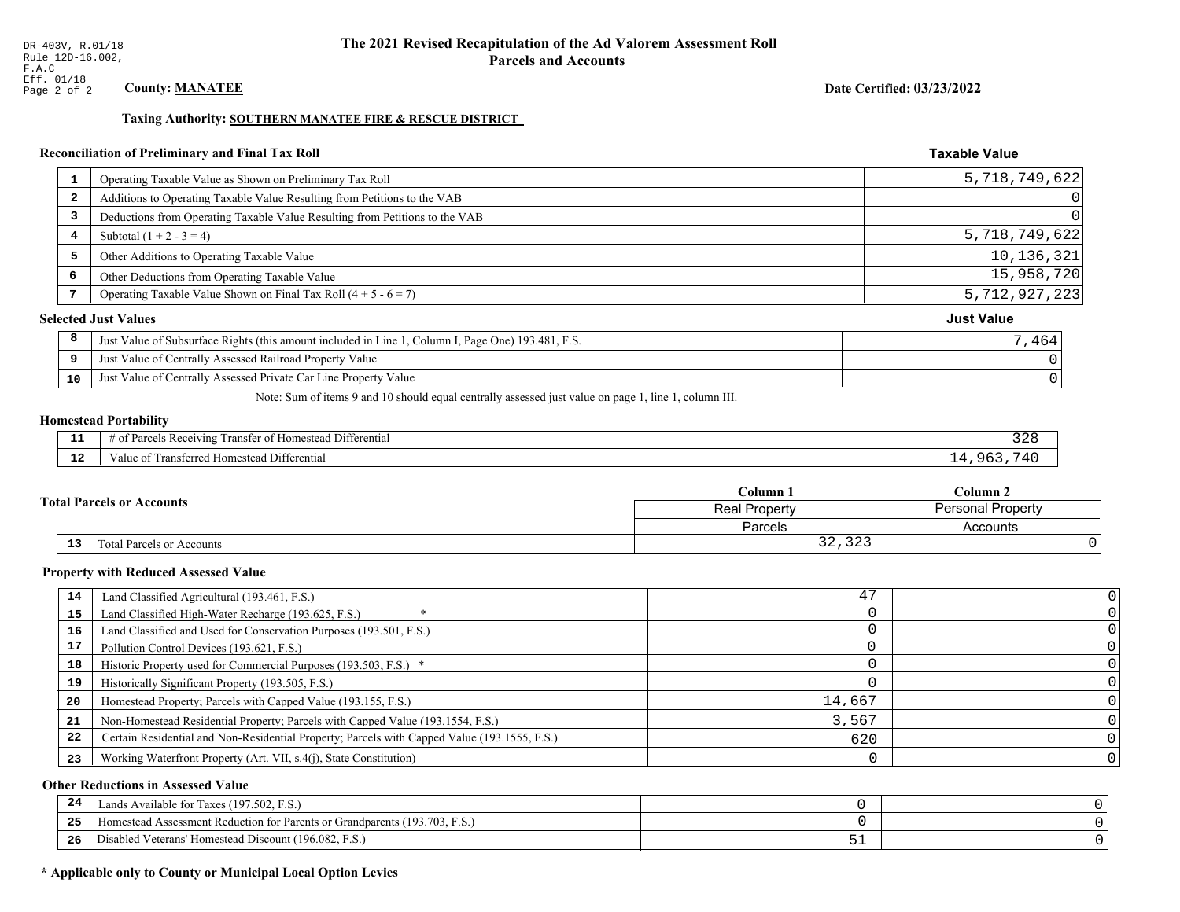DR-403V, R.01/18
Rule 12D-16.002, F.A.C
Eff. 01/18

# The 2021 Revised Recapitulation of the Ad Valorem Assessment Roll
## Parcels and Accounts

**County: MANATEE**

**Date Certified: 03/23/2022**

**Taxing Authority: SOUTHERN MANATEE FIRE & RESCUE DISTRICT**

### Reconciliation of Preliminary and Final Tax Roll

| | | Taxable Value |
|---|---|---|
| 1 | Operating Taxable Value as Shown on Preliminary Tax Roll | 5,718,749,622 |
| 2 | Additions to Operating Taxable Value Resulting from Petitions to the VAB | 0 |
| 3 | Deductions from Operating Taxable Value Resulting from Petitions to the VAB | 0 |
| 4 | Subtotal (1 + 2 - 3 = 4) | 5,718,749,622 |
| 5 | Other Additions to Operating Taxable Value | 10,136,321 |
| 6 | Other Deductions from Operating Taxable Value | 15,958,720 |
| 7 | Operating Taxable Value Shown on Final Tax Roll (4 + 5 - 6 = 7) | 5,712,927,223 |

### Selected Just Values

| | | Just Value |
|---|---|---|
| 8 | Just Value of Subsurface Rights (this amount included in Line 1, Column I, Page One) 193.481, F.S. | 7,464 |
| 9 | Just Value of Centrally Assessed Railroad Property Value | 0 |
| 10 | Just Value of Centrally Assessed Private Car Line Property Value | 0 |

Note: Sum of items 9 and 10 should equal centrally assessed just value on page 1, line 1, column III.

### Homestead Portability

| | | |
|---|---|---|
| 11 | # of Parcels Receiving Transfer of Homestead Differential | 328 |
| 12 | Value of Transferred Homestead Differential | 14,963,740 |

### Total Parcels or Accounts

| | | Column 1 | Column 2 |
|---|---|---|---|
| | | Real Property | Personal Property |
| | | Parcels | Accounts |
| 13 | Total Parcels or Accounts | 32,323 | 0 |

### Property with Reduced Assessed Value

| | | Column 1 | Column 2 |
|---|---|---|---|
| 14 | Land Classified Agricultural (193.461, F.S.) | 47 | 0 |
| 15 | Land Classified High-Water Recharge (193.625, F.S.) * | 0 | 0 |
| 16 | Land Classified and Used for Conservation Purposes (193.501, F.S.) | 0 | 0 |
| 17 | Pollution Control Devices (193.621, F.S.) | 0 | 0 |
| 18 | Historic Property used for Commercial Purposes (193.503, F.S.) * | 0 | 0 |
| 19 | Historically Significant Property (193.505, F.S.) | 0 | 0 |
| 20 | Homestead Property; Parcels with Capped Value (193.155, F.S.) | 14,667 | 0 |
| 21 | Non-Homestead Residential Property; Parcels with Capped Value (193.1554, F.S.) | 3,567 | 0 |
| 22 | Certain Residential and Non-Residential Property; Parcels with Capped Value (193.1555, F.S.) | 620 | 0 |
| 23 | Working Waterfront Property (Art. VII, s.4(j), State Constitution) | 0 | 0 |

### Other Reductions in Assessed Value

| | | Column 1 | Column 2 |
|---|---|---|---|
| 24 | Lands Available for Taxes (197.502, F.S.) | 0 | 0 |
| 25 | Homestead Assessment Reduction for Parents or Grandparents (193.703, F.S.) | 0 | 0 |
| 26 | Disabled Veterans' Homestead Discount (196.082, F.S.) | 51 | 0 |

**\* Applicable only to County or Municipal Local Option Levies**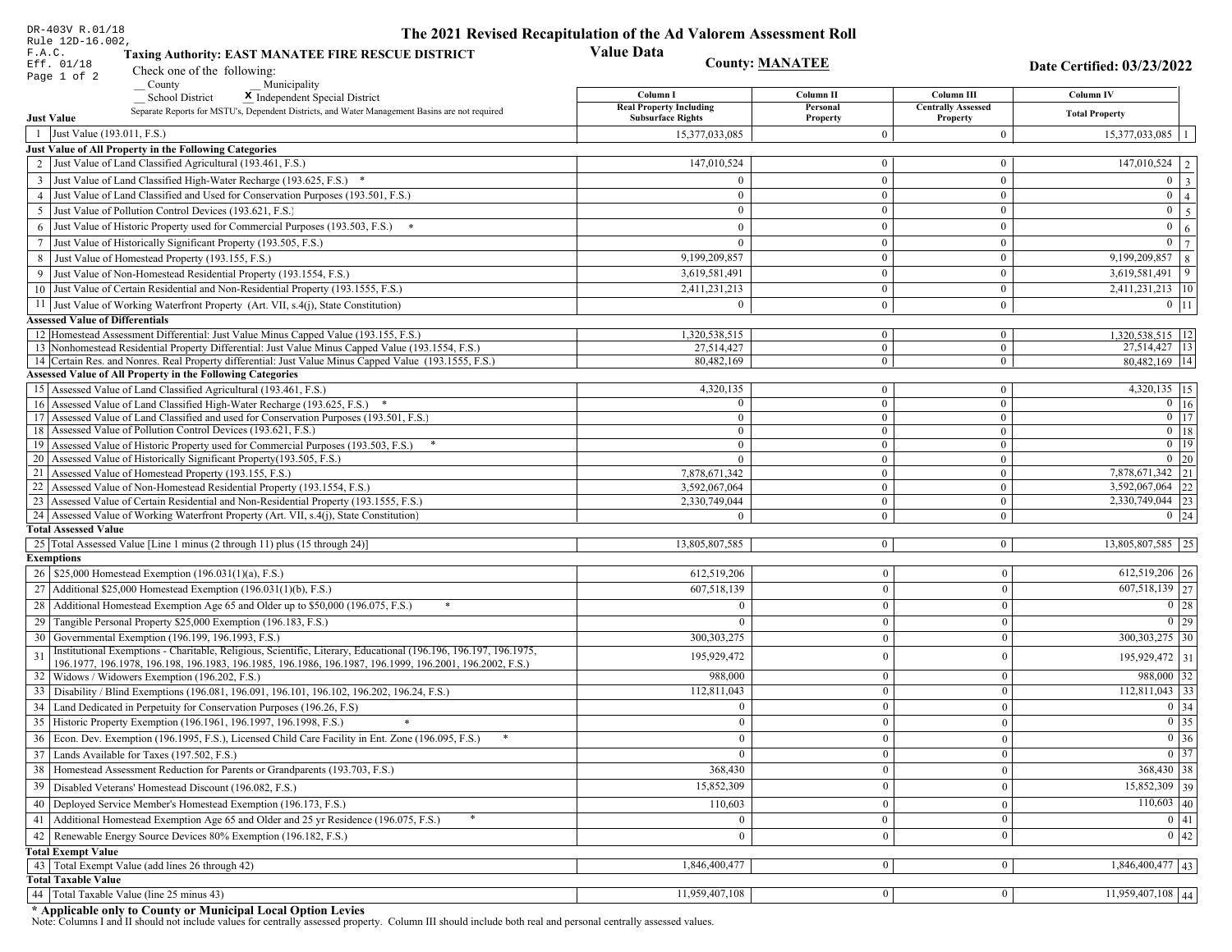DR-403V R.01/18
Rule 12D-16.002,
F.A.C.
Eff. 01/18

# The 2021 Revised Recapitulation of the Ad Valorem Assessment Roll

## Value Data

**Taxing Authority: EAST MANATEE FIRE RESCUE DISTRICT**

**County: MANATEE**

**Date Certified: 03/23/2022**

Check one of the following:
__ County __ Municipality
__ School District **X** Independent Special District

Separate Reports for MSTU's, Dependent Districts, and Water Management Basins are not required

| | | Column I<br>Real Property Including Subsurface Rights | Column II<br>Personal Property | Column III<br>Centrally Assessed Property | Column IV<br>Total Property | |
|---|---|---|---|---|---|---|
| **Just Value** | | | | | | |
| 1 | Just Value (193.011, F.S.) | 15,377,033,085 | 0 | 0 | 15,377,033,085 | 1 |
| **Just Value of All Property in the Following Categories** | | | | | | |
| 2 | Just Value of Land Classified Agricultural (193.461, F.S.) | 147,010,524 | 0 | 0 | 147,010,524 | 2 |
| 3 | Just Value of Land Classified High-Water Recharge (193.625, F.S.) * | 0 | 0 | 0 | 0 | 3 |
| 4 | Just Value of Land Classified and Used for Conservation Purposes (193.501, F.S.) | 0 | 0 | 0 | 0 | 4 |
| 5 | Just Value of Pollution Control Devices (193.621, F.S.) | 0 | 0 | 0 | 0 | 5 |
| 6 | Just Value of Historic Property used for Commercial Purposes (193.503, F.S.) * | 0 | 0 | 0 | 0 | 6 |
| 7 | Just Value of Historically Significant Property (193.505, F.S.) | 0 | 0 | 0 | 0 | 7 |
| 8 | Just Value of Homestead Property (193.155, F.S.) | 9,199,209,857 | 0 | 0 | 9,199,209,857 | 8 |
| 9 | Just Value of Non-Homestead Residential Property (193.1554, F.S.) | 3,619,581,491 | 0 | 0 | 3,619,581,491 | 9 |
| 10 | Just Value of Certain Residential and Non-Residential Property (193.1555, F.S.) | 2,411,231,213 | 0 | 0 | 2,411,231,213 | 10 |
| 11 | Just Value of Working Waterfront Property (Art. VII, s.4(j), State Constitution) | 0 | 0 | 0 | 0 | 11 |
| **Assessed Value of Differentials** | | | | | | |
| 12 | Homestead Assessment Differential: Just Value Minus Capped Value (193.155, F.S.) | 1,320,538,515 | 0 | 0 | 1,320,538,515 | 12 |
| 13 | Nonhomestead Residential Property Differential: Just Value Minus Capped Value (193.1554, F.S.) | 27,514,427 | 0 | 0 | 27,514,427 | 13 |
| 14 | Certain Res. and Nonres. Real Property differential: Just Value Minus Capped Value (193.1555, F.S.) | 80,482,169 | 0 | 0 | 80,482,169 | 14 |
| **Assessed Value of All Property in the Following Categories** | | | | | | |
| 15 | Assessed Value of Land Classified Agricultural (193.461, F.S.) | 4,320,135 | 0 | 0 | 4,320,135 | 15 |
| 16 | Assessed Value of Land Classified High-Water Recharge (193.625, F.S.) * | 0 | 0 | 0 | 0 | 16 |
| 17 | Assessed Value of Land Classified and used for Conservation Purposes (193.501, F.S.) | 0 | 0 | 0 | 0 | 17 |
| 18 | Assessed Value of Pollution Control Devices (193.621, F.S.) | 0 | 0 | 0 | 0 | 18 |
| 19 | Assessed Value of Historic Property used for Commercial Purposes (193.503, F.S.) * | 0 | 0 | 0 | 0 | 19 |
| 20 | Assessed Value of Historically Significant Property(193.505, F.S.) | 0 | 0 | 0 | 0 | 20 |
| 21 | Assessed Value of Homestead Property (193.155, F.S.) | 7,878,671,342 | 0 | 0 | 7,878,671,342 | 21 |
| 22 | Assessed Value of Non-Homestead Residential Property (193.1554, F.S.) | 3,592,067,064 | 0 | 0 | 3,592,067,064 | 22 |
| 23 | Assessed Value of Certain Residential and Non-Residential Property (193.1555, F.S.) | 2,330,749,044 | 0 | 0 | 2,330,749,044 | 23 |
| 24 | Assessed Value of Working Waterfront Property (Art. VII, s.4(j), State Constitution) | 0 | 0 | 0 | 0 | 24 |
| **Total Assessed Value** | | | | | | |
| 25 | Total Assessed Value [Line 1 minus (2 through 11) plus (15 through 24)] | 13,805,807,585 | 0 | 0 | 13,805,807,585 | 25 |
| **Exemptions** | | | | | | |
| 26 | $25,000 Homestead Exemption (196.031(1)(a), F.S.) | 612,519,206 | 0 | 0 | 612,519,206 | 26 |
| 27 | Additional $25,000 Homestead Exemption (196.031(1)(b), F.S.) | 607,518,139 | 0 | 0 | 607,518,139 | 27 |
| 28 | Additional Homestead Exemption Age 65 and Older up to $50,000 (196.075, F.S.) * | 0 | 0 | 0 | 0 | 28 |
| 29 | Tangible Personal Property $25,000 Exemption (196.183, F.S.) | 0 | 0 | 0 | 0 | 29 |
| 30 | Governmental Exemption (196.199, 196.1993, F.S.) | 300,303,275 | 0 | 0 | 300,303,275 | 30 |
| 31 | Institutional Exemptions - Charitable, Religious, Scientific, Literary, Educational (196.196, 196.197, 196.1975, 196.1977, 196.1978, 196.198, 196.1983, 196.1985, 196.1986, 196.1987, 196.1999, 196.2001, 196.2002, F.S.) | 195,929,472 | 0 | 0 | 195,929,472 | 31 |
| 32 | Widows / Widowers Exemption (196.202, F.S.) | 988,000 | 0 | 0 | 988,000 | 32 |
| 33 | Disability / Blind Exemptions (196.081, 196.091, 196.101, 196.102, 196.202, 196.24, F.S.) | 112,811,043 | 0 | 0 | 112,811,043 | 33 |
| 34 | Land Dedicated in Perpetuity for Conservation Purposes (196.26, F.S) | 0 | 0 | 0 | 0 | 34 |
| 35 | Historic Property Exemption (196.1961, 196.1997, 196.1998, F.S.) * | 0 | 0 | 0 | 0 | 35 |
| 36 | Econ. Dev. Exemption (196.1995, F.S.), Licensed Child Care Facility in Ent. Zone (196.095, F.S.) * | 0 | 0 | 0 | 0 | 36 |
| 37 | Lands Available for Taxes (197.502, F.S.) | 0 | 0 | 0 | 0 | 37 |
| 38 | Homestead Assessment Reduction for Parents or Grandparents (193.703, F.S.) | 368,430 | 0 | 0 | 368,430 | 38 |
| 39 | Disabled Veterans' Homestead Discount (196.082, F.S.) | 15,852,309 | 0 | 0 | 15,852,309 | 39 |
| 40 | Deployed Service Member's Homestead Exemption (196.173, F.S.) | 110,603 | 0 | 0 | 110,603 | 40 |
| 41 | Additional Homestead Exemption Age 65 and Older and 25 yr Residence (196.075, F.S.) * | 0 | 0 | 0 | 0 | 41 |
| 42 | Renewable Energy Source Devices 80% Exemption (196.182, F.S.) | 0 | 0 | 0 | 0 | 42 |
| **Total Exempt Value** | | | | | | |
| 43 | Total Exempt Value (add lines 26 through 42) | 1,846,400,477 | 0 | 0 | 1,846,400,477 | 43 |
| **Total Taxable Value** | | | | | | |
| 44 | Total Taxable Value (line 25 minus 43) | 11,959,407,108 | 0 | 0 | 11,959,407,108 | 44 |

**\* Applicable only to County or Municipal Local Option Levies**

Note: Columns I and II should not include values for centrally assessed property. Column III should include both real and personal centrally assessed values.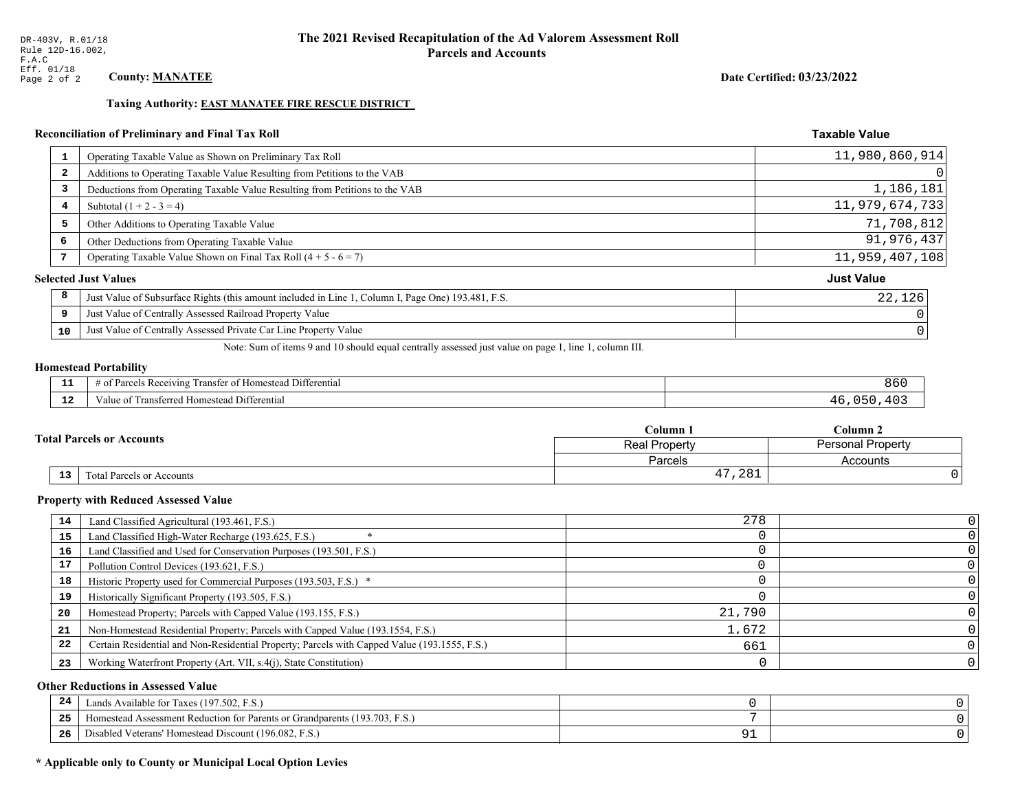DR-403V, R.01/18
Rule 12D-16.002, F.A.C
Eff. 01/18

# The 2021 Revised Recapitulation of the Ad Valorem Assessment Roll
## Parcels and Accounts

**County: MANATEE**

**Date Certified: 03/23/2022**

**Taxing Authority: EAST MANATEE FIRE RESCUE DISTRICT**

### Reconciliation of Preliminary and Final Tax Roll

| # | Description | Taxable Value |
|---|---|---|
| 1 | Operating Taxable Value as Shown on Preliminary Tax Roll | 11,980,860,914 |
| 2 | Additions to Operating Taxable Value Resulting from Petitions to the VAB | 0 |
| 3 | Deductions from Operating Taxable Value Resulting from Petitions to the VAB | 1,186,181 |
| 4 | Subtotal (1 + 2 - 3 = 4) | 11,979,674,733 |
| 5 | Other Additions to Operating Taxable Value | 71,708,812 |
| 6 | Other Deductions from Operating Taxable Value | 91,976,437 |
| 7 | Operating Taxable Value Shown on Final Tax Roll (4 + 5 - 6 = 7) | 11,959,407,108 |

### Selected Just Values

| # | Description | Just Value |
|---|---|---|
| 8 | Just Value of Subsurface Rights (this amount included in Line 1, Column I, Page One) 193.481, F.S. | 22,126 |
| 9 | Just Value of Centrally Assessed Railroad Property Value | 0 |
| 10 | Just Value of Centrally Assessed Private Car Line Property Value | 0 |

Note: Sum of items 9 and 10 should equal centrally assessed just value on page 1, line 1, column III.

### Homestead Portability

| # | Description | Value |
|---|---|---|
| 11 | # of Parcels Receiving Transfer of Homestead Differential | 860 |
| 12 | Value of Transferred Homestead Differential | 46,050,403 |

### Total Parcels or Accounts

| # | Description | Column 1 Real Property Parcels | Column 2 Personal Property Accounts |
|---|---|---|---|
| 13 | Total Parcels or Accounts | 47,281 | 0 |

### Property with Reduced Assessed Value

| # | Description | Column 1 | Column 2 |
|---|---|---|---|
| 14 | Land Classified Agricultural (193.461, F.S.) | 278 | 0 |
| 15 | Land Classified High-Water Recharge (193.625, F.S.) * | 0 | 0 |
| 16 | Land Classified and Used for Conservation Purposes (193.501, F.S.) | 0 | 0 |
| 17 | Pollution Control Devices (193.621, F.S.) | 0 | 0 |
| 18 | Historic Property used for Commercial Purposes (193.503, F.S.) * | 0 | 0 |
| 19 | Historically Significant Property (193.505, F.S.) | 0 | 0 |
| 20 | Homestead Property; Parcels with Capped Value (193.155, F.S.) | 21,790 | 0 |
| 21 | Non-Homestead Residential Property; Parcels with Capped Value (193.1554, F.S.) | 1,672 | 0 |
| 22 | Certain Residential and Non-Residential Property; Parcels with Capped Value (193.1555, F.S.) | 661 | 0 |
| 23 | Working Waterfront Property (Art. VII, s.4(j), State Constitution) | 0 | 0 |

### Other Reductions in Assessed Value

| # | Description | Column 1 | Column 2 |
|---|---|---|---|
| 24 | Lands Available for Taxes (197.502, F.S.) | 0 | 0 |
| 25 | Homestead Assessment Reduction for Parents or Grandparents (193.703, F.S.) | 7 | 0 |
| 26 | Disabled Veterans' Homestead Discount (196.082, F.S.) | 91 | 0 |

**\* Applicable only to County or Municipal Local Option Levies**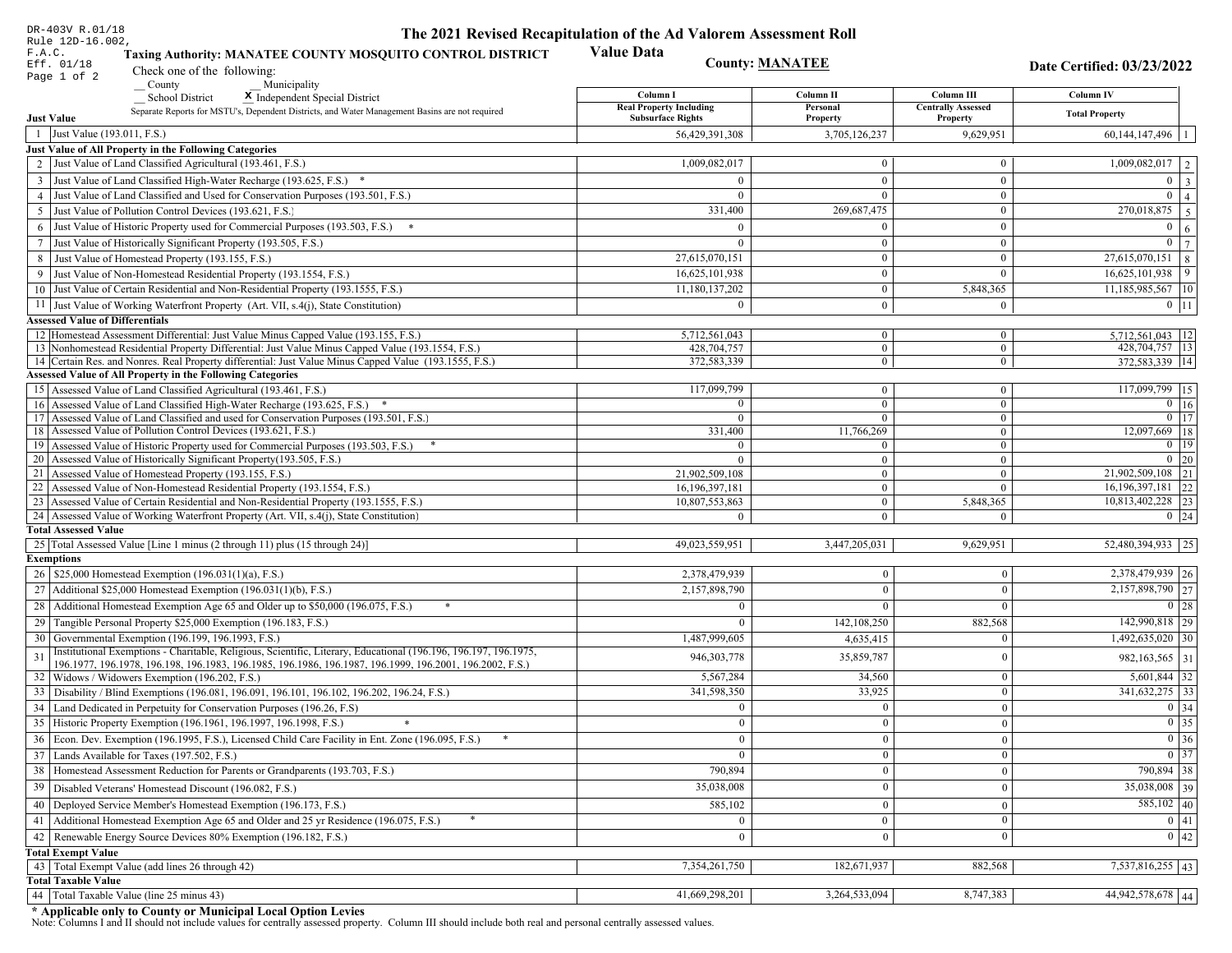DR-403V R.01/18
Rule 12D-16.002, F.A.C.
Eff. 01/18
Page 1 of 2

# The 2021 Revised Recapitulation of the Ad Valorem Assessment Roll Value Data

**Taxing Authority: MANATEE COUNTY MOSQUITO CONTROL DISTRICT**

**County: MANATEE**

**Date Certified: 03/23/2022**

Check one of the following:
__ County __ Municipality
__ School District X Independent Special District

Separate Reports for MSTU's, Dependent Districts, and Water Management Basins are not required

| | | Column I Real Property Including Subsurface Rights | Column II Personal Property | Column III Centrally Assessed Property | Column IV Total Property | |
|---|---|---|---|---|---|---|
| **Just Value** | | | | | | |
| 1 | Just Value (193.011, F.S.) | 56,429,391,308 | 3,705,126,237 | 9,629,951 | 60,144,147,496 | 1 |
| **Just Value of All Property in the Following Categories** | | | | | | |
| 2 | Just Value of Land Classified Agricultural (193.461, F.S.) | 1,009,082,017 | 0 | 0 | 1,009,082,017 | 2 |
| 3 | Just Value of Land Classified High-Water Recharge (193.625, F.S.) * | 0 | 0 | 0 | 0 | 3 |
| 4 | Just Value of Land Classified and Used for Conservation Purposes (193.501, F.S.) | 0 | 0 | 0 | 0 | 4 |
| 5 | Just Value of Pollution Control Devices (193.621, F.S.) | 331,400 | 269,687,475 | 0 | 270,018,875 | 5 |
| 6 | Just Value of Historic Property used for Commercial Purposes (193.503, F.S.) * | 0 | 0 | 0 | 0 | 6 |
| 7 | Just Value of Historically Significant Property (193.505, F.S.) | 0 | 0 | 0 | 0 | 7 |
| 8 | Just Value of Homestead Property (193.155, F.S.) | 27,615,070,151 | 0 | 0 | 27,615,070,151 | 8 |
| 9 | Just Value of Non-Homestead Residential Property (193.1554, F.S.) | 16,625,101,938 | 0 | 0 | 16,625,101,938 | 9 |
| 10 | Just Value of Certain Residential and Non-Residential Property (193.1555, F.S.) | 11,180,137,202 | 0 | 5,848,365 | 11,185,985,567 | 10 |
| 11 | Just Value of Working Waterfront Property (Art. VII, s.4(j), State Constitution) | 0 | 0 | 0 | 0 | 11 |
| **Assessed Value of Differentials** | | | | | | |
| 12 | Homestead Assessment Differential: Just Value Minus Capped Value (193.155, F.S.) | 5,712,561,043 | 0 | 0 | 5,712,561,043 | 12 |
| 13 | Nonhomestead Residential Property Differential: Just Value Minus Capped Value (193.1554, F.S.) | 428,704,757 | 0 | 0 | 428,704,757 | 13 |
| 14 | Certain Res. and Nonres. Real Property differential: Just Value Minus Capped Value (193.1555, F.S.) | 372,583,339 | 0 | 0 | 372,583,339 | 14 |
| **Assessed Value of All Property in the Following Categories** | | | | | | |
| 15 | Assessed Value of Land Classified Agricultural (193.461, F.S.) | 117,099,799 | 0 | 0 | 117,099,799 | 15 |
| 16 | Assessed Value of Land Classified High-Water Recharge (193.625, F.S.) * | 0 | 0 | 0 | 0 | 16 |
| 17 | Assessed Value of Land Classified and used for Conservation Purposes (193.501, F.S.) | 0 | 0 | 0 | 0 | 17 |
| 18 | Assessed Value of Pollution Control Devices (193.621, F.S.) | 331,400 | 11,766,269 | 0 | 12,097,669 | 18 |
| 19 | Assessed Value of Historic Property used for Commercial Purposes (193.503, F.S.) * | 0 | 0 | 0 | 0 | 19 |
| 20 | Assessed Value of Historically Significant Property(193.505, F.S.) | 0 | 0 | 0 | 0 | 20 |
| 21 | Assessed Value of Homestead Property (193.155, F.S.) | 21,902,509,108 | 0 | 0 | 21,902,509,108 | 21 |
| 22 | Assessed Value of Non-Homestead Residential Property (193.1554, F.S.) | 16,196,397,181 | 0 | 0 | 16,196,397,181 | 22 |
| 23 | Assessed Value of Certain Residential and Non-Residential Property (193.1555, F.S.) | 10,807,553,863 | 0 | 5,848,365 | 10,813,402,228 | 23 |
| 24 | Assessed Value of Working Waterfront Property (Art. VII, s.4(j), State Constitution) | 0 | 0 | 0 | 0 | 24 |
| **Total Assessed Value** | | | | | | |
| 25 | Total Assessed Value [Line 1 minus (2 through 11) plus (15 through 24)] | 49,023,559,951 | 3,447,205,031 | 9,629,951 | 52,480,394,933 | 25 |
| **Exemptions** | | | | | | |
| 26 | $25,000 Homestead Exemption (196.031(1)(a), F.S.) | 2,378,479,939 | 0 | 0 | 2,378,479,939 | 26 |
| 27 | Additional $25,000 Homestead Exemption (196.031(1)(b), F.S.) | 2,157,898,790 | 0 | 0 | 2,157,898,790 | 27 |
| 28 | Additional Homestead Exemption Age 65 and Older up to $50,000 (196.075, F.S.) * | 0 | 0 | 0 | 0 | 28 |
| 29 | Tangible Personal Property $25,000 Exemption (196.183, F.S.) | 0 | 142,108,250 | 882,568 | 142,990,818 | 29 |
| 30 | Governmental Exemption (196.199, 196.1993, F.S.) | 1,487,999,605 | 4,635,415 | 0 | 1,492,635,020 | 30 |
| 31 | Institutional Exemptions - Charitable, Religious, Scientific, Literary, Educational (196.196, 196.197, 196.1975, 196.1977, 196.1978, 196.198, 196.1983, 196.1985, 196.1986, 196.1987, 196.1999, 196.2001, 196.2002, F.S.) | 946,303,778 | 35,859,787 | 0 | 982,163,565 | 31 |
| 32 | Widows / Widowers Exemption (196.202, F.S.) | 5,567,284 | 34,560 | 0 | 5,601,844 | 32 |
| 33 | Disability / Blind Exemptions (196.081, 196.091, 196.101, 196.102, 196.202, 196.24, F.S.) | 341,598,350 | 33,925 | 0 | 341,632,275 | 33 |
| 34 | Land Dedicated in Perpetuity for Conservation Purposes (196.26, F.S) | 0 | 0 | 0 | 0 | 34 |
| 35 | Historic Property Exemption (196.1961, 196.1997, 196.1998, F.S.) * | 0 | 0 | 0 | 0 | 35 |
| 36 | Econ. Dev. Exemption (196.1995, F.S.), Licensed Child Care Facility in Ent. Zone (196.095, F.S.) * | 0 | 0 | 0 | 0 | 36 |
| 37 | Lands Available for Taxes (197.502, F.S.) | 0 | 0 | 0 | 0 | 37 |
| 38 | Homestead Assessment Reduction for Parents or Grandparents (193.703, F.S.) | 790,894 | 0 | 0 | 790,894 | 38 |
| 39 | Disabled Veterans' Homestead Discount (196.082, F.S.) | 35,038,008 | 0 | 0 | 35,038,008 | 39 |
| 40 | Deployed Service Member's Homestead Exemption (196.173, F.S.) | 585,102 | 0 | 0 | 585,102 | 40 |
| 41 | Additional Homestead Exemption Age 65 and Older and 25 yr Residence (196.075, F.S.) * | 0 | 0 | 0 | 0 | 41 |
| 42 | Renewable Energy Source Devices 80% Exemption (196.182, F.S.) | 0 | 0 | 0 | 0 | 42 |
| **Total Exempt Value** | | | | | | |
| 43 | Total Exempt Value (add lines 26 through 42) | 7,354,261,750 | 182,671,937 | 882,568 | 7,537,816,255 | 43 |
| **Total Taxable Value** | | | | | | |
| 44 | Total Taxable Value (line 25 minus 43) | 41,669,298,201 | 3,264,533,094 | 8,747,383 | 44,942,578,678 | 44 |

**\* Applicable only to County or Municipal Local Option Levies**

Note: Columns I and II should not include values for centrally assessed property. Column III should include both real and personal centrally assessed values.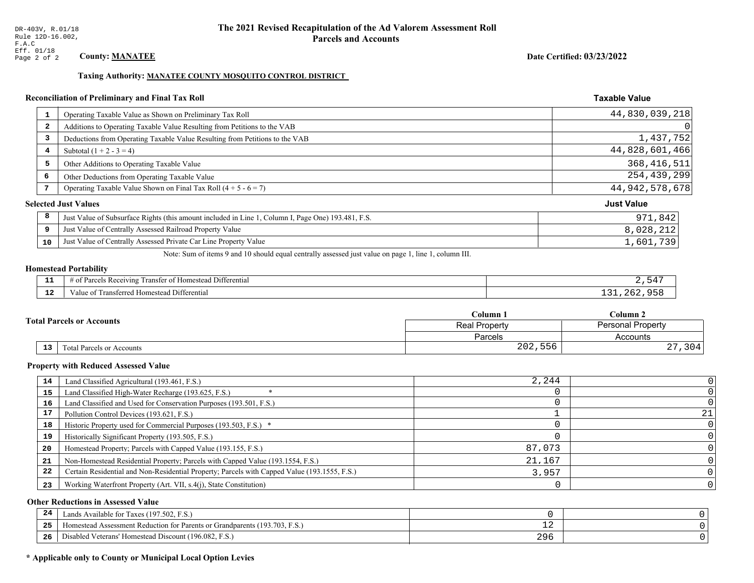DR-403V, R.01/18
Rule 12D-16.002,
F.A.C
Eff. 01/18

# The 2021 Revised Recapitulation of the Ad Valorem Assessment Roll
## Parcels and Accounts

**County:** **MANATEE**

**Date Certified: 03/23/2022**

**Taxing Authority:** **MANATEE COUNTY MOSQUITO CONTROL DISTRICT**

### Reconciliation of Preliminary and Final Tax Roll

| | | Taxable Value |
|---|---|---|
| 1 | Operating Taxable Value as Shown on Preliminary Tax Roll | 44,830,039,218 |
| 2 | Additions to Operating Taxable Value Resulting from Petitions to the VAB | 0 |
| 3 | Deductions from Operating Taxable Value Resulting from Petitions to the VAB | 1,437,752 |
| 4 | Subtotal (1 + 2 - 3 = 4) | 44,828,601,466 |
| 5 | Other Additions to Operating Taxable Value | 368,416,511 |
| 6 | Other Deductions from Operating Taxable Value | 254,439,299 |
| 7 | Operating Taxable Value Shown on Final Tax Roll (4 + 5 - 6 = 7) | 44,942,578,678 |

### Selected Just Values

| | | Just Value |
|---|---|---|
| 8 | Just Value of Subsurface Rights (this amount included in Line 1, Column I, Page One) 193.481, F.S. | 971,842 |
| 9 | Just Value of Centrally Assessed Railroad Property Value | 8,028,212 |
| 10 | Just Value of Centrally Assessed Private Car Line Property Value | 1,601,739 |

Note: Sum of items 9 and 10 should equal centrally assessed just value on page 1, line 1, column III.

### Homestead Portability

| | | |
|---|---|---|
| 11 | # of Parcels Receiving Transfer of Homestead Differential | 2,547 |
| 12 | Value of Transferred Homestead Differential | 131,262,958 |

### Total Parcels or Accounts

| | | Column 1 | Column 2 |
|---|---|---|---|
| | | Real Property | Personal Property |
| | | Parcels | Accounts |
| 13 | Total Parcels or Accounts | 202,556 | 27,304 |

### Property with Reduced Assessed Value

| | | Column 1 | Column 2 |
|---|---|---|---|
| 14 | Land Classified Agricultural (193.461, F.S.) | 2,244 | 0 |
| 15 | Land Classified High-Water Recharge (193.625, F.S.) * | 0 | 0 |
| 16 | Land Classified and Used for Conservation Purposes (193.501, F.S.) | 0 | 0 |
| 17 | Pollution Control Devices (193.621, F.S.) | 1 | 21 |
| 18 | Historic Property used for Commercial Purposes (193.503, F.S.) * | 0 | 0 |
| 19 | Historically Significant Property (193.505, F.S.) | 0 | 0 |
| 20 | Homestead Property; Parcels with Capped Value (193.155, F.S.) | 87,073 | 0 |
| 21 | Non-Homestead Residential Property; Parcels with Capped Value (193.1554, F.S.) | 21,167 | 0 |
| 22 | Certain Residential and Non-Residential Property; Parcels with Capped Value (193.1555, F.S.) | 3,957 | 0 |
| 23 | Working Waterfront Property (Art. VII, s.4(j), State Constitution) | 0 | 0 |

### Other Reductions in Assessed Value

| | | Column 1 | Column 2 |
|---|---|---|---|
| 24 | Lands Available for Taxes (197.502, F.S.) | 0 | 0 |
| 25 | Homestead Assessment Reduction for Parents or Grandparents (193.703, F.S.) | 12 | 0 |
| 26 | Disabled Veterans' Homestead Discount (196.082, F.S.) | 296 | 0 |

**\* Applicable only to County or Municipal Local Option Levies**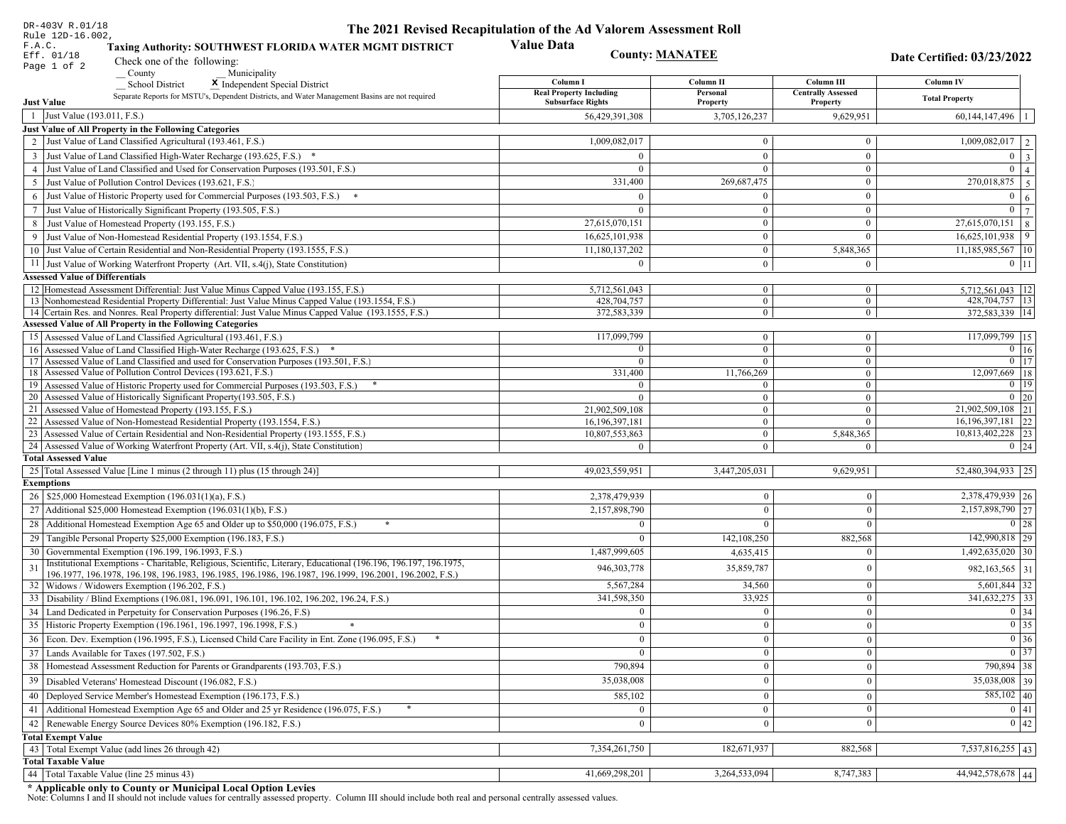DR-403V R.01/18
Rule 12D-16.002, F.A.C.
Eff. 01/18

# The 2021 Revised Recapitulation of the Ad Valorem Assessment Roll
## Value Data

**Taxing Authority: SOUTHWEST FLORIDA WATER MGMT DISTRICT**

**County: MANATEE**

**Date Certified: 03/23/2022**

Check one of the following:
__ County __ Municipality
__ School District X Independent Special District

Separate Reports for MSTU's, Dependent Districts, and Water Management Basins are not required

| | | Column I Real Property Including Subsurface Rights | Column II Personal Property | Column III Centrally Assessed Property | Column IV Total Property | |
|---|---|---|---|---|---|---|
| **Just Value** | | | | | | |
| 1 | Just Value (193.011, F.S.) | 56,429,391,308 | 3,705,126,237 | 9,629,951 | 60,144,147,496 | 1 |
| **Just Value of All Property in the Following Categories** | | | | | | |
| 2 | Just Value of Land Classified Agricultural (193.461, F.S.) | 1,009,082,017 | 0 | 0 | 1,009,082,017 | 2 |
| 3 | Just Value of Land Classified High-Water Recharge (193.625, F.S.) * | 0 | 0 | 0 | 0 | 3 |
| 4 | Just Value of Land Classified and Used for Conservation Purposes (193.501, F.S.) | 0 | 0 | 0 | 0 | 4 |
| 5 | Just Value of Pollution Control Devices (193.621, F.S.) | 331,400 | 269,687,475 | 0 | 270,018,875 | 5 |
| 6 | Just Value of Historic Property used for Commercial Purposes (193.503, F.S.) * | 0 | 0 | 0 | 0 | 6 |
| 7 | Just Value of Historically Significant Property (193.505, F.S.) | 0 | 0 | 0 | 0 | 7 |
| 8 | Just Value of Homestead Property (193.155, F.S.) | 27,615,070,151 | 0 | 0 | 27,615,070,151 | 8 |
| 9 | Just Value of Non-Homestead Residential Property (193.1554, F.S.) | 16,625,101,938 | 0 | 0 | 16,625,101,938 | 9 |
| 10 | Just Value of Certain Residential and Non-Residential Property (193.1555, F.S.) | 11,180,137,202 | 0 | 5,848,365 | 11,185,985,567 | 10 |
| 11 | Just Value of Working Waterfront Property (Art. VII, s.4(j), State Constitution) | 0 | 0 | 0 | 0 | 11 |
| **Assessed Value of Differentials** | | | | | | |
| 12 | Homestead Assessment Differential: Just Value Minus Capped Value (193.155, F.S.) | 5,712,561,043 | 0 | 0 | 5,712,561,043 | 12 |
| 13 | Nonhomestead Residential Property Differential: Just Value Minus Capped Value (193.1554, F.S.) | 428,704,757 | 0 | 0 | 428,704,757 | 13 |
| 14 | Certain Res. and Nonres. Real Property differential: Just Value Minus Capped Value (193.1555, F.S.) | 372,583,339 | 0 | 0 | 372,583,339 | 14 |
| **Assessed Value of All Property in the Following Categories** | | | | | | |
| 15 | Assessed Value of Land Classified Agricultural (193.461, F.S.) | 117,099,799 | 0 | 0 | 117,099,799 | 15 |
| 16 | Assessed Value of Land Classified High-Water Recharge (193.625, F.S.) * | 0 | 0 | 0 | 0 | 16 |
| 17 | Assessed Value of Land Classified and used for Conservation Purposes (193.501, F.S.) | 0 | 0 | 0 | 0 | 17 |
| 18 | Assessed Value of Pollution Control Devices (193.621, F.S.) | 331,400 | 11,766,269 | 0 | 12,097,669 | 18 |
| 19 | Assessed Value of Historic Property used for Commercial Purposes (193.503, F.S.) * | 0 | 0 | 0 | 0 | 19 |
| 20 | Assessed Value of Historically Significant Property(193.505, F.S.) | 0 | 0 | 0 | 0 | 20 |
| 21 | Assessed Value of Homestead Property (193.155, F.S.) | 21,902,509,108 | 0 | 0 | 21,902,509,108 | 21 |
| 22 | Assessed Value of Non-Homestead Residential Property (193.1554, F.S.) | 16,196,397,181 | 0 | 0 | 16,196,397,181 | 22 |
| 23 | Assessed Value of Certain Residential and Non-Residential Property (193.1555, F.S.) | 10,807,553,863 | 0 | 5,848,365 | 10,813,402,228 | 23 |
| 24 | Assessed Value of Working Waterfront Property (Art. VII, s.4(j), State Constitution) | 0 | 0 | 0 | 0 | 24 |
| **Total Assessed Value** | | | | | | |
| 25 | Total Assessed Value [Line 1 minus (2 through 11) plus (15 through 24)] | 49,023,559,951 | 3,447,205,031 | 9,629,951 | 52,480,394,933 | 25 |
| **Exemptions** | | | | | | |
| 26 | $25,000 Homestead Exemption (196.031(1)(a), F.S.) | 2,378,479,939 | 0 | 0 | 2,378,479,939 | 26 |
| 27 | Additional $25,000 Homestead Exemption (196.031(1)(b), F.S.) | 2,157,898,790 | 0 | 0 | 2,157,898,790 | 27 |
| 28 | Additional Homestead Exemption Age 65 and Older up to $50,000 (196.075, F.S.) * | 0 | 0 | 0 | 0 | 28 |
| 29 | Tangible Personal Property $25,000 Exemption (196.183, F.S.) | 0 | 142,108,250 | 882,568 | 142,990,818 | 29 |
| 30 | Governmental Exemption (196.199, 196.1993, F.S.) | 1,487,999,605 | 4,635,415 | 0 | 1,492,635,020 | 30 |
| 31 | Institutional Exemptions - Charitable, Religious, Scientific, Literary, Educational (196.196, 196.197, 196.1975, 196.1977, 196.1978, 196.198, 196.1983, 196.1985, 196.1986, 196.1987, 196.1999, 196.2001, 196.2002, F.S.) | 946,303,778 | 35,859,787 | 0 | 982,163,565 | 31 |
| 32 | Widows / Widowers Exemption (196.202, F.S.) | 5,567,284 | 34,560 | 0 | 5,601,844 | 32 |
| 33 | Disability / Blind Exemptions (196.081, 196.091, 196.101, 196.102, 196.202, 196.24, F.S.) | 341,598,350 | 33,925 | 0 | 341,632,275 | 33 |
| 34 | Land Dedicated in Perpetuity for Conservation Purposes (196.26, F.S) | 0 | 0 | 0 | 0 | 34 |
| 35 | Historic Property Exemption (196.1961, 196.1997, 196.1998, F.S.) * | 0 | 0 | 0 | 0 | 35 |
| 36 | Econ. Dev. Exemption (196.1995, F.S.), Licensed Child Care Facility in Ent. Zone (196.095, F.S.) * | 0 | 0 | 0 | 0 | 36 |
| 37 | Lands Available for Taxes (197.502, F.S.) | 0 | 0 | 0 | 0 | 37 |
| 38 | Homestead Assessment Reduction for Parents or Grandparents (193.703, F.S.) | 790,894 | 0 | 0 | 790,894 | 38 |
| 39 | Disabled Veterans' Homestead Discount (196.082, F.S.) | 35,038,008 | 0 | 0 | 35,038,008 | 39 |
| 40 | Deployed Service Member's Homestead Exemption (196.173, F.S.) | 585,102 | 0 | 0 | 585,102 | 40 |
| 41 | Additional Homestead Exemption Age 65 and Older and 25 yr Residence (196.075, F.S.) * | 0 | 0 | 0 | 0 | 41 |
| 42 | Renewable Energy Source Devices 80% Exemption (196.182, F.S.) | 0 | 0 | 0 | 0 | 42 |
| **Total Exempt Value** | | | | | | |
| 43 | Total Exempt Value (add lines 26 through 42) | 7,354,261,750 | 182,671,937 | 882,568 | 7,537,816,255 | 43 |
| **Total Taxable Value** | | | | | | |
| 44 | Total Taxable Value (line 25 minus 43) | 41,669,298,201 | 3,264,533,094 | 8,747,383 | 44,942,578,678 | 44 |

**\* Applicable only to County or Municipal Local Option Levies**

Note: Columns I and II should not include values for centrally assessed property. Column III should include both real and personal centrally assessed values.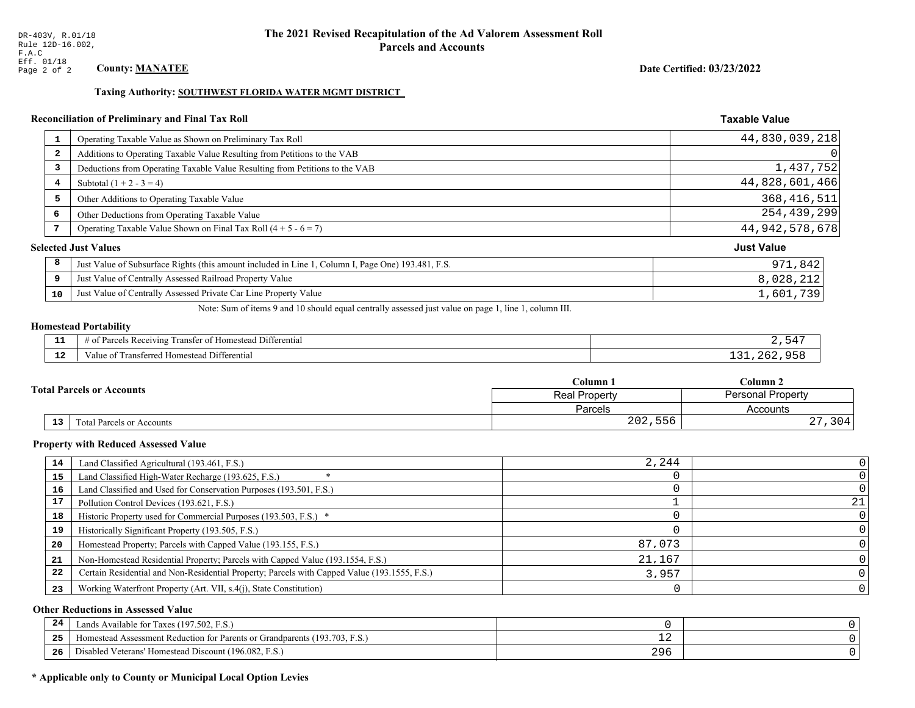DR-403V, R.01/18
Rule 12D-16.002, F.A.C
Eff. 01/18

# The 2021 Revised Recapitulation of the Ad Valorem Assessment Roll
## Parcels and Accounts

**County: MANATEE**

**Date Certified: 03/23/2022**

**Taxing Authority: SOUTHWEST FLORIDA WATER MGMT DISTRICT**

### Reconciliation of Preliminary and Final Tax Roll

| | | Taxable Value |
|---|---|---|
| 1 | Operating Taxable Value as Shown on Preliminary Tax Roll | 44,830,039,218 |
| 2 | Additions to Operating Taxable Value Resulting from Petitions to the VAB | 0 |
| 3 | Deductions from Operating Taxable Value Resulting from Petitions to the VAB | 1,437,752 |
| 4 | Subtotal (1 + 2 - 3 = 4) | 44,828,601,466 |
| 5 | Other Additions to Operating Taxable Value | 368,416,511 |
| 6 | Other Deductions from Operating Taxable Value | 254,439,299 |
| 7 | Operating Taxable Value Shown on Final Tax Roll (4 + 5 - 6 = 7) | 44,942,578,678 |

### Selected Just Values

| | | Just Value |
|---|---|---|
| 8 | Just Value of Subsurface Rights (this amount included in Line 1, Column I, Page One) 193.481, F.S. | 971,842 |
| 9 | Just Value of Centrally Assessed Railroad Property Value | 8,028,212 |
| 10 | Just Value of Centrally Assessed Private Car Line Property Value | 1,601,739 |

Note: Sum of items 9 and 10 should equal centrally assessed just value on page 1, line 1, column III.

### Homestead Portability

| | | |
|---|---|---|
| 11 | # of Parcels Receiving Transfer of Homestead Differential | 2,547 |
| 12 | Value of Transferred Homestead Differential | 131,262,958 |

### Total Parcels or Accounts

| | | Column 1<br>Real Property<br>Parcels | Column 2<br>Personal Property<br>Accounts |
|---|---|---|---|
| 13 | Total Parcels or Accounts | 202,556 | 27,304 |

### Property with Reduced Assessed Value

| | | Column 1 | Column 2 |
|---|---|---|---|
| 14 | Land Classified Agricultural (193.461, F.S.) | 2,244 | 0 |
| 15 | Land Classified High-Water Recharge (193.625, F.S.) * | 0 | 0 |
| 16 | Land Classified and Used for Conservation Purposes (193.501, F.S.) | 0 | 0 |
| 17 | Pollution Control Devices (193.621, F.S.) | 1 | 21 |
| 18 | Historic Property used for Commercial Purposes (193.503, F.S.) * | 0 | 0 |
| 19 | Historically Significant Property (193.505, F.S.) | 0 | 0 |
| 20 | Homestead Property; Parcels with Capped Value (193.155, F.S.) | 87,073 | 0 |
| 21 | Non-Homestead Residential Property; Parcels with Capped Value (193.1554, F.S.) | 21,167 | 0 |
| 22 | Certain Residential and Non-Residential Property; Parcels with Capped Value (193.1555, F.S.) | 3,957 | 0 |
| 23 | Working Waterfront Property (Art. VII, s.4(j), State Constitution) | 0 | 0 |

### Other Reductions in Assessed Value

| | | Column 1 | Column 2 |
|---|---|---|---|
| 24 | Lands Available for Taxes (197.502, F.S.) | 0 | 0 |
| 25 | Homestead Assessment Reduction for Parents or Grandparents (193.703, F.S.) | 12 | 0 |
| 26 | Disabled Veterans' Homestead Discount (196.082, F.S.) | 296 | 0 |

**\* Applicable only to County or Municipal Local Option Levies**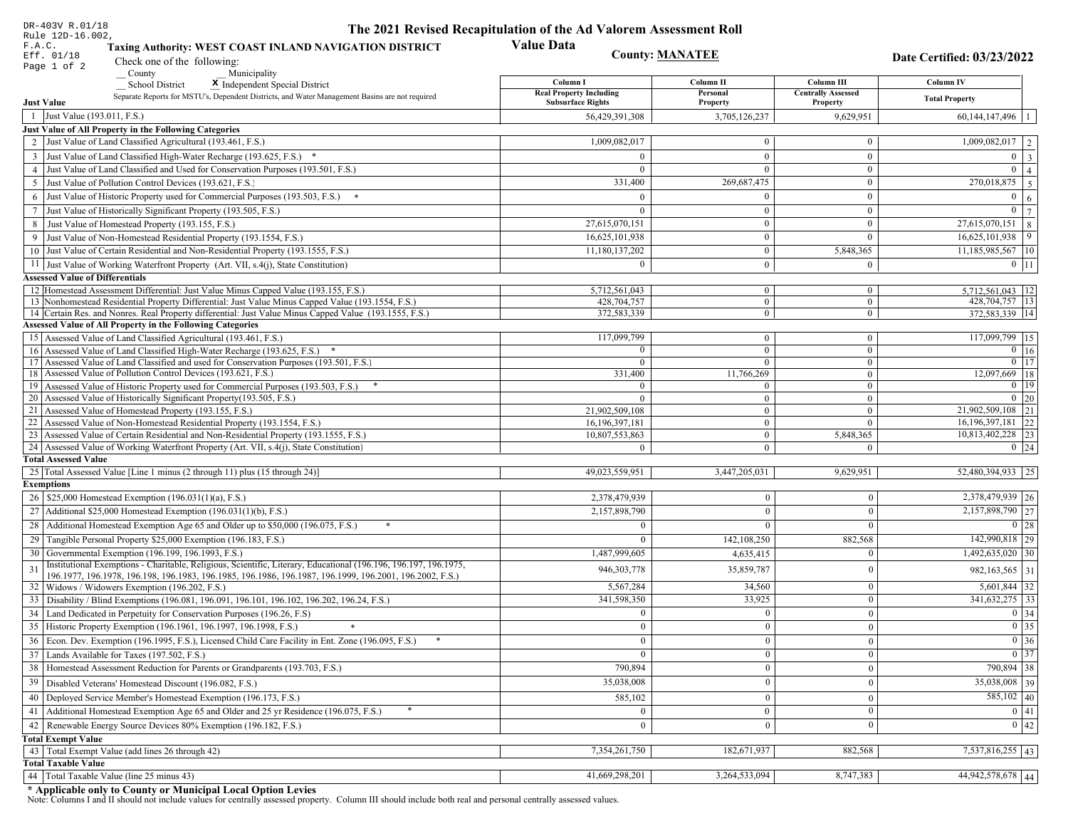DR-403V R.01/18
Rule 12D-16.002, F.A.C.
Eff. 01/18

# The 2021 Revised Recapitulation of the Ad Valorem Assessment Roll

## Value Data

**Taxing Authority: WEST COAST INLAND NAVIGATION DISTRICT**

**County: MANATEE**

**Date Certified: 03/23/2022**

Check one of the following:
__ County
__ Municipality
__ School District
X Independent Special District

Separate Reports for MSTU's, Dependent Districts, and Water Management Basins are not required

| | | Column I Real Property Including Subsurface Rights | Column II Personal Property | Column III Centrally Assessed Property | Column IV Total Property | |
|---|---|---|---|---|---|---|
| **Just Value** | | | | | | |
| 1 | Just Value (193.011, F.S.) | 56,429,391,308 | 3,705,126,237 | 9,629,951 | 60,144,147,496 | 1 |
| **Just Value of All Property in the Following Categories** | | | | | | |
| 2 | Just Value of Land Classified Agricultural (193.461, F.S.) | 1,009,082,017 | 0 | 0 | 1,009,082,017 | 2 |
| 3 | Just Value of Land Classified High-Water Recharge (193.625, F.S.) * | 0 | 0 | 0 | 0 | 3 |
| 4 | Just Value of Land Classified and Used for Conservation Purposes (193.501, F.S.) | 0 | 0 | 0 | 0 | 4 |
| 5 | Just Value of Pollution Control Devices (193.621, F.S.) | 331,400 | 269,687,475 | 0 | 270,018,875 | 5 |
| 6 | Just Value of Historic Property used for Commercial Purposes (193.503, F.S.) * | 0 | 0 | 0 | 0 | 6 |
| 7 | Just Value of Historically Significant Property (193.505, F.S.) | 0 | 0 | 0 | 0 | 7 |
| 8 | Just Value of Homestead Property (193.155, F.S.) | 27,615,070,151 | 0 | 0 | 27,615,070,151 | 8 |
| 9 | Just Value of Non-Homestead Residential Property (193.1554, F.S.) | 16,625,101,938 | 0 | 0 | 16,625,101,938 | 9 |
| 10 | Just Value of Certain Residential and Non-Residential Property (193.1555, F.S.) | 11,180,137,202 | 0 | 5,848,365 | 11,185,985,567 | 10 |
| 11 | Just Value of Working Waterfront Property (Art. VII, s.4(j), State Constitution) | 0 | 0 | 0 | 0 | 11 |
| **Assessed Value of Differentials** | | | | | | |
| 12 | Homestead Assessment Differential: Just Value Minus Capped Value (193.155, F.S.) | 5,712,561,043 | 0 | 0 | 5,712,561,043 | 12 |
| 13 | Nonhomestead Residential Property Differential: Just Value Minus Capped Value (193.1554, F.S.) | 428,704,757 | 0 | 0 | 428,704,757 | 13 |
| 14 | Certain Res. and Nonres. Real Property differential: Just Value Minus Capped Value (193.1555, F.S.) | 372,583,339 | 0 | 0 | 372,583,339 | 14 |
| **Assessed Value of All Property in the Following Categories** | | | | | | |
| 15 | Assessed Value of Land Classified Agricultural (193.461, F.S.) | 117,099,799 | 0 | 0 | 117,099,799 | 15 |
| 16 | Assessed Value of Land Classified High-Water Recharge (193.625, F.S.) * | 0 | 0 | 0 | 0 | 16 |
| 17 | Assessed Value of Land Classified and used for Conservation Purposes (193.501, F.S.) | 0 | 0 | 0 | 0 | 17 |
| 18 | Assessed Value of Pollution Control Devices (193.621, F.S.) | 331,400 | 11,766,269 | 0 | 12,097,669 | 18 |
| 19 | Assessed Value of Historic Property used for Commercial Purposes (193.503, F.S.) * | 0 | 0 | 0 | 0 | 19 |
| 20 | Assessed Value of Historically Significant Property(193.505, F.S.) | 0 | 0 | 0 | 0 | 20 |
| 21 | Assessed Value of Homestead Property (193.155, F.S.) | 21,902,509,108 | 0 | 0 | 21,902,509,108 | 21 |
| 22 | Assessed Value of Non-Homestead Residential Property (193.1554, F.S.) | 16,196,397,181 | 0 | 0 | 16,196,397,181 | 22 |
| 23 | Assessed Value of Certain Residential and Non-Residential Property (193.1555, F.S.) | 10,807,553,863 | 0 | 5,848,365 | 10,813,402,228 | 23 |
| 24 | Assessed Value of Working Waterfront Property (Art. VII, s.4(j), State Constitution) | 0 | 0 | 0 | 0 | 24 |
| **Total Assessed Value** | | | | | | |
| 25 | Total Assessed Value [Line 1 minus (2 through 11) plus (15 through 24)] | 49,023,559,951 | 3,447,205,031 | 9,629,951 | 52,480,394,933 | 25 |
| **Exemptions** | | | | | | |
| 26 | $25,000 Homestead Exemption (196.031(1)(a), F.S.) | 2,378,479,939 | 0 | 0 | 2,378,479,939 | 26 |
| 27 | Additional $25,000 Homestead Exemption (196.031(1)(b), F.S.) | 2,157,898,790 | 0 | 0 | 2,157,898,790 | 27 |
| 28 | Additional Homestead Exemption Age 65 and Older up to $50,000 (196.075, F.S.) * | 0 | 0 | 0 | 0 | 28 |
| 29 | Tangible Personal Property $25,000 Exemption (196.183, F.S.) | 0 | 142,108,250 | 882,568 | 142,990,818 | 29 |
| 30 | Governmental Exemption (196.199, 196.1993, F.S.) | 1,487,999,605 | 4,635,415 | 0 | 1,492,635,020 | 30 |
| 31 | Institutional Exemptions - Charitable, Religious, Scientific, Literary, Educational (196.196, 196.197, 196.1975, 196.1977, 196.1978, 196.198, 196.1983, 196.1985, 196.1986, 196.1987, 196.1999, 196.2001, 196.2002, F.S.) | 946,303,778 | 35,859,787 | 0 | 982,163,565 | 31 |
| 32 | Widows / Widowers Exemption (196.202, F.S.) | 5,567,284 | 34,560 | 0 | 5,601,844 | 32 |
| 33 | Disability / Blind Exemptions (196.081, 196.091, 196.101, 196.102, 196.202, 196.24, F.S.) | 341,598,350 | 33,925 | 0 | 341,632,275 | 33 |
| 34 | Land Dedicated in Perpetuity for Conservation Purposes (196.26, F.S) | 0 | 0 | 0 | 0 | 34 |
| 35 | Historic Property Exemption (196.1961, 196.1997, 196.1998, F.S.) * | 0 | 0 | 0 | 0 | 35 |
| 36 | Econ. Dev. Exemption (196.1995, F.S.), Licensed Child Care Facility in Ent. Zone (196.095, F.S.) * | 0 | 0 | 0 | 0 | 36 |
| 37 | Lands Available for Taxes (197.502, F.S.) | 0 | 0 | 0 | 0 | 37 |
| 38 | Homestead Assessment Reduction for Parents or Grandparents (193.703, F.S.) | 790,894 | 0 | 0 | 790,894 | 38 |
| 39 | Disabled Veterans' Homestead Discount (196.082, F.S.) | 35,038,008 | 0 | 0 | 35,038,008 | 39 |
| 40 | Deployed Service Member's Homestead Exemption (196.173, F.S.) | 585,102 | 0 | 0 | 585,102 | 40 |
| 41 | Additional Homestead Exemption Age 65 and Older and 25 yr Residence (196.075, F.S.) * | 0 | 0 | 0 | 0 | 41 |
| 42 | Renewable Energy Source Devices 80% Exemption (196.182, F.S.) | 0 | 0 | 0 | 0 | 42 |
| **Total Exempt Value** | | | | | | |
| 43 | Total Exempt Value (add lines 26 through 42) | 7,354,261,750 | 182,671,937 | 882,568 | 7,537,816,255 | 43 |
| **Total Taxable Value** | | | | | | |
| 44 | Total Taxable Value (line 25 minus 43) | 41,669,298,201 | 3,264,533,094 | 8,747,383 | 44,942,578,678 | 44 |

**\* Applicable only to County or Municipal Local Option Levies**

Note: Columns I and II should not include values for centrally assessed property. Column III should include both real and personal centrally assessed values.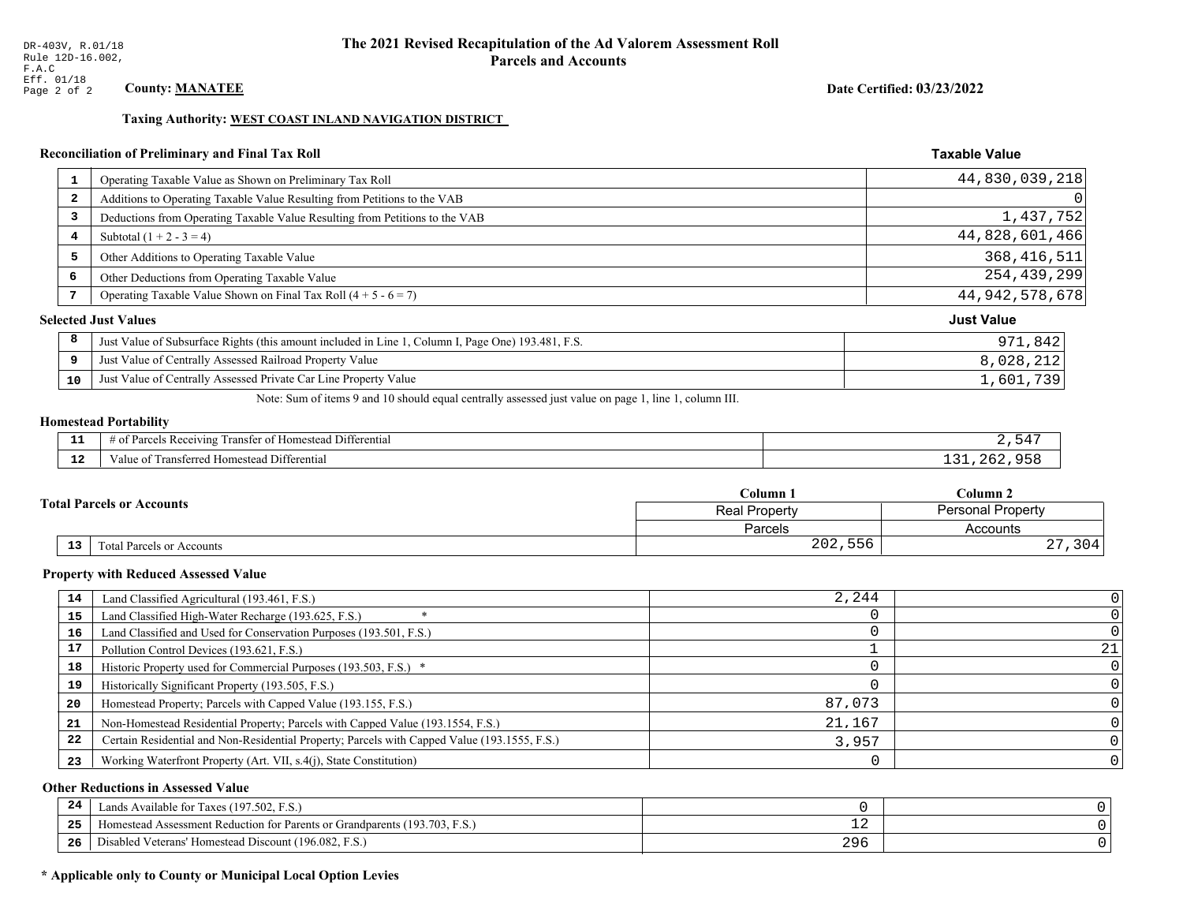DR-403V, R.01/18
Rule 12D-16.002, F.A.C
Eff. 01/18

# The 2021 Revised Recapitulation of the Ad Valorem Assessment Roll
## Parcels and Accounts

**County: MANATEE**

**Date Certified: 03/23/2022**

**Taxing Authority: WEST COAST INLAND NAVIGATION DISTRICT**

### Reconciliation of Preliminary and Final Tax Roll

| | | Taxable Value |
|---|---|---|
| 1 | Operating Taxable Value as Shown on Preliminary Tax Roll | 44,830,039,218 |
| 2 | Additions to Operating Taxable Value Resulting from Petitions to the VAB | 0 |
| 3 | Deductions from Operating Taxable Value Resulting from Petitions to the VAB | 1,437,752 |
| 4 | Subtotal (1 + 2 - 3 = 4) | 44,828,601,466 |
| 5 | Other Additions to Operating Taxable Value | 368,416,511 |
| 6 | Other Deductions from Operating Taxable Value | 254,439,299 |
| 7 | Operating Taxable Value Shown on Final Tax Roll (4 + 5 - 6 = 7) | 44,942,578,678 |

### Selected Just Values

| | | Just Value |
|---|---|---|
| 8 | Just Value of Subsurface Rights (this amount included in Line 1, Column I, Page One) 193.481, F.S. | 971,842 |
| 9 | Just Value of Centrally Assessed Railroad Property Value | 8,028,212 |
| 10 | Just Value of Centrally Assessed Private Car Line Property Value | 1,601,739 |

Note: Sum of items 9 and 10 should equal centrally assessed just value on page 1, line 1, column III.

### Homestead Portability

| | | |
|---|---|---|
| 11 | # of Parcels Receiving Transfer of Homestead Differential | 2,547 |
| 12 | Value of Transferred Homestead Differential | 131,262,958 |

### Total Parcels or Accounts

| | | Column 1 | Column 2 |
|---|---|---|---|
| | | Real Property | Personal Property |
| | | Parcels | Accounts |
| 13 | Total Parcels or Accounts | 202,556 | 27,304 |

### Property with Reduced Assessed Value

| | | Column 1 | Column 2 |
|---|---|---|---|
| 14 | Land Classified Agricultural (193.461, F.S.) | 2,244 | 0 |
| 15 | Land Classified High-Water Recharge (193.625, F.S.) * | 0 | 0 |
| 16 | Land Classified and Used for Conservation Purposes (193.501, F.S.) | 0 | 0 |
| 17 | Pollution Control Devices (193.621, F.S.) | 1 | 21 |
| 18 | Historic Property used for Commercial Purposes (193.503, F.S.) * | 0 | 0 |
| 19 | Historically Significant Property (193.505, F.S.) | 0 | 0 |
| 20 | Homestead Property; Parcels with Capped Value (193.155, F.S.) | 87,073 | 0 |
| 21 | Non-Homestead Residential Property; Parcels with Capped Value (193.1554, F.S.) | 21,167 | 0 |
| 22 | Certain Residential and Non-Residential Property; Parcels with Capped Value (193.1555, F.S.) | 3,957 | 0 |
| 23 | Working Waterfront Property (Art. VII, s.4(j), State Constitution) | 0 | 0 |

### Other Reductions in Assessed Value

| | | Column 1 | Column 2 |
|---|---|---|---|
| 24 | Lands Available for Taxes (197.502, F.S.) | 0 | 0 |
| 25 | Homestead Assessment Reduction for Parents or Grandparents (193.703, F.S.) | 12 | 0 |
| 26 | Disabled Veterans' Homestead Discount (196.082, F.S.) | 296 | 0 |

**\* Applicable only to County or Municipal Local Option Levies**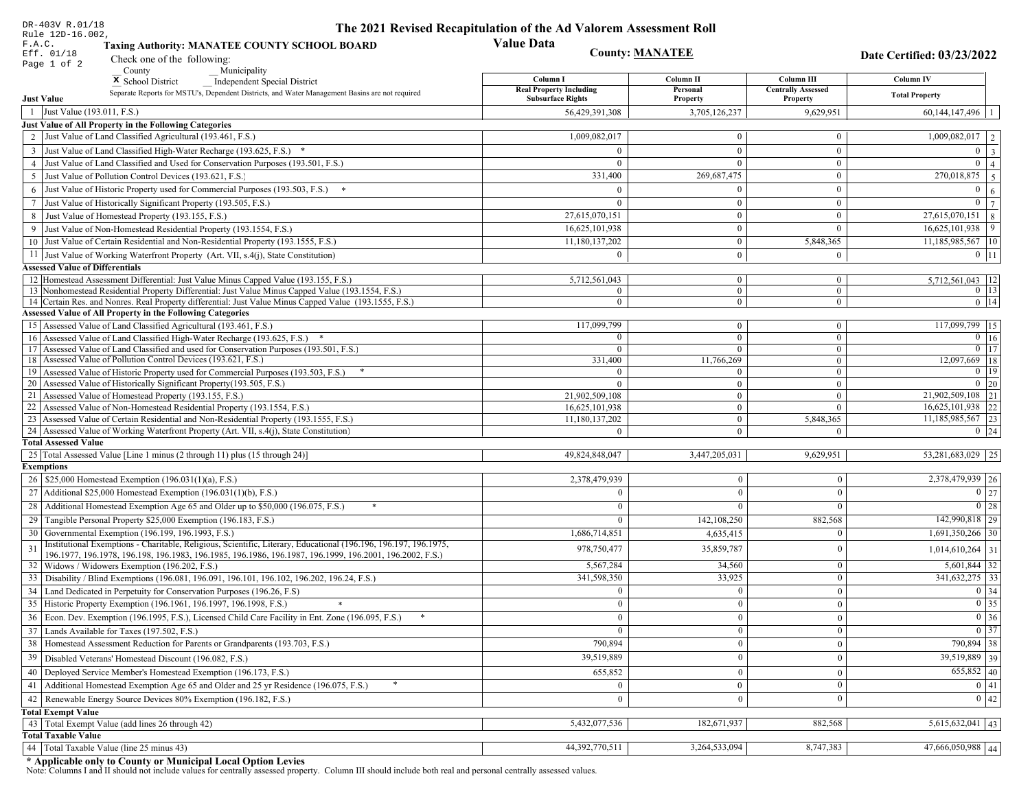DR-403V R.01/18
Rule 12D-16.002, F.A.C.
Eff. 01/18

# The 2021 Revised Recapitulation of the Ad Valorem Assessment Roll
## Value Data

**Taxing Authority: MANATEE COUNTY SCHOOL BOARD**

**County: MANATEE**

**Date Certified: 03/23/2022**

Check one of the following:
__ County __ Municipality
X School District __ Independent Special District

Separate Reports for MSTU's, Dependent Districts, and Water Management Basins are not required

| | | Column I Real Property Including Subsurface Rights | Column II Personal Property | Column III Centrally Assessed Property | Column IV Total Property | |
|---|---|---|---|---|---|---|
| **Just Value** | | | | | | |
| 1 | Just Value (193.011, F.S.) | 56,429,391,308 | 3,705,126,237 | 9,629,951 | 60,144,147,496 | 1 |
| **Just Value of All Property in the Following Categories** | | | | | | |
| 2 | Just Value of Land Classified Agricultural (193.461, F.S.) | 1,009,082,017 | 0 | 0 | 1,009,082,017 | 2 |
| 3 | Just Value of Land Classified High-Water Recharge (193.625, F.S.) * | 0 | 0 | 0 | 0 | 3 |
| 4 | Just Value of Land Classified and Used for Conservation Purposes (193.501, F.S.) | 0 | 0 | 0 | 0 | 4 |
| 5 | Just Value of Pollution Control Devices (193.621, F.S.) | 331,400 | 269,687,475 | 0 | 270,018,875 | 5 |
| 6 | Just Value of Historic Property used for Commercial Purposes (193.503, F.S.) * | 0 | 0 | 0 | 0 | 6 |
| 7 | Just Value of Historically Significant Property (193.505, F.S.) | 0 | 0 | 0 | 0 | 7 |
| 8 | Just Value of Homestead Property (193.155, F.S.) | 27,615,070,151 | 0 | 0 | 27,615,070,151 | 8 |
| 9 | Just Value of Non-Homestead Residential Property (193.1554, F.S.) | 16,625,101,938 | 0 | 0 | 16,625,101,938 | 9 |
| 10 | Just Value of Certain Residential and Non-Residential Property (193.1555, F.S.) | 11,180,137,202 | 0 | 5,848,365 | 11,185,985,567 | 10 |
| 11 | Just Value of Working Waterfront Property (Art. VII, s.4(j), State Constitution) | 0 | 0 | 0 | 0 | 11 |
| **Assessed Value of Differentials** | | | | | | |
| 12 | Homestead Assessment Differential: Just Value Minus Capped Value (193.155, F.S.) | 5,712,561,043 | 0 | 0 | 5,712,561,043 | 12 |
| 13 | Nonhomestead Residential Property Differential: Just Value Minus Capped Value (193.1554, F.S.) | 0 | 0 | 0 | 0 | 13 |
| 14 | Certain Res. and Nonres. Real Property differential: Just Value Minus Capped Value (193.1555, F.S.) | 0 | 0 | 0 | 0 | 14 |
| **Assessed Value of All Property in the Following Categories** | | | | | | |
| 15 | Assessed Value of Land Classified Agricultural (193.461, F.S.) | 117,099,799 | 0 | 0 | 117,099,799 | 15 |
| 16 | Assessed Value of Land Classified High-Water Recharge (193.625, F.S.) * | 0 | 0 | 0 | 0 | 16 |
| 17 | Assessed Value of Land Classified and used for Conservation Purposes (193.501, F.S.) | 0 | 0 | 0 | 0 | 17 |
| 18 | Assessed Value of Pollution Control Devices (193.621, F.S.) | 331,400 | 11,766,269 | 0 | 12,097,669 | 18 |
| 19 | Assessed Value of Historic Property used for Commercial Purposes (193.503, F.S.) * | 0 | 0 | 0 | 0 | 19 |
| 20 | Assessed Value of Historically Significant Property(193.505, F.S.) | 0 | 0 | 0 | 0 | 20 |
| 21 | Assessed Value of Homestead Property (193.155, F.S.) | 21,902,509,108 | 0 | 0 | 21,902,509,108 | 21 |
| 22 | Assessed Value of Non-Homestead Residential Property (193.1554, F.S.) | 16,625,101,938 | 0 | 0 | 16,625,101,938 | 22 |
| 23 | Assessed Value of Certain Residential and Non-Residential Property (193.1555, F.S.) | 11,180,137,202 | 0 | 5,848,365 | 11,185,985,567 | 23 |
| 24 | Assessed Value of Working Waterfront Property (Art. VII, s.4(j), State Constitution) | 0 | 0 | 0 | 0 | 24 |
| **Total Assessed Value** | | | | | | |
| 25 | Total Assessed Value [Line 1 minus (2 through 11) plus (15 through 24)] | 49,824,848,047 | 3,447,205,031 | 9,629,951 | 53,281,683,029 | 25 |
| **Exemptions** | | | | | | |
| 26 | $25,000 Homestead Exemption (196.031(1)(a), F.S.) | 2,378,479,939 | 0 | 0 | 2,378,479,939 | 26 |
| 27 | Additional $25,000 Homestead Exemption (196.031(1)(b), F.S.) | 0 | 0 | 0 | 0 | 27 |
| 28 | Additional Homestead Exemption Age 65 and Older up to $50,000 (196.075, F.S.) * | 0 | 0 | 0 | 0 | 28 |
| 29 | Tangible Personal Property $25,000 Exemption (196.183, F.S.) | 0 | 142,108,250 | 882,568 | 142,990,818 | 29 |
| 30 | Governmental Exemption (196.199, 196.1993, F.S.) | 1,686,714,851 | 4,635,415 | 0 | 1,691,350,266 | 30 |
| 31 | Institutional Exemptions - Charitable, Religious, Scientific, Literary, Educational (196.196, 196.197, 196.1975, 196.1977, 196.1978, 196.198, 196.1983, 196.1985, 196.1986, 196.1987, 196.1999, 196.2001, 196.2002, F.S.) | 978,750,477 | 35,859,787 | 0 | 1,014,610,264 | 31 |
| 32 | Widows / Widowers Exemption (196.202, F.S.) | 5,567,284 | 34,560 | 0 | 5,601,844 | 32 |
| 33 | Disability / Blind Exemptions (196.081, 196.091, 196.101, 196.102, 196.202, 196.24, F.S.) | 341,598,350 | 33,925 | 0 | 341,632,275 | 33 |
| 34 | Land Dedicated in Perpetuity for Conservation Purposes (196.26, F.S) | 0 | 0 | 0 | 0 | 34 |
| 35 | Historic Property Exemption (196.1961, 196.1997, 196.1998, F.S.) * | 0 | 0 | 0 | 0 | 35 |
| 36 | Econ. Dev. Exemption (196.1995, F.S.), Licensed Child Care Facility in Ent. Zone (196.095, F.S.) * | 0 | 0 | 0 | 0 | 36 |
| 37 | Lands Available for Taxes (197.502, F.S.) | 0 | 0 | 0 | 0 | 37 |
| 38 | Homestead Assessment Reduction for Parents or Grandparents (193.703, F.S.) | 790,894 | 0 | 0 | 790,894 | 38 |
| 39 | Disabled Veterans' Homestead Discount (196.082, F.S.) | 39,519,889 | 0 | 0 | 39,519,889 | 39 |
| 40 | Deployed Service Member's Homestead Exemption (196.173, F.S.) | 655,852 | 0 | 0 | 655,852 | 40 |
| 41 | Additional Homestead Exemption Age 65 and Older and 25 yr Residence (196.075, F.S.) * | 0 | 0 | 0 | 0 | 41 |
| 42 | Renewable Energy Source Devices 80% Exemption (196.182, F.S.) | 0 | 0 | 0 | 0 | 42 |
| **Total Exempt Value** | | | | | | |
| 43 | Total Exempt Value (add lines 26 through 42) | 5,432,077,536 | 182,671,937 | 882,568 | 5,615,632,041 | 43 |
| **Total Taxable Value** | | | | | | |
| 44 | Total Taxable Value (line 25 minus 43) | 44,392,770,511 | 3,264,533,094 | 8,747,383 | 47,666,050,988 | 44 |

**\* Applicable only to County or Municipal Local Option Levies**

Note: Columns I and II should not include values for centrally assessed property. Column III should include both real and personal centrally assessed values.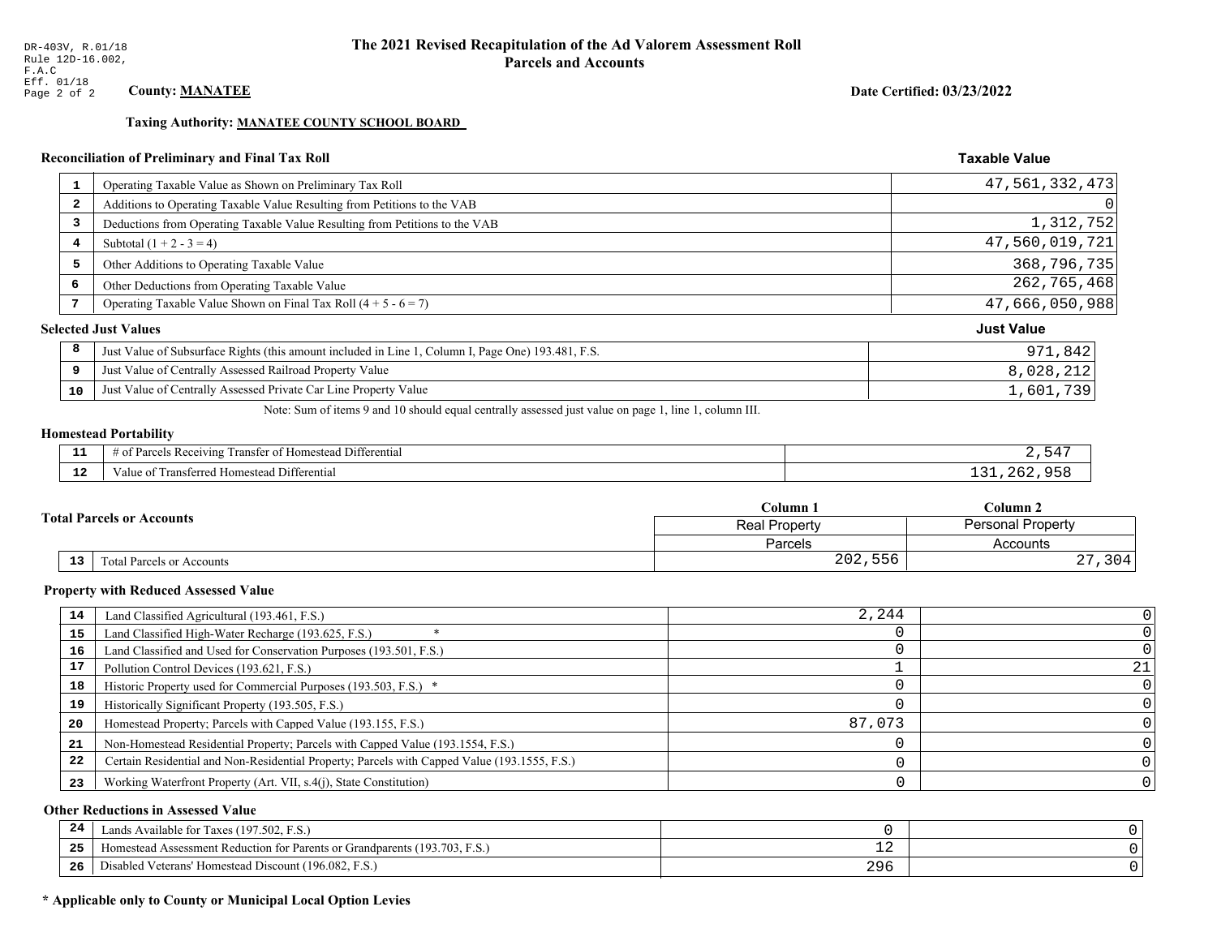DR-403V, R.01/18
Rule 12D-16.002,
F.A.C
Eff. 01/18
Page 2 of 2

# The 2021 Revised Recapitulation of the Ad Valorem Assessment Roll
## Parcels and Accounts

**County: MANATEE**

**Date Certified: 03/23/2022**

**Taxing Authority: MANATEE COUNTY SCHOOL BOARD**

### Reconciliation of Preliminary and Final Tax Roll

| | | Taxable Value |
|---|---|---|
| 1 | Operating Taxable Value as Shown on Preliminary Tax Roll | 47,561,332,473 |
| 2 | Additions to Operating Taxable Value Resulting from Petitions to the VAB | 0 |
| 3 | Deductions from Operating Taxable Value Resulting from Petitions to the VAB | 1,312,752 |
| 4 | Subtotal (1 + 2 - 3 = 4) | 47,560,019,721 |
| 5 | Other Additions to Operating Taxable Value | 368,796,735 |
| 6 | Other Deductions from Operating Taxable Value | 262,765,468 |
| 7 | Operating Taxable Value Shown on Final Tax Roll (4 + 5 - 6 = 7) | 47,666,050,988 |

### Selected Just Values

| | | Just Value |
|---|---|---|
| 8 | Just Value of Subsurface Rights (this amount included in Line 1, Column I, Page One) 193.481, F.S. | 971,842 |
| 9 | Just Value of Centrally Assessed Railroad Property Value | 8,028,212 |
| 10 | Just Value of Centrally Assessed Private Car Line Property Value | 1,601,739 |

Note: Sum of items 9 and 10 should equal centrally assessed just value on page 1, line 1, column III.

### Homestead Portability

| | | |
|---|---|---|
| 11 | # of Parcels Receiving Transfer of Homestead Differential | 2,547 |
| 12 | Value of Transferred Homestead Differential | 131,262,958 |

### Total Parcels or Accounts

| | | Column 1 | Column 2 |
|---|---|---|---|
| | | Real Property | Personal Property |
| | | Parcels | Accounts |
| 13 | Total Parcels or Accounts | 202,556 | 27,304 |

### Property with Reduced Assessed Value

| | | | |
|---|---|---|---|
| 14 | Land Classified Agricultural (193.461, F.S.) | 2,244 | 0 |
| 15 | Land Classified High-Water Recharge (193.625, F.S.) * | 0 | 0 |
| 16 | Land Classified and Used for Conservation Purposes (193.501, F.S.) | 0 | 0 |
| 17 | Pollution Control Devices (193.621, F.S.) | 1 | 21 |
| 18 | Historic Property used for Commercial Purposes (193.503, F.S.) * | 0 | 0 |
| 19 | Historically Significant Property (193.505, F.S.) | 0 | 0 |
| 20 | Homestead Property; Parcels with Capped Value (193.155, F.S.) | 87,073 | 0 |
| 21 | Non-Homestead Residential Property; Parcels with Capped Value (193.1554, F.S.) | 0 | 0 |
| 22 | Certain Residential and Non-Residential Property; Parcels with Capped Value (193.1555, F.S.) | 0 | 0 |
| 23 | Working Waterfront Property (Art. VII, s.4(j), State Constitution) | 0 | 0 |

### Other Reductions in Assessed Value

| | | | |
|---|---|---|---|
| 24 | Lands Available for Taxes (197.502, F.S.) | 0 | 0 |
| 25 | Homestead Assessment Reduction for Parents or Grandparents (193.703, F.S.) | 12 | 0 |
| 26 | Disabled Veterans' Homestead Discount (196.082, F.S.) | 296 | 0 |

**\* Applicable only to County or Municipal Local Option Levies**